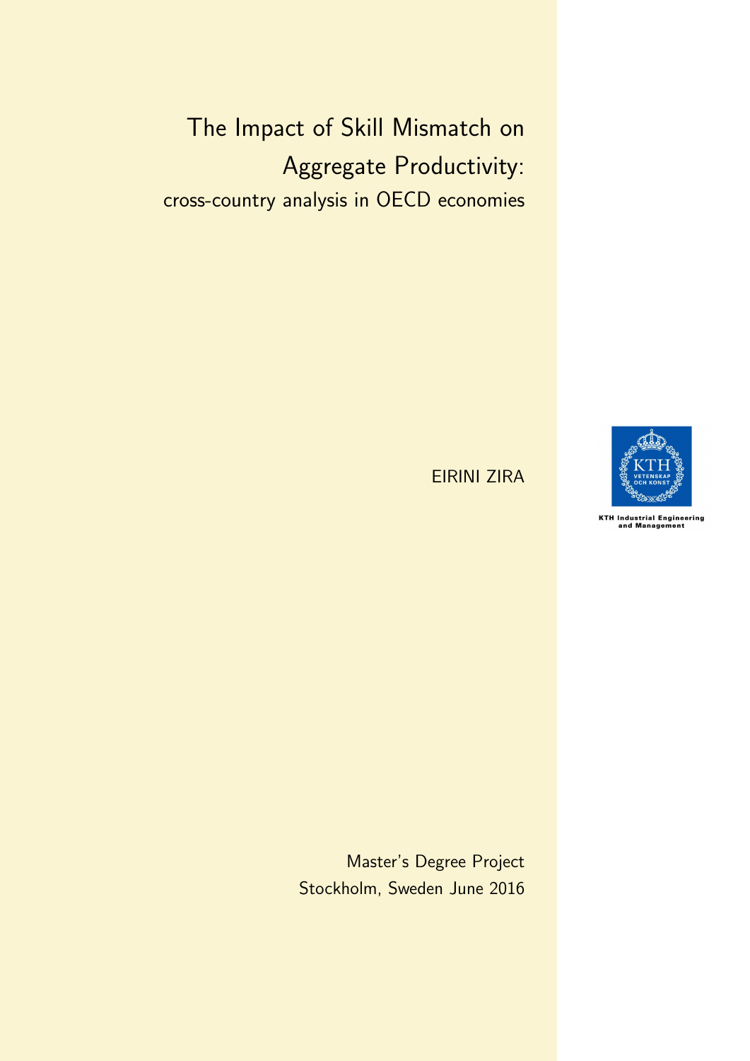# The Impact of Skill Mismatch on Aggregate Productivity:

## cross-country analysis in OECD economies

EIRINI ZIRA

KTH Industrial Engineering and Management

Master's Degree Project
Stockholm, Sweden June 2016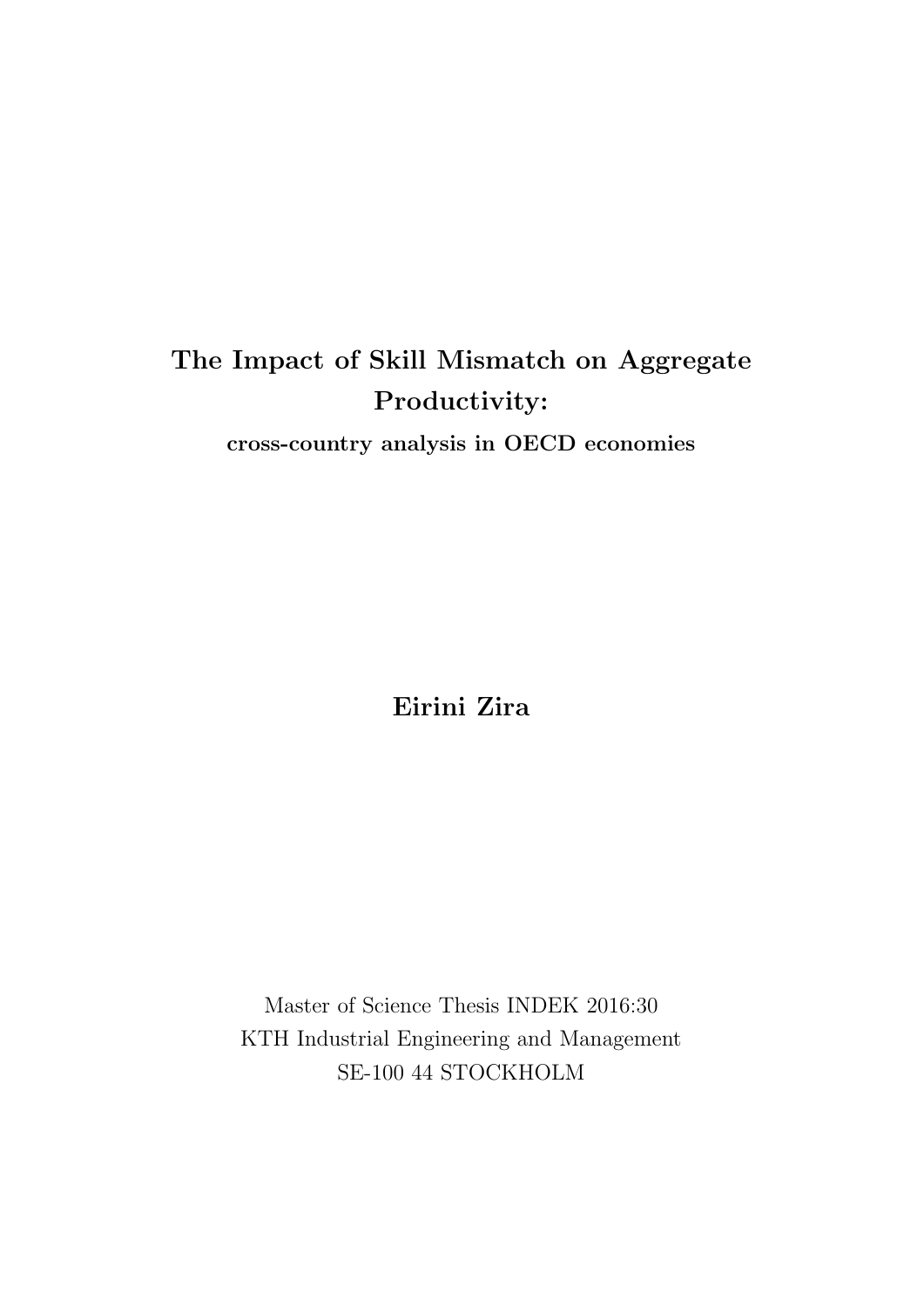# The Impact of Skill Mismatch on Aggregate Productivity:

**cross-country analysis in OECD economies**

**Eirini Zira**

Master of Science Thesis INDEK 2016:30
KTH Industrial Engineering and Management
SE-100 44 STOCKHOLM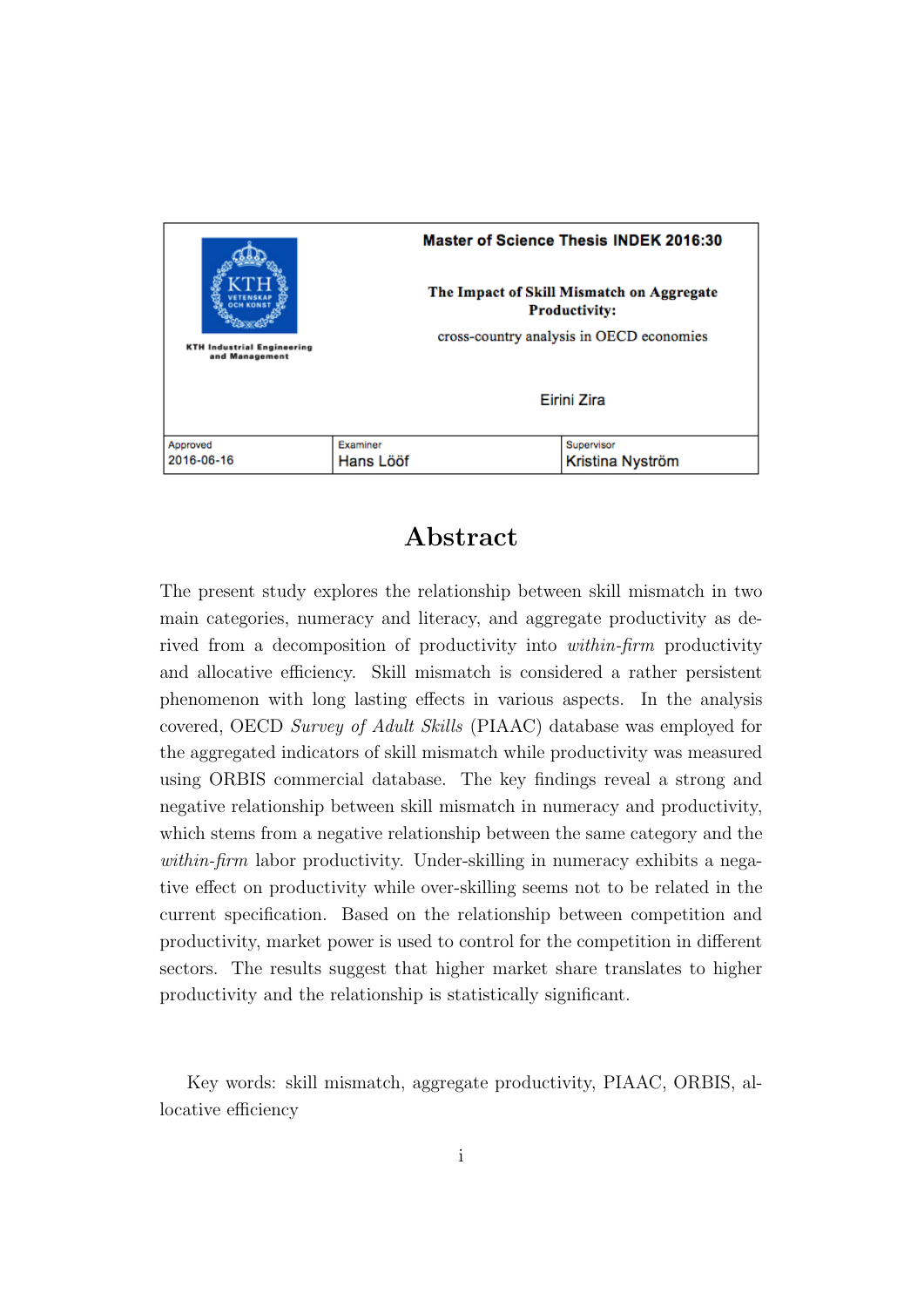**Master of Science Thesis INDEK 2016:30**

**The Impact of Skill Mismatch on Aggregate Productivity:**

cross-country analysis in OECD economies

KTH Industrial Engineering and Management

Eirini Zira

| Approved | Examiner | Supervisor |
|---|---|---|
| 2016-06-16 | Hans Lööf | Kristina Nyström |

# Abstract

The present study explores the relationship between skill mismatch in two main categories, numeracy and literacy, and aggregate productivity as derived from a decomposition of productivity into *within-firm* productivity and allocative efficiency. Skill mismatch is considered a rather persistent phenomenon with long lasting effects in various aspects. In the analysis covered, OECD *Survey of Adult Skills* (PIAAC) database was employed for the aggregated indicators of skill mismatch while productivity was measured using ORBIS commercial database. The key findings reveal a strong and negative relationship between skill mismatch in numeracy and productivity, which stems from a negative relationship between the same category and the *within-firm* labor productivity. Under-skilling in numeracy exhibits a negative effect on productivity while over-skilling seems not to be related in the current specification. Based on the relationship between competition and productivity, market power is used to control for the competition in different sectors. The results suggest that higher market share translates to higher productivity and the relationship is statistically significant.

Key words: skill mismatch, aggregate productivity, PIAAC, ORBIS, allocative efficiency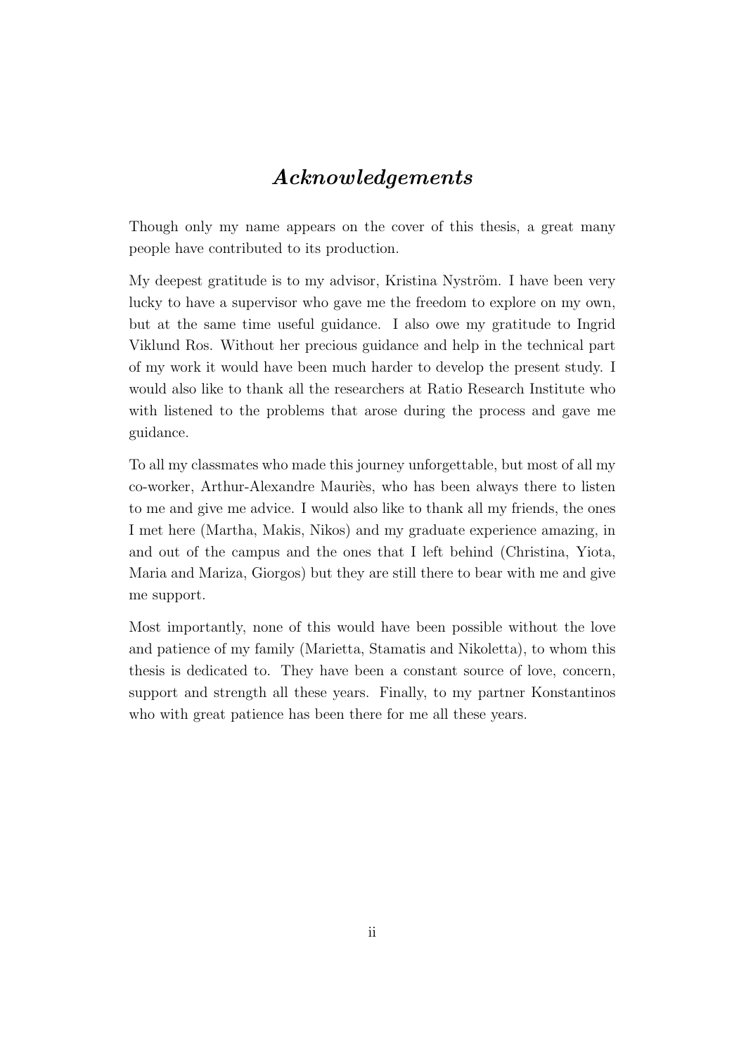# *Acknowledgements*

Though only my name appears on the cover of this thesis, a great many people have contributed to its production.

My deepest gratitude is to my advisor, Kristina Nyström. I have been very lucky to have a supervisor who gave me the freedom to explore on my own, but at the same time useful guidance. I also owe my gratitude to Ingrid Viklund Ros. Without her precious guidance and help in the technical part of my work it would have been much harder to develop the present study. I would also like to thank all the researchers at Ratio Research Institute who with listened to the problems that arose during the process and gave me guidance.

To all my classmates who made this journey unforgettable, but most of all my co-worker, Arthur-Alexandre Mauriès, who has been always there to listen to me and give me advice. I would also like to thank all my friends, the ones I met here (Martha, Makis, Nikos) and my graduate experience amazing, in and out of the campus and the ones that I left behind (Christina, Yiota, Maria and Mariza, Giorgos) but they are still there to bear with me and give me support.

Most importantly, none of this would have been possible without the love and patience of my family (Marietta, Stamatis and Nikoletta), to whom this thesis is dedicated to. They have been a constant source of love, concern, support and strength all these years. Finally, to my partner Konstantinos who with great patience has been there for me all these years.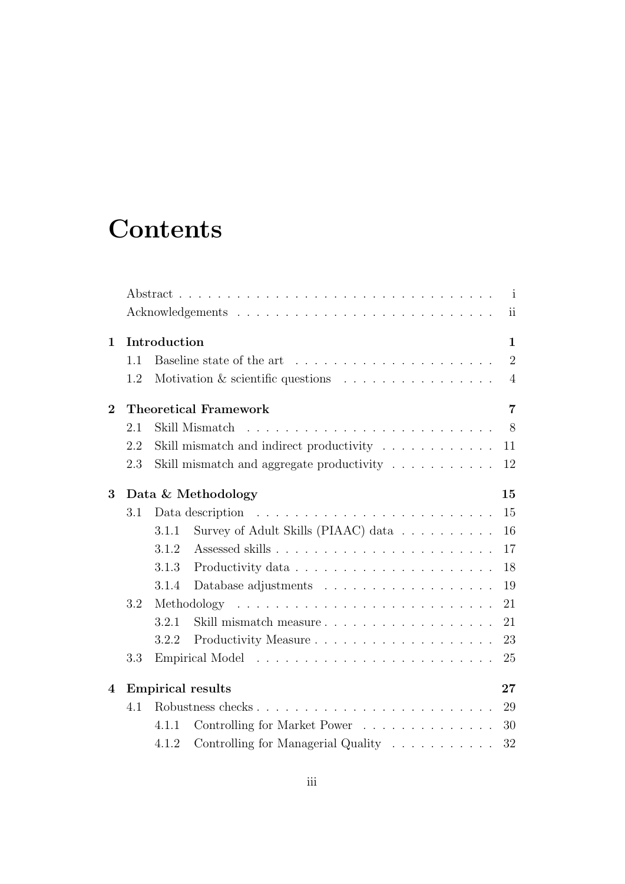# Contents

Abstract . . . . . . . . . . . . . . . . . . . . . . . . . . . . . . . . . . i
Acknowledgements . . . . . . . . . . . . . . . . . . . . . . . . . . . ii

**1 Introduction** **1**
- 1.1 Baseline state of the art . . . . . . . . . . . . . . . . . . . . . 2
- 1.2 Motivation & scientific questions . . . . . . . . . . . . . . . . 4

**2 Theoretical Framework** **7**
- 2.1 Skill Mismatch . . . . . . . . . . . . . . . . . . . . . . . . . . 8
- 2.2 Skill mismatch and indirect productivity . . . . . . . . . . . . 11
- 2.3 Skill mismatch and aggregate productivity . . . . . . . . . . . 12

**3 Data & Methodology** **15**
- 3.1 Data description . . . . . . . . . . . . . . . . . . . . . . . . . 15
  - 3.1.1 Survey of Adult Skills (PIAAC) data . . . . . . . . . . 16
  - 3.1.2 Assessed skills . . . . . . . . . . . . . . . . . . . . . . . 17
  - 3.1.3 Productivity data . . . . . . . . . . . . . . . . . . . . . 18
  - 3.1.4 Database adjustments . . . . . . . . . . . . . . . . . . 19
- 3.2 Methodology . . . . . . . . . . . . . . . . . . . . . . . . . . . 21
  - 3.2.1 Skill mismatch measure . . . . . . . . . . . . . . . . . . 21
  - 3.2.2 Productivity Measure . . . . . . . . . . . . . . . . . . . 23
- 3.3 Empirical Model . . . . . . . . . . . . . . . . . . . . . . . . . 25

**4 Empirical results** **27**
- 4.1 Robustness checks . . . . . . . . . . . . . . . . . . . . . . . . . 29
  - 4.1.1 Controlling for Market Power . . . . . . . . . . . . . . 30
  - 4.1.2 Controlling for Managerial Quality . . . . . . . . . . . 32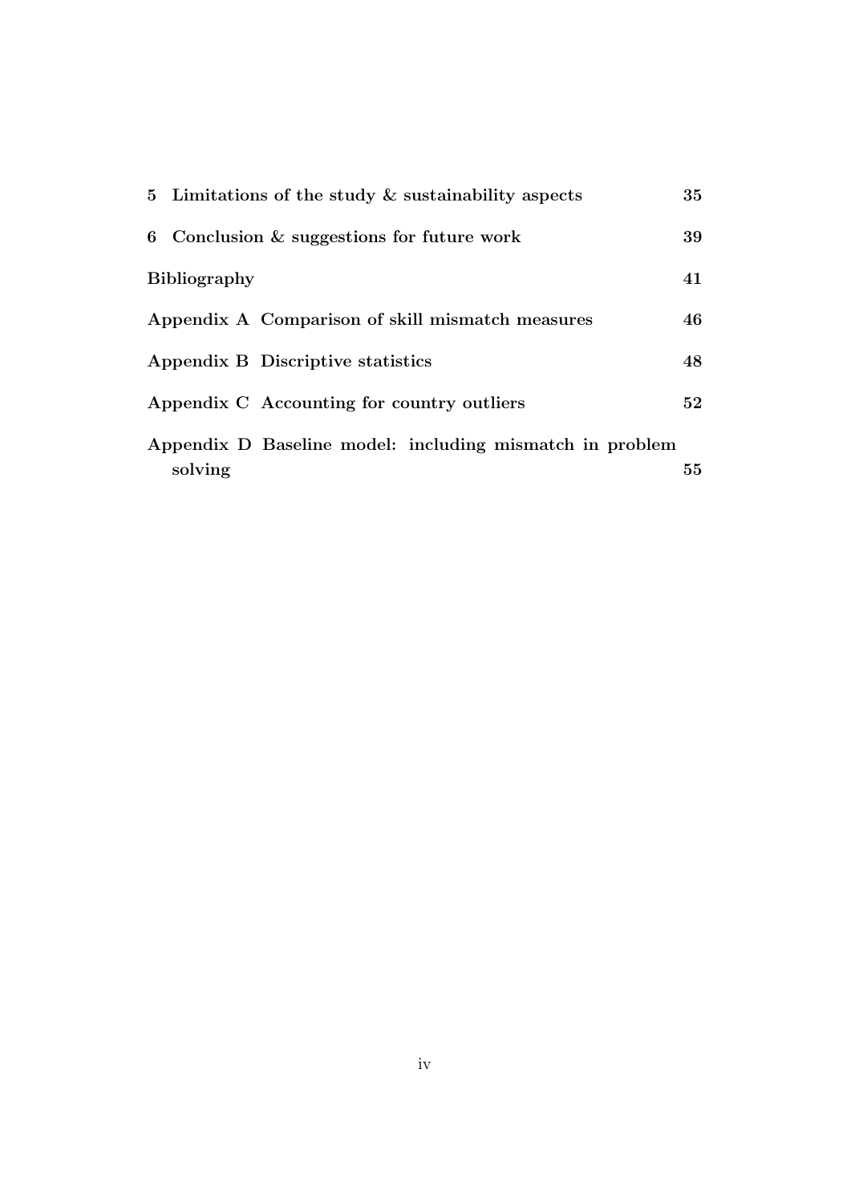**5 Limitations of the study & sustainability aspects** 35

**6 Conclusion & suggestions for future work** 39

**Bibliography** 41

**Appendix A Comparison of skill mismatch measures** 46

**Appendix B Discriptive statistics** 48

**Appendix C Accounting for country outliers** 52

**Appendix D Baseline model: including mismatch in problem solving** 55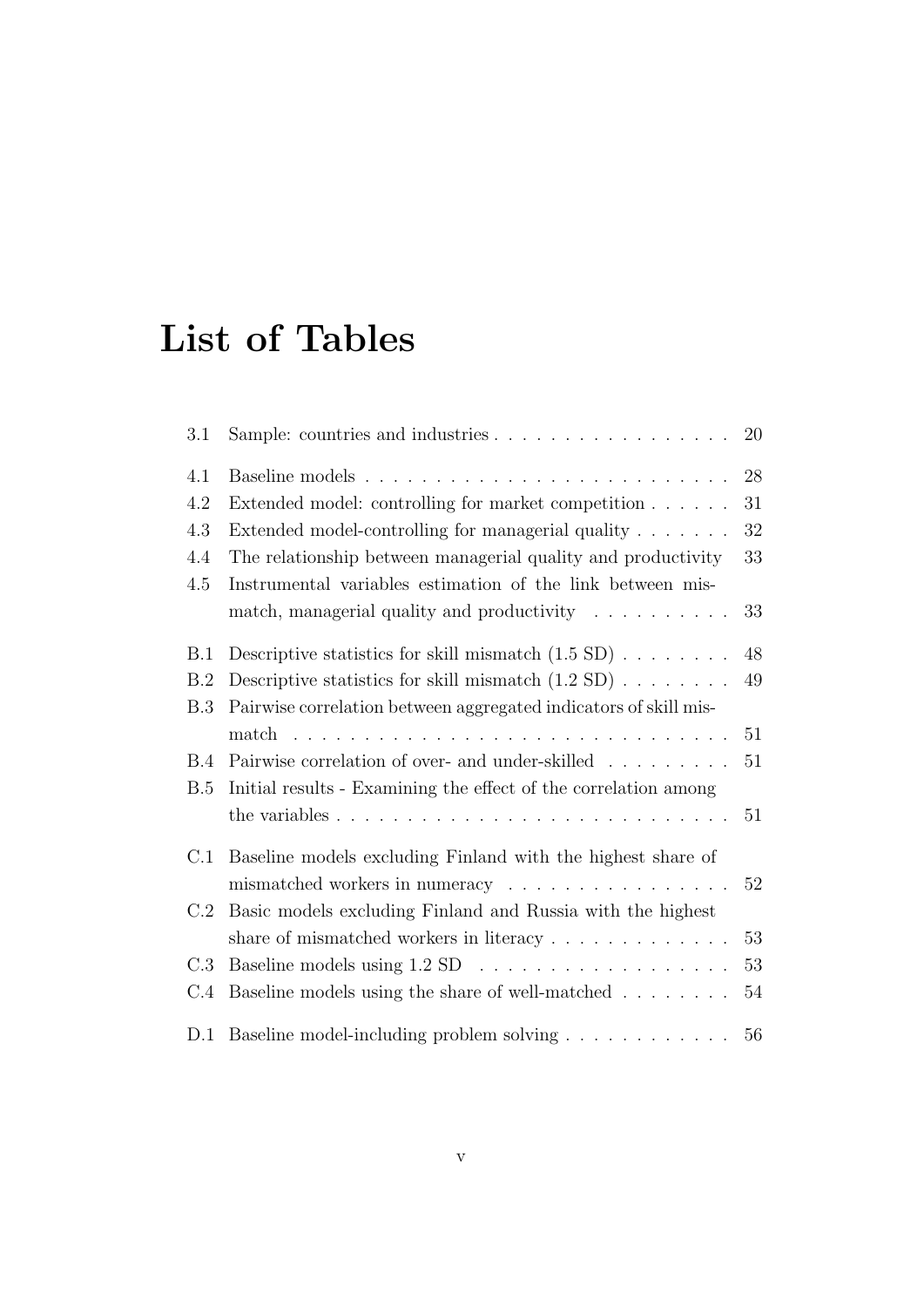# List of Tables

| | | |
|---|---|---|
| 3.1 | Sample: countries and industries | 20 |
| 4.1 | Baseline models | 28 |
| 4.2 | Extended model: controlling for market competition | 31 |
| 4.3 | Extended model-controlling for managerial quality | 32 |
| 4.4 | The relationship between managerial quality and productivity | 33 |
| 4.5 | Instrumental variables estimation of the link between mismatch, managerial quality and productivity | 33 |
| B.1 | Descriptive statistics for skill mismatch (1.5 SD) | 48 |
| B.2 | Descriptive statistics for skill mismatch (1.2 SD) | 49 |
| B.3 | Pairwise correlation between aggregated indicators of skill mismatch | 51 |
| B.4 | Pairwise correlation of over- and under-skilled | 51 |
| B.5 | Initial results - Examining the effect of the correlation among the variables | 51 |
| C.1 | Baseline models excluding Finland with the highest share of mismatched workers in numeracy | 52 |
| C.2 | Basic models excluding Finland and Russia with the highest share of mismatched workers in literacy | 53 |
| C.3 | Baseline models using 1.2 SD | 53 |
| C.4 | Baseline models using the share of well-matched | 54 |
| D.1 | Baseline model-including problem solving | 56 |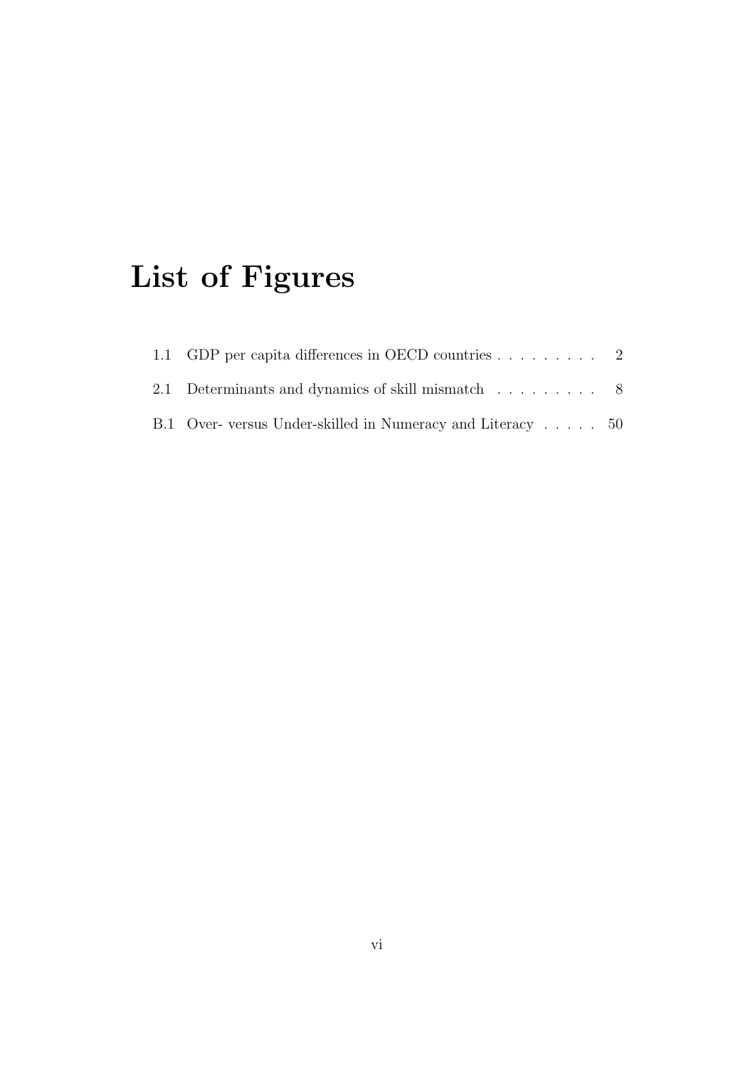# List of Figures

1.1 GDP per capita differences in OECD countries . . . . . . . . . 2

2.1 Determinants and dynamics of skill mismatch . . . . . . . . . 8

B.1 Over- versus Under-skilled in Numeracy and Literacy . . . . . 50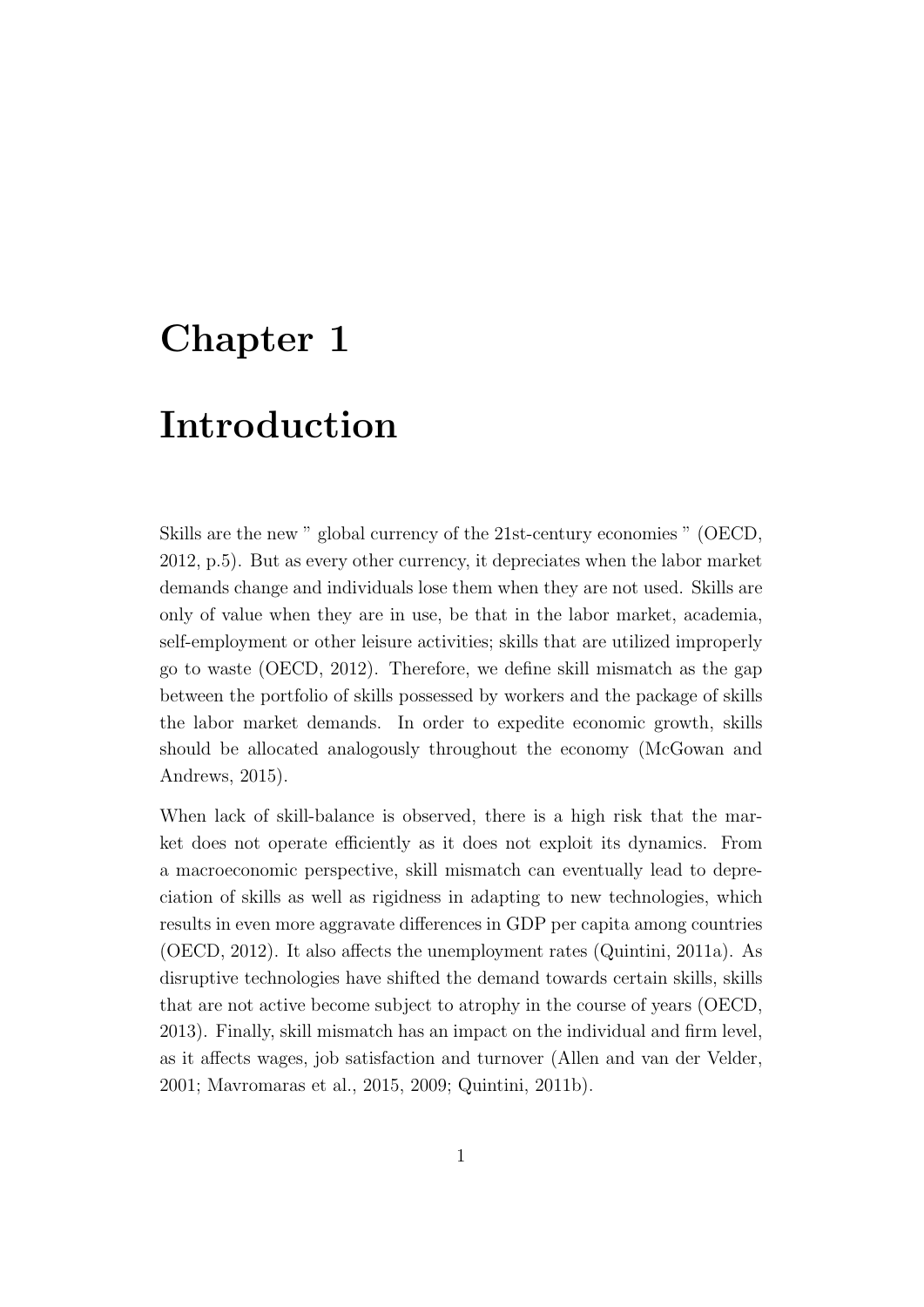# Chapter 1

# Introduction

Skills are the new " global currency of the 21st-century economies " (OECD, 2012, p.5). But as every other currency, it depreciates when the labor market demands change and individuals lose them when they are not used. Skills are only of value when they are in use, be that in the labor market, academia, self-employment or other leisure activities; skills that are utilized improperly go to waste (OECD, 2012). Therefore, we define skill mismatch as the gap between the portfolio of skills possessed by workers and the package of skills the labor market demands. In order to expedite economic growth, skills should be allocated analogously throughout the economy (McGowan and Andrews, 2015).

When lack of skill-balance is observed, there is a high risk that the market does not operate efficiently as it does not exploit its dynamics. From a macroeconomic perspective, skill mismatch can eventually lead to depreciation of skills as well as rigidness in adapting to new technologies, which results in even more aggravate differences in GDP per capita among countries (OECD, 2012). It also affects the unemployment rates (Quintini, 2011a). As disruptive technologies have shifted the demand towards certain skills, skills that are not active become subject to atrophy in the course of years (OECD, 2013). Finally, skill mismatch has an impact on the individual and firm level, as it affects wages, job satisfaction and turnover (Allen and van der Velder, 2001; Mavromaras et al., 2015, 2009; Quintini, 2011b).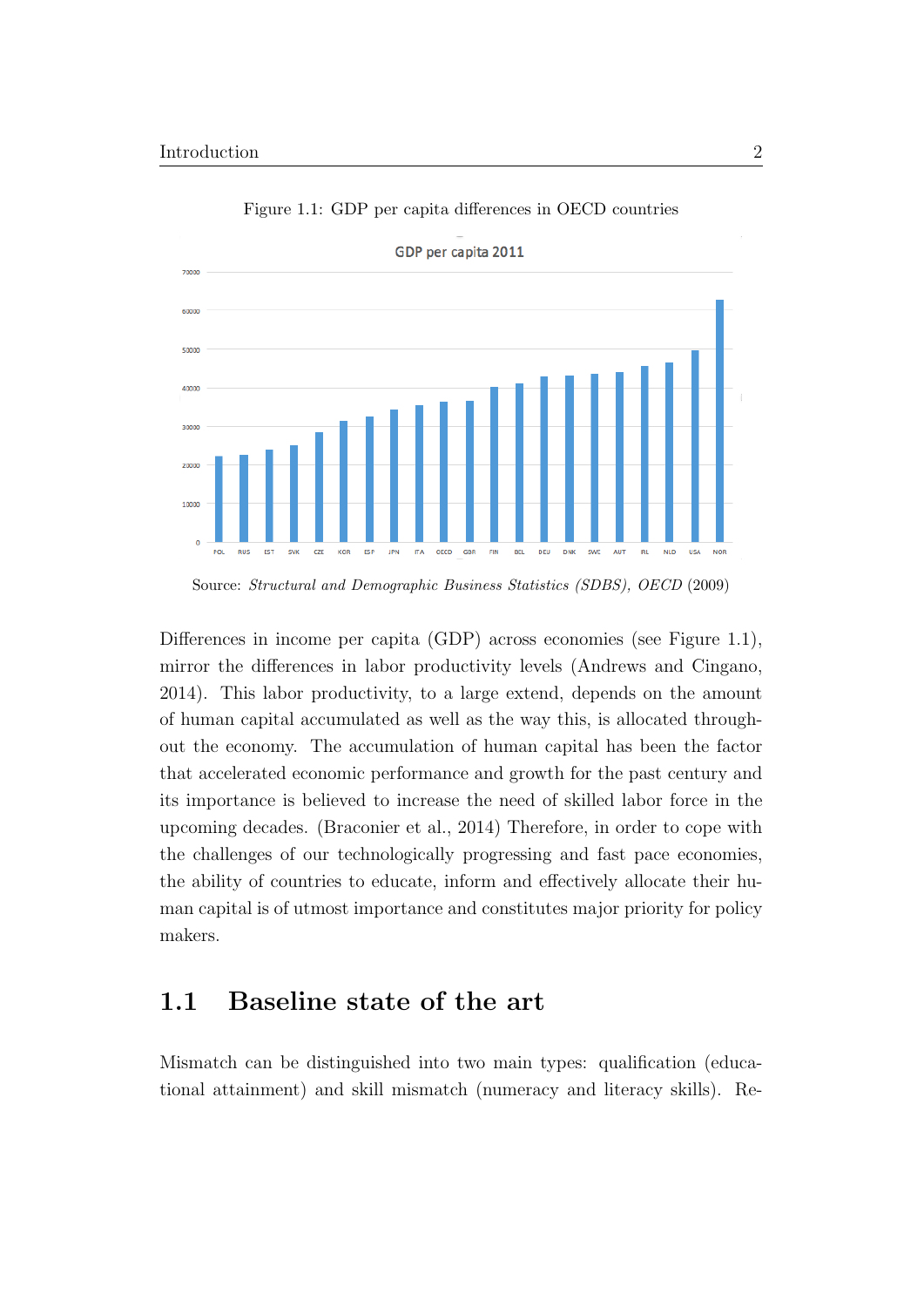Figure 1.1: GDP per capita differences in OECD countries

Source: *Structural and Demographic Business Statistics (SDBS), OECD* (2009)

Differences in income per capita (GDP) across economies (see Figure 1.1), mirror the differences in labor productivity levels (Andrews and Cingano, 2014). This labor productivity, to a large extend, depends on the amount of human capital accumulated as well as the way this, is allocated throughout the economy. The accumulation of human capital has been the factor that accelerated economic performance and growth for the past century and its importance is believed to increase the need of skilled labor force in the upcoming decades. (Braconier et al., 2014) Therefore, in order to cope with the challenges of our technologically progressing and fast pace economies, the ability of countries to educate, inform and effectively allocate their human capital is of utmost importance and constitutes major priority for policy makers.

## 1.1 Baseline state of the art

Mismatch can be distinguished into two main types: qualification (educational attainment) and skill mismatch (numeracy and literacy skills). Re-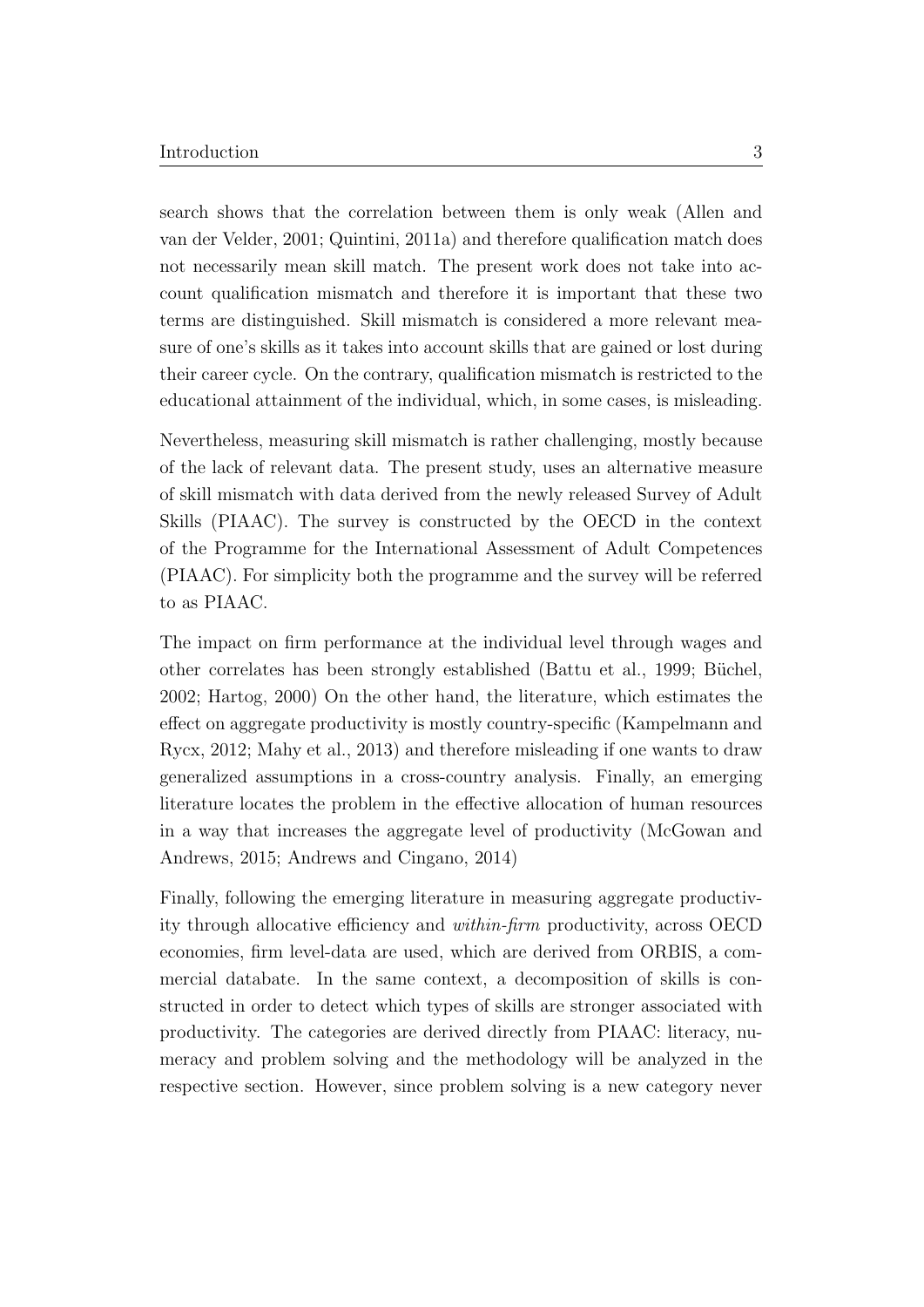search shows that the correlation between them is only weak (Allen and van der Velder, 2001; Quintini, 2011a) and therefore qualification match does not necessarily mean skill match. The present work does not take into account qualification mismatch and therefore it is important that these two terms are distinguished. Skill mismatch is considered a more relevant measure of one's skills as it takes into account skills that are gained or lost during their career cycle. On the contrary, qualification mismatch is restricted to the educational attainment of the individual, which, in some cases, is misleading.

Nevertheless, measuring skill mismatch is rather challenging, mostly because of the lack of relevant data. The present study, uses an alternative measure of skill mismatch with data derived from the newly released Survey of Adult Skills (PIAAC). The survey is constructed by the OECD in the context of the Programme for the International Assessment of Adult Competences (PIAAC). For simplicity both the programme and the survey will be referred to as PIAAC.

The impact on firm performance at the individual level through wages and other correlates has been strongly established (Battu et al., 1999; Büchel, 2002; Hartog, 2000) On the other hand, the literature, which estimates the effect on aggregate productivity is mostly country-specific (Kampelmann and Rycx, 2012; Mahy et al., 2013) and therefore misleading if one wants to draw generalized assumptions in a cross-country analysis. Finally, an emerging literature locates the problem in the effective allocation of human resources in a way that increases the aggregate level of productivity (McGowan and Andrews, 2015; Andrews and Cingano, 2014)

Finally, following the emerging literature in measuring aggregate productivity through allocative efficiency and *within-firm* productivity, across OECD economies, firm level-data are used, which are derived from ORBIS, a commercial databate. In the same context, a decomposition of skills is constructed in order to detect which types of skills are stronger associated with productivity. The categories are derived directly from PIAAC: literacy, numeracy and problem solving and the methodology will be analyzed in the respective section. However, since problem solving is a new category never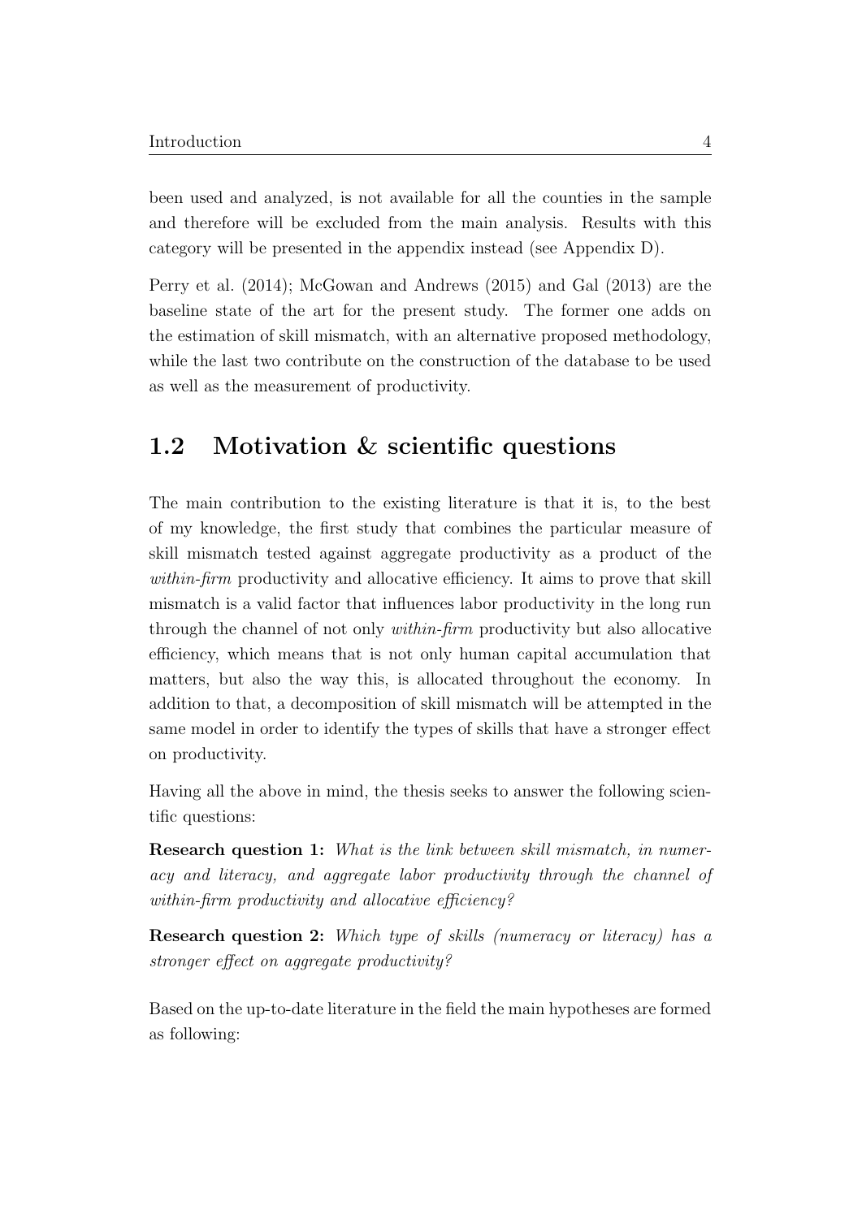been used and analyzed, is not available for all the counties in the sample and therefore will be excluded from the main analysis. Results with this category will be presented in the appendix instead (see Appendix D).

Perry et al. (2014); McGowan and Andrews (2015) and Gal (2013) are the baseline state of the art for the present study. The former one adds on the estimation of skill mismatch, with an alternative proposed methodology, while the last two contribute on the construction of the database to be used as well as the measurement of productivity.

## 1.2 Motivation & scientific questions

The main contribution to the existing literature is that it is, to the best of my knowledge, the first study that combines the particular measure of skill mismatch tested against aggregate productivity as a product of the *within-firm* productivity and allocative efficiency. It aims to prove that skill mismatch is a valid factor that influences labor productivity in the long run through the channel of not only *within-firm* productivity but also allocative efficiency, which means that is not only human capital accumulation that matters, but also the way this, is allocated throughout the economy. In addition to that, a decomposition of skill mismatch will be attempted in the same model in order to identify the types of skills that have a stronger effect on productivity.

Having all the above in mind, the thesis seeks to answer the following scientific questions:

**Research question 1:** *What is the link between skill mismatch, in numeracy and literacy, and aggregate labor productivity through the channel of within-firm productivity and allocative efficiency?*

**Research question 2:** *Which type of skills (numeracy or literacy) has a stronger effect on aggregate productivity?*

Based on the up-to-date literature in the field the main hypotheses are formed as following: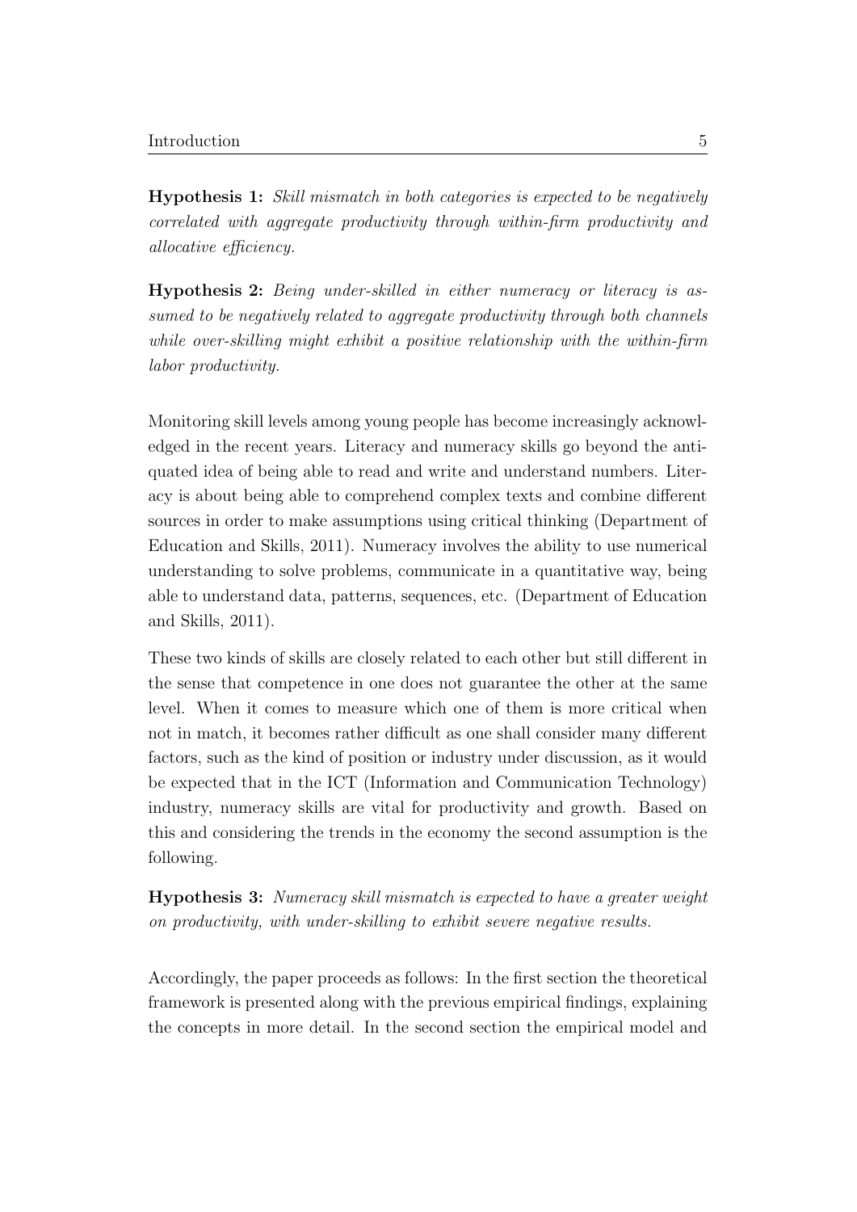**Hypothesis 1:** *Skill mismatch in both categories is expected to be negatively correlated with aggregate productivity through within-firm productivity and allocative efficiency.*

**Hypothesis 2:** *Being under-skilled in either numeracy or literacy is assumed to be negatively related to aggregate productivity through both channels while over-skilling might exhibit a positive relationship with the within-firm labor productivity.*

Monitoring skill levels among young people has become increasingly acknowledged in the recent years. Literacy and numeracy skills go beyond the antiquated idea of being able to read and write and understand numbers. Literacy is about being able to comprehend complex texts and combine different sources in order to make assumptions using critical thinking (Department of Education and Skills, 2011). Numeracy involves the ability to use numerical understanding to solve problems, communicate in a quantitative way, being able to understand data, patterns, sequences, etc. (Department of Education and Skills, 2011).

These two kinds of skills are closely related to each other but still different in the sense that competence in one does not guarantee the other at the same level. When it comes to measure which one of them is more critical when not in match, it becomes rather difficult as one shall consider many different factors, such as the kind of position or industry under discussion, as it would be expected that in the ICT (Information and Communication Technology) industry, numeracy skills are vital for productivity and growth. Based on this and considering the trends in the economy the second assumption is the following.

**Hypothesis 3:** *Numeracy skill mismatch is expected to have a greater weight on productivity, with under-skilling to exhibit severe negative results.*

Accordingly, the paper proceeds as follows: In the first section the theoretical framework is presented along with the previous empirical findings, explaining the concepts in more detail. In the second section the empirical model and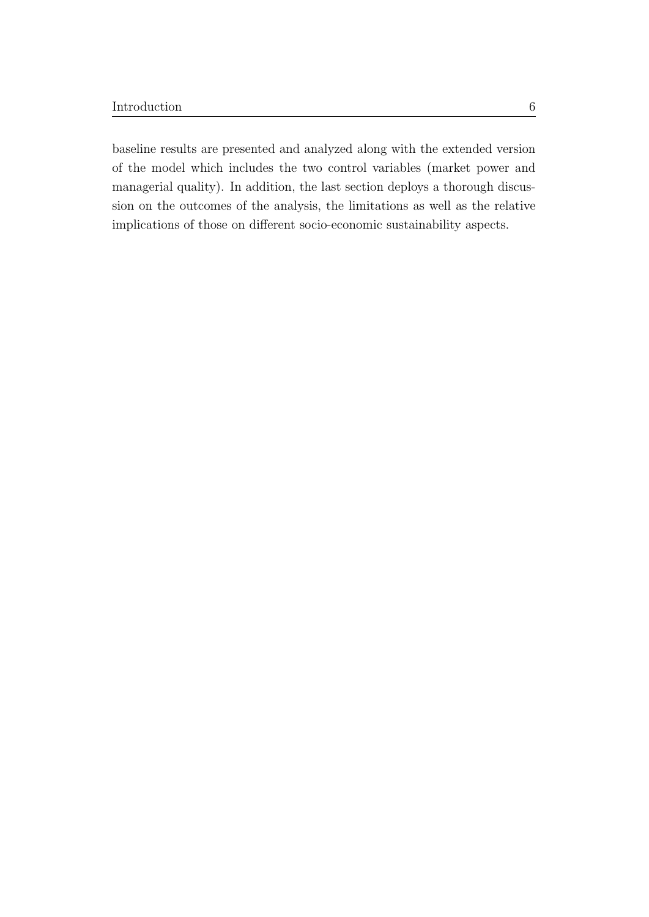baseline results are presented and analyzed along with the extended version of the model which includes the two control variables (market power and managerial quality). In addition, the last section deploys a thorough discussion on the outcomes of the analysis, the limitations as well as the relative implications of those on different socio-economic sustainability aspects.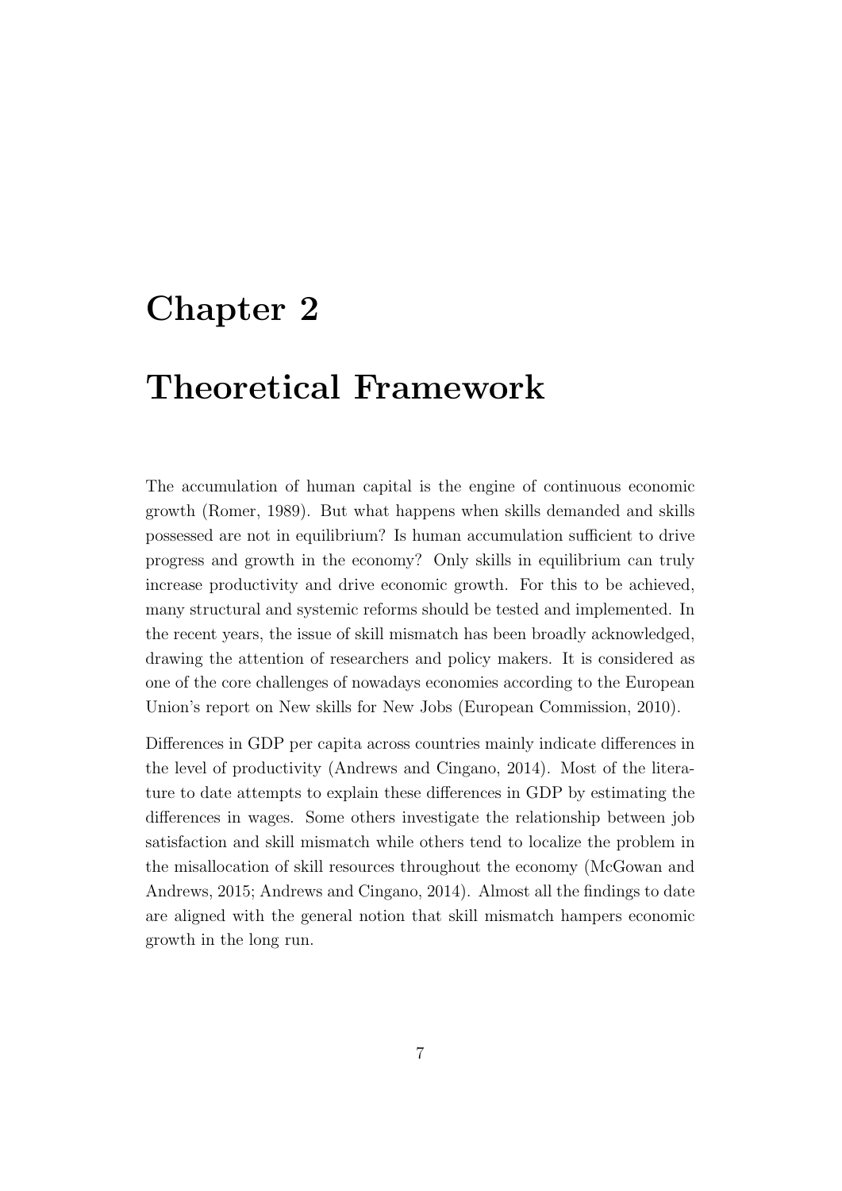# Chapter 2

# Theoretical Framework

The accumulation of human capital is the engine of continuous economic growth (Romer, 1989). But what happens when skills demanded and skills possessed are not in equilibrium? Is human accumulation sufficient to drive progress and growth in the economy? Only skills in equilibrium can truly increase productivity and drive economic growth. For this to be achieved, many structural and systemic reforms should be tested and implemented. In the recent years, the issue of skill mismatch has been broadly acknowledged, drawing the attention of researchers and policy makers. It is considered as one of the core challenges of nowadays economies according to the European Union's report on New skills for New Jobs (European Commission, 2010).

Differences in GDP per capita across countries mainly indicate differences in the level of productivity (Andrews and Cingano, 2014). Most of the literature to date attempts to explain these differences in GDP by estimating the differences in wages. Some others investigate the relationship between job satisfaction and skill mismatch while others tend to localize the problem in the misallocation of skill resources throughout the economy (McGowan and Andrews, 2015; Andrews and Cingano, 2014). Almost all the findings to date are aligned with the general notion that skill mismatch hampers economic growth in the long run.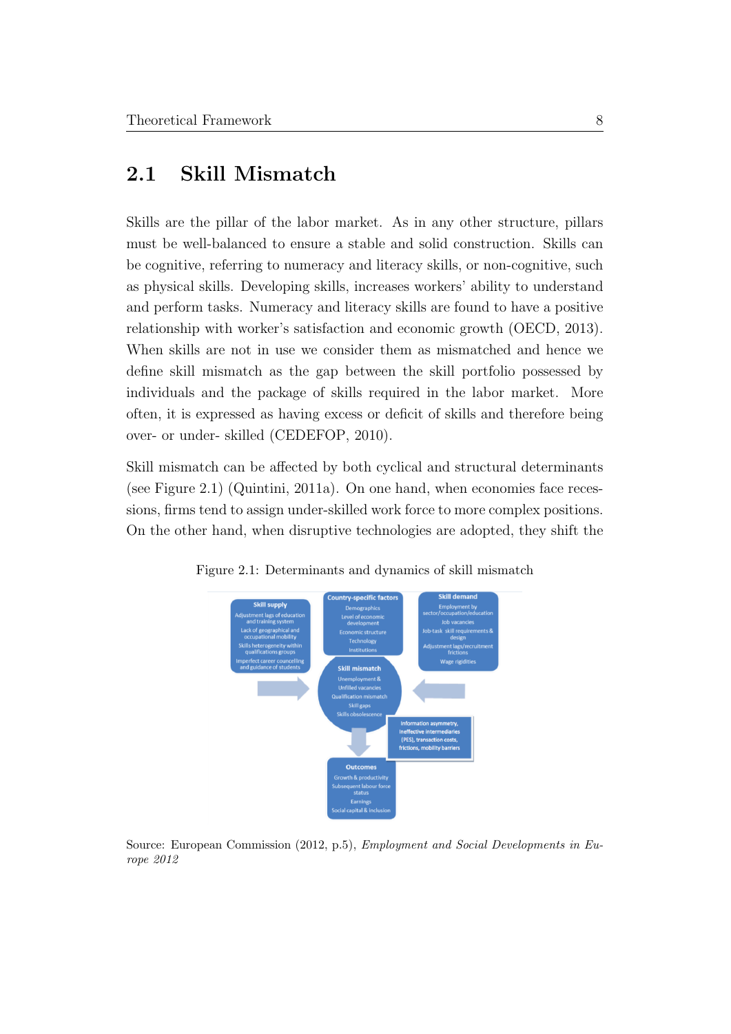## 2.1 Skill Mismatch

Skills are the pillar of the labor market. As in any other structure, pillars must be well-balanced to ensure a stable and solid construction. Skills can be cognitive, referring to numeracy and literacy skills, or non-cognitive, such as physical skills. Developing skills, increases workers' ability to understand and perform tasks. Numeracy and literacy skills are found to have a positive relationship with worker's satisfaction and economic growth (OECD, 2013). When skills are not in use we consider them as mismatched and hence we define skill mismatch as the gap between the skill portfolio possessed by individuals and the package of skills required in the labor market. More often, it is expressed as having excess or deficit of skills and therefore being over- or under- skilled (CEDEFOP, 2010).

Skill mismatch can be affected by both cyclical and structural determinants (see Figure 2.1) (Quintini, 2011a). On one hand, when economies face recessions, firms tend to assign under-skilled work force to more complex positions. On the other hand, when disruptive technologies are adopted, they shift the

Figure 2.1: Determinants and dynamics of skill mismatch

**Skill supply**
Adjustment lags of education and training system
Lack of geographical and occupational mobility
Skills heterogeneity within qualifications groups
Imperfect career councelling and guidance of students

**Country-specific factors**
Demographics
Level of economic development
Economic structure
Technology
Institutions

**Skill demand**
Employment by sector/occupation/education
Job vacancies
Job-task skill requirements & design
Adjustment lags/recruitment frictions
Wage rigidities

**Skill mismatch**
Unemployment &
Unfilled vacancies
Qualification mismatch
Skill gaps
Skills obsolescence

Information asymmetry, ineffective intermediaries (PES), transaction costs, frictions, mobility barriers

**Outcomes**
Growth & productivity
Subsequent labour force status
Earnings
Social capital & inclusion

Source: European Commission (2012, p.5), *Employment and Social Developments in Europe 2012*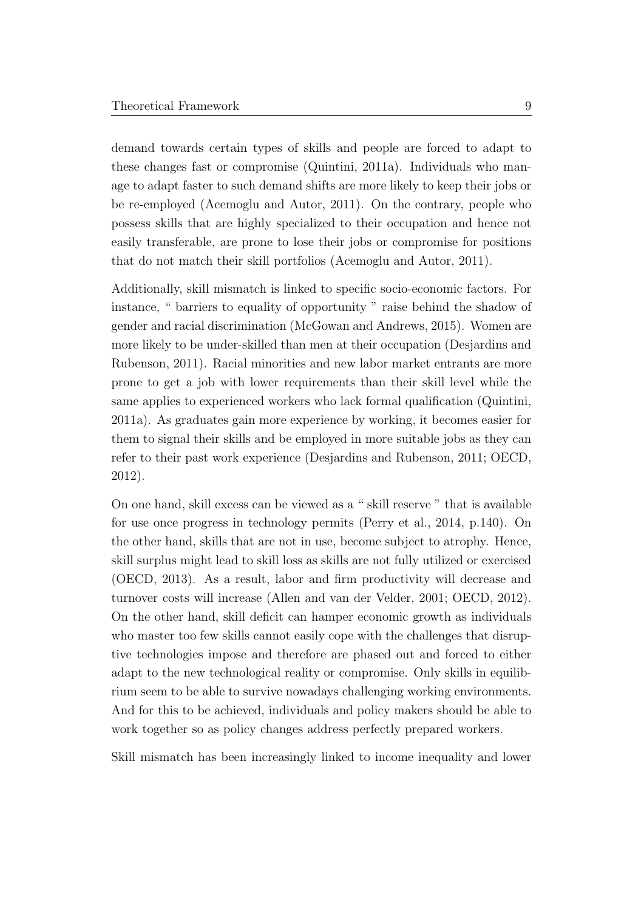demand towards certain types of skills and people are forced to adapt to these changes fast or compromise (Quintini, 2011a). Individuals who manage to adapt faster to such demand shifts are more likely to keep their jobs or be re-employed (Acemoglu and Autor, 2011). On the contrary, people who possess skills that are highly specialized to their occupation and hence not easily transferable, are prone to lose their jobs or compromise for positions that do not match their skill portfolios (Acemoglu and Autor, 2011).

Additionally, skill mismatch is linked to specific socio-economic factors. For instance, " barriers to equality of opportunity " raise behind the shadow of gender and racial discrimination (McGowan and Andrews, 2015). Women are more likely to be under-skilled than men at their occupation (Desjardins and Rubenson, 2011). Racial minorities and new labor market entrants are more prone to get a job with lower requirements than their skill level while the same applies to experienced workers who lack formal qualification (Quintini, 2011a). As graduates gain more experience by working, it becomes easier for them to signal their skills and be employed in more suitable jobs as they can refer to their past work experience (Desjardins and Rubenson, 2011; OECD, 2012).

On one hand, skill excess can be viewed as a " skill reserve " that is available for use once progress in technology permits (Perry et al., 2014, p.140). On the other hand, skills that are not in use, become subject to atrophy. Hence, skill surplus might lead to skill loss as skills are not fully utilized or exercised (OECD, 2013). As a result, labor and firm productivity will decrease and turnover costs will increase (Allen and van der Velder, 2001; OECD, 2012). On the other hand, skill deficit can hamper economic growth as individuals who master too few skills cannot easily cope with the challenges that disruptive technologies impose and therefore are phased out and forced to either adapt to the new technological reality or compromise. Only skills in equilibrium seem to be able to survive nowadays challenging working environments. And for this to be achieved, individuals and policy makers should be able to work together so as policy changes address perfectly prepared workers.

Skill mismatch has been increasingly linked to income inequality and lower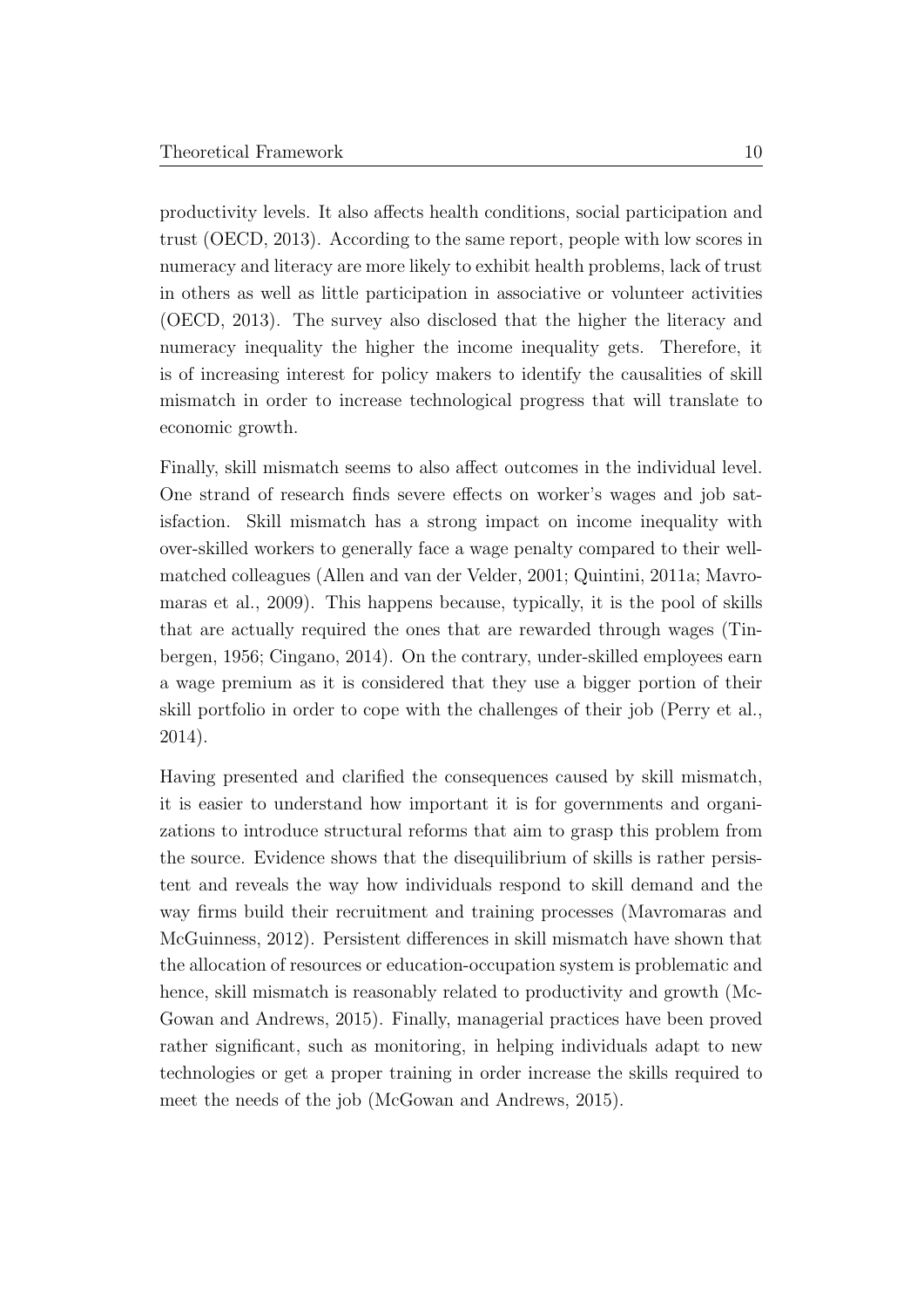productivity levels. It also affects health conditions, social participation and trust (OECD, 2013). According to the same report, people with low scores in numeracy and literacy are more likely to exhibit health problems, lack of trust in others as well as little participation in associative or volunteer activities (OECD, 2013). The survey also disclosed that the higher the literacy and numeracy inequality the higher the income inequality gets. Therefore, it is of increasing interest for policy makers to identify the causalities of skill mismatch in order to increase technological progress that will translate to economic growth.

Finally, skill mismatch seems to also affect outcomes in the individual level. One strand of research finds severe effects on worker's wages and job satisfaction. Skill mismatch has a strong impact on income inequality with over-skilled workers to generally face a wage penalty compared to their well-matched colleagues (Allen and van der Velder, 2001; Quintini, 2011a; Mavromaras et al., 2009). This happens because, typically, it is the pool of skills that are actually required the ones that are rewarded through wages (Tinbergen, 1956; Cingano, 2014). On the contrary, under-skilled employees earn a wage premium as it is considered that they use a bigger portion of their skill portfolio in order to cope with the challenges of their job (Perry et al., 2014).

Having presented and clarified the consequences caused by skill mismatch, it is easier to understand how important it is for governments and organizations to introduce structural reforms that aim to grasp this problem from the source. Evidence shows that the disequilibrium of skills is rather persistent and reveals the way how individuals respond to skill demand and the way firms build their recruitment and training processes (Mavromaras and McGuinness, 2012). Persistent differences in skill mismatch have shown that the allocation of resources or education-occupation system is problematic and hence, skill mismatch is reasonably related to productivity and growth (McGowan and Andrews, 2015). Finally, managerial practices have been proved rather significant, such as monitoring, in helping individuals adapt to new technologies or get a proper training in order increase the skills required to meet the needs of the job (McGowan and Andrews, 2015).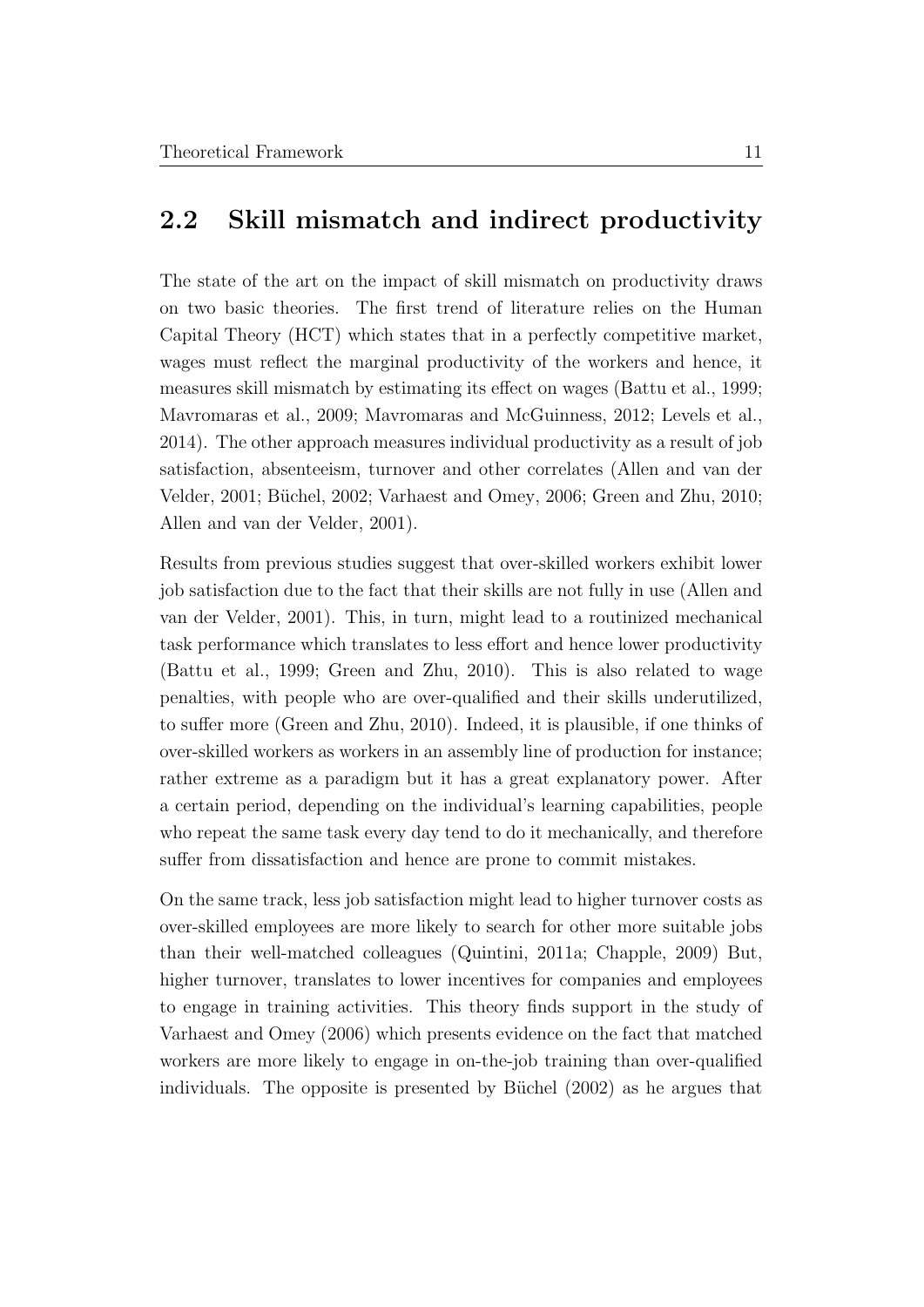## 2.2 Skill mismatch and indirect productivity

The state of the art on the impact of skill mismatch on productivity draws on two basic theories. The first trend of literature relies on the Human Capital Theory (HCT) which states that in a perfectly competitive market, wages must reflect the marginal productivity of the workers and hence, it measures skill mismatch by estimating its effect on wages (Battu et al., 1999; Mavromaras et al., 2009; Mavromaras and McGuinness, 2012; Levels et al., 2014). The other approach measures individual productivity as a result of job satisfaction, absenteeism, turnover and other correlates (Allen and van der Velder, 2001; Büchel, 2002; Varhaest and Omey, 2006; Green and Zhu, 2010; Allen and van der Velder, 2001).

Results from previous studies suggest that over-skilled workers exhibit lower job satisfaction due to the fact that their skills are not fully in use (Allen and van der Velder, 2001). This, in turn, might lead to a routinized mechanical task performance which translates to less effort and hence lower productivity (Battu et al., 1999; Green and Zhu, 2010). This is also related to wage penalties, with people who are over-qualified and their skills underutilized, to suffer more (Green and Zhu, 2010). Indeed, it is plausible, if one thinks of over-skilled workers as workers in an assembly line of production for instance; rather extreme as a paradigm but it has a great explanatory power. After a certain period, depending on the individual's learning capabilities, people who repeat the same task every day tend to do it mechanically, and therefore suffer from dissatisfaction and hence are prone to commit mistakes.

On the same track, less job satisfaction might lead to higher turnover costs as over-skilled employees are more likely to search for other more suitable jobs than their well-matched colleagues (Quintini, 2011a; Chapple, 2009) But, higher turnover, translates to lower incentives for companies and employees to engage in training activities. This theory finds support in the study of Varhaest and Omey (2006) which presents evidence on the fact that matched workers are more likely to engage in on-the-job training than over-qualified individuals. The opposite is presented by Büchel (2002) as he argues that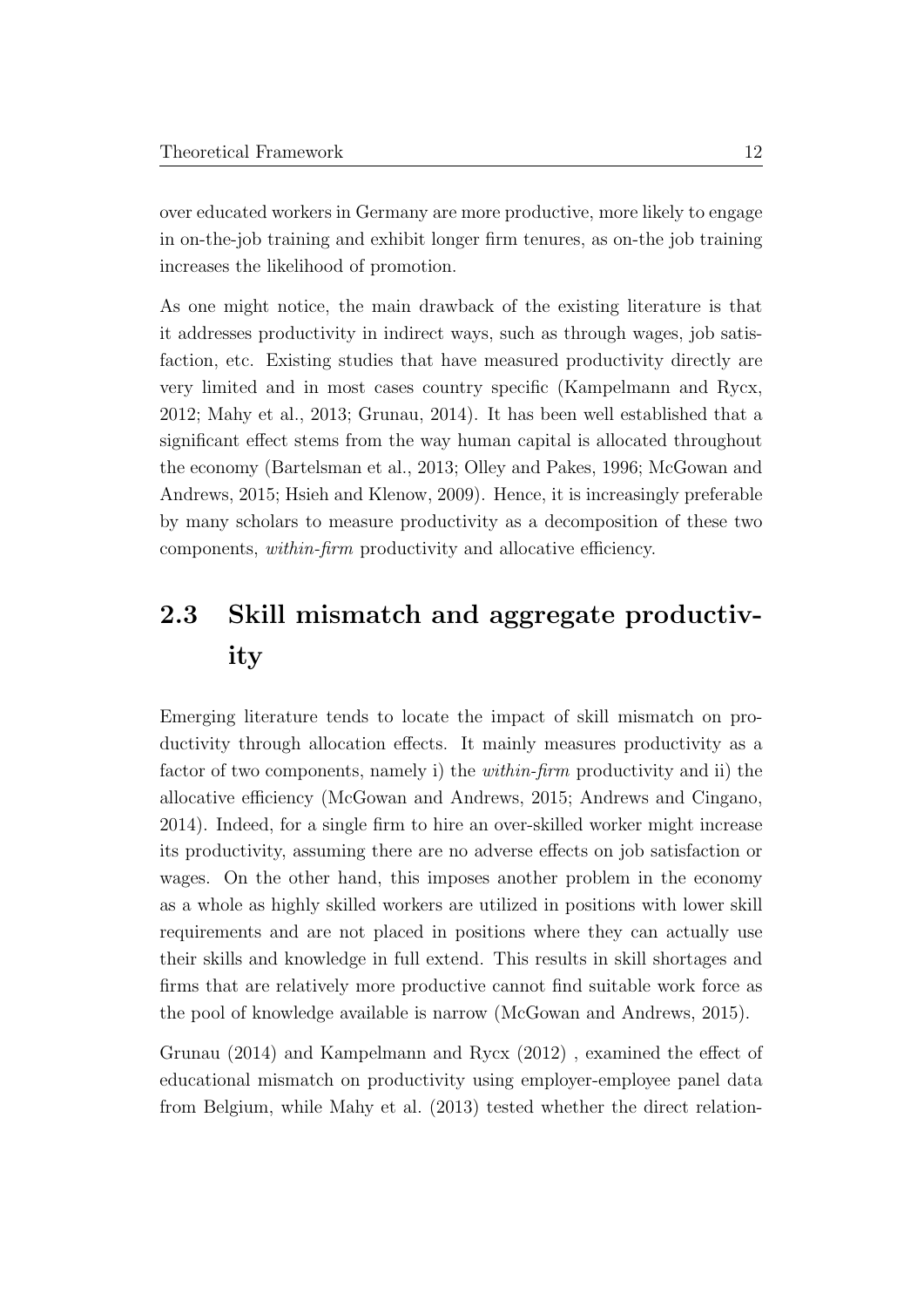over educated workers in Germany are more productive, more likely to engage in on-the-job training and exhibit longer firm tenures, as on-the job training increases the likelihood of promotion.

As one might notice, the main drawback of the existing literature is that it addresses productivity in indirect ways, such as through wages, job satisfaction, etc. Existing studies that have measured productivity directly are very limited and in most cases country specific (Kampelmann and Rycx, 2012; Mahy et al., 2013; Grunau, 2014). It has been well established that a significant effect stems from the way human capital is allocated throughout the economy (Bartelsman et al., 2013; Olley and Pakes, 1996; McGowan and Andrews, 2015; Hsieh and Klenow, 2009). Hence, it is increasingly preferable by many scholars to measure productivity as a decomposition of these two components, *within-firm* productivity and allocative efficiency.

## 2.3 Skill mismatch and aggregate productivity

Emerging literature tends to locate the impact of skill mismatch on productivity through allocation effects. It mainly measures productivity as a factor of two components, namely i) the *within-firm* productivity and ii) the allocative efficiency (McGowan and Andrews, 2015; Andrews and Cingano, 2014). Indeed, for a single firm to hire an over-skilled worker might increase its productivity, assuming there are no adverse effects on job satisfaction or wages. On the other hand, this imposes another problem in the economy as a whole as highly skilled workers are utilized in positions with lower skill requirements and are not placed in positions where they can actually use their skills and knowledge in full extend. This results in skill shortages and firms that are relatively more productive cannot find suitable work force as the pool of knowledge available is narrow (McGowan and Andrews, 2015).

Grunau (2014) and Kampelmann and Rycx (2012) , examined the effect of educational mismatch on productivity using employer-employee panel data from Belgium, while Mahy et al. (2013) tested whether the direct relation-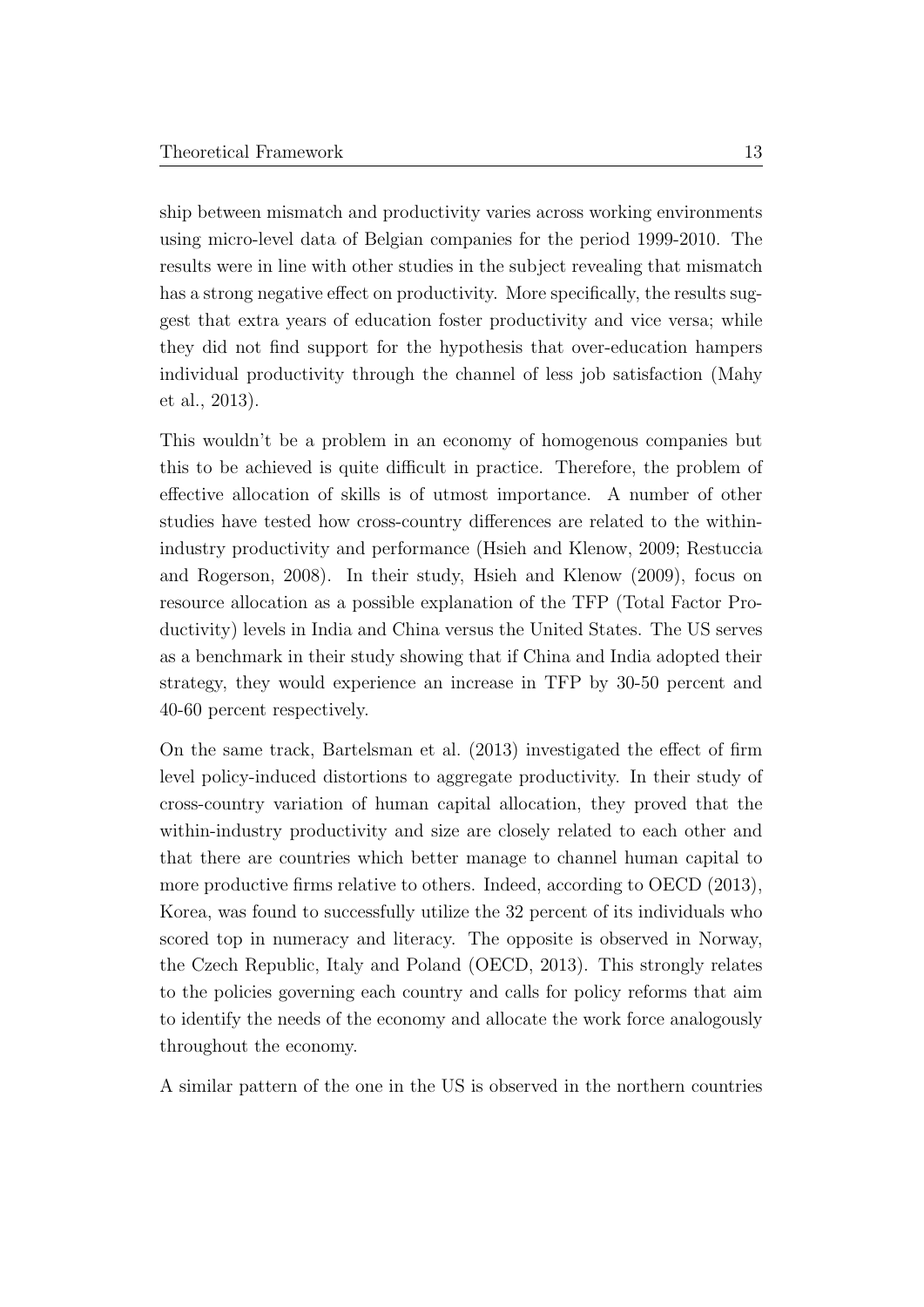ship between mismatch and productivity varies across working environments using micro-level data of Belgian companies for the period 1999-2010. The results were in line with other studies in the subject revealing that mismatch has a strong negative effect on productivity. More specifically, the results suggest that extra years of education foster productivity and vice versa; while they did not find support for the hypothesis that over-education hampers individual productivity through the channel of less job satisfaction (Mahy et al., 2013).

This wouldn't be a problem in an economy of homogenous companies but this to be achieved is quite difficult in practice. Therefore, the problem of effective allocation of skills is of utmost importance. A number of other studies have tested how cross-country differences are related to the within-industry productivity and performance (Hsieh and Klenow, 2009; Restuccia and Rogerson, 2008). In their study, Hsieh and Klenow (2009), focus on resource allocation as a possible explanation of the TFP (Total Factor Productivity) levels in India and China versus the United States. The US serves as a benchmark in their study showing that if China and India adopted their strategy, they would experience an increase in TFP by 30-50 percent and 40-60 percent respectively.

On the same track, Bartelsman et al. (2013) investigated the effect of firm level policy-induced distortions to aggregate productivity. In their study of cross-country variation of human capital allocation, they proved that the within-industry productivity and size are closely related to each other and that there are countries which better manage to channel human capital to more productive firms relative to others. Indeed, according to OECD (2013), Korea, was found to successfully utilize the 32 percent of its individuals who scored top in numeracy and literacy. The opposite is observed in Norway, the Czech Republic, Italy and Poland (OECD, 2013). This strongly relates to the policies governing each country and calls for policy reforms that aim to identify the needs of the economy and allocate the work force analogously throughout the economy.

A similar pattern of the one in the US is observed in the northern countries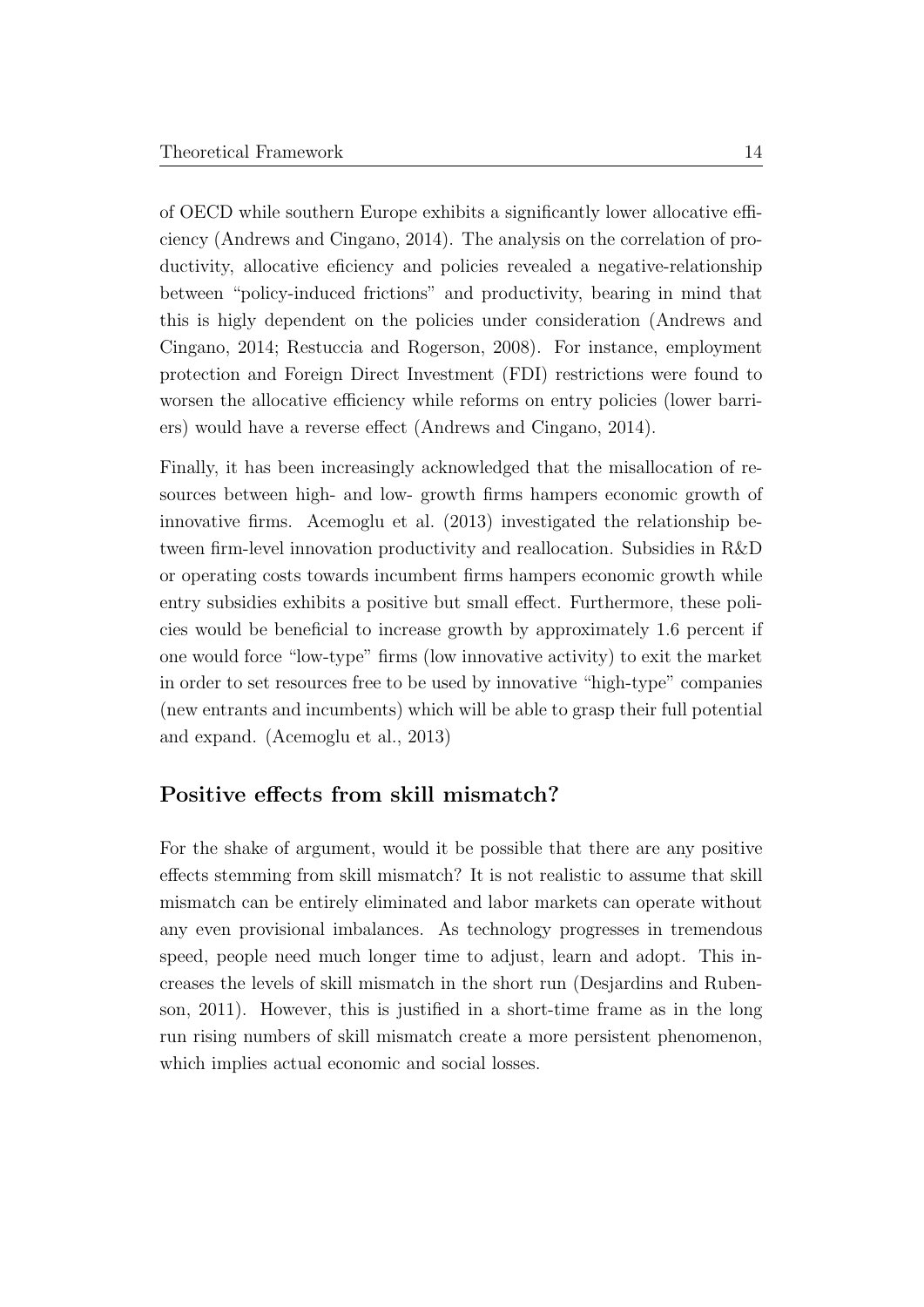of OECD while southern Europe exhibits a significantly lower allocative efficiency (Andrews and Cingano, 2014). The analysis on the correlation of productivity, allocative eficiency and policies revealed a negative-relationship between "policy-induced frictions" and productivity, bearing in mind that this is higly dependent on the policies under consideration (Andrews and Cingano, 2014; Restuccia and Rogerson, 2008). For instance, employment protection and Foreign Direct Investment (FDI) restrictions were found to worsen the allocative efficiency while reforms on entry policies (lower barriers) would have a reverse effect (Andrews and Cingano, 2014).

Finally, it has been increasingly acknowledged that the misallocation of resources between high- and low- growth firms hampers economic growth of innovative firms. Acemoglu et al. (2013) investigated the relationship between firm-level innovation productivity and reallocation. Subsidies in R&D or operating costs towards incumbent firms hampers economic growth while entry subsidies exhibits a positive but small effect. Furthermore, these policies would be beneficial to increase growth by approximately 1.6 percent if one would force "low-type" firms (low innovative activity) to exit the market in order to set resources free to be used by innovative "high-type" companies (new entrants and incumbents) which will be able to grasp their full potential and expand. (Acemoglu et al., 2013)

### Positive effects from skill mismatch?

For the shake of argument, would it be possible that there are any positive effects stemming from skill mismatch? It is not realistic to assume that skill mismatch can be entirely eliminated and labor markets can operate without any even provisional imbalances. As technology progresses in tremendous speed, people need much longer time to adjust, learn and adopt. This increases the levels of skill mismatch in the short run (Desjardins and Rubenson, 2011). However, this is justified in a short-time frame as in the long run rising numbers of skill mismatch create a more persistent phenomenon, which implies actual economic and social losses.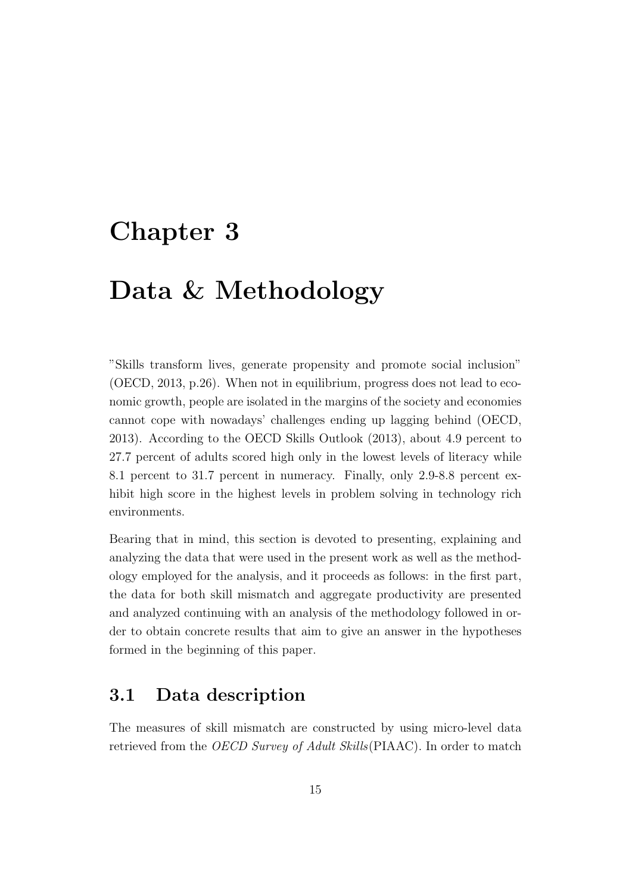# Chapter 3

# Data & Methodology

"Skills transform lives, generate propensity and promote social inclusion" (OECD, 2013, p.26). When not in equilibrium, progress does not lead to economic growth, people are isolated in the margins of the society and economies cannot cope with nowadays' challenges ending up lagging behind (OECD, 2013). According to the OECD Skills Outlook (2013), about 4.9 percent to 27.7 percent of adults scored high only in the lowest levels of literacy while 8.1 percent to 31.7 percent in numeracy. Finally, only 2.9-8.8 percent exhibit high score in the highest levels in problem solving in technology rich environments.

Bearing that in mind, this section is devoted to presenting, explaining and analyzing the data that were used in the present work as well as the methodology employed for the analysis, and it proceeds as follows: in the first part, the data for both skill mismatch and aggregate productivity are presented and analyzed continuing with an analysis of the methodology followed in order to obtain concrete results that aim to give an answer in the hypotheses formed in the beginning of this paper.

## 3.1 Data description

The measures of skill mismatch are constructed by using micro-level data retrieved from the *OECD Survey of Adult Skills*(PIAAC). In order to match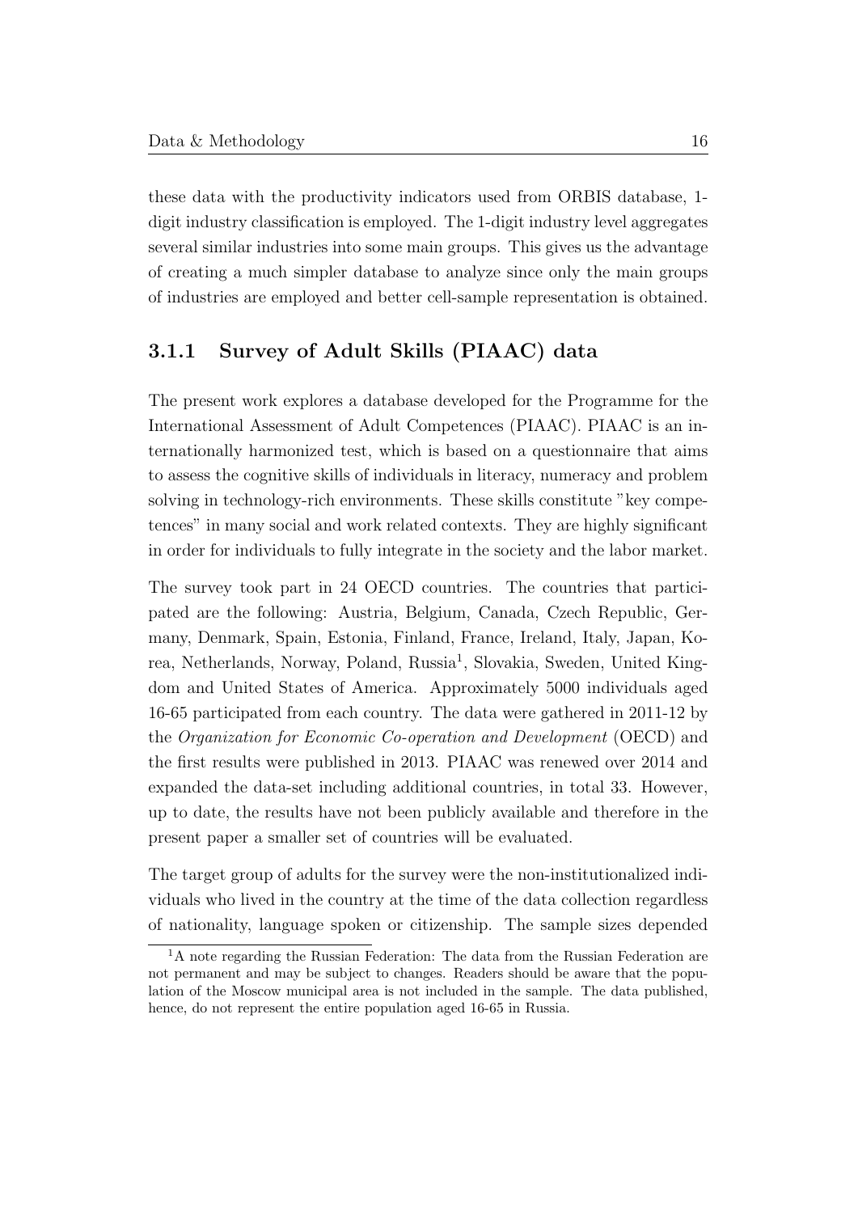these data with the productivity indicators used from ORBIS database, 1-digit industry classification is employed. The 1-digit industry level aggregates several similar industries into some main groups. This gives us the advantage of creating a much simpler database to analyze since only the main groups of industries are employed and better cell-sample representation is obtained.

### 3.1.1 Survey of Adult Skills (PIAAC) data

The present work explores a database developed for the Programme for the International Assessment of Adult Competences (PIAAC). PIAAC is an internationally harmonized test, which is based on a questionnaire that aims to assess the cognitive skills of individuals in literacy, numeracy and problem solving in technology-rich environments. These skills constitute "key competences" in many social and work related contexts. They are highly significant in order for individuals to fully integrate in the society and the labor market.

The survey took part in 24 OECD countries. The countries that participated are the following: Austria, Belgium, Canada, Czech Republic, Germany, Denmark, Spain, Estonia, Finland, France, Ireland, Italy, Japan, Korea, Netherlands, Norway, Poland, Russia[1], Slovakia, Sweden, United Kingdom and United States of America. Approximately 5000 individuals aged 16-65 participated from each country. The data were gathered in 2011-12 by the *Organization for Economic Co-operation and Development* (OECD) and the first results were published in 2013. PIAAC was renewed over 2014 and expanded the data-set including additional countries, in total 33. However, up to date, the results have not been publicly available and therefore in the present paper a smaller set of countries will be evaluated.

The target group of adults for the survey were the non-institutionalized individuals who lived in the country at the time of the data collection regardless of nationality, language spoken or citizenship. The sample sizes depended

[1] A note regarding the Russian Federation: The data from the Russian Federation are not permanent and may be subject to changes. Readers should be aware that the population of the Moscow municipal area is not included in the sample. The data published, hence, do not represent the entire population aged 16-65 in Russia.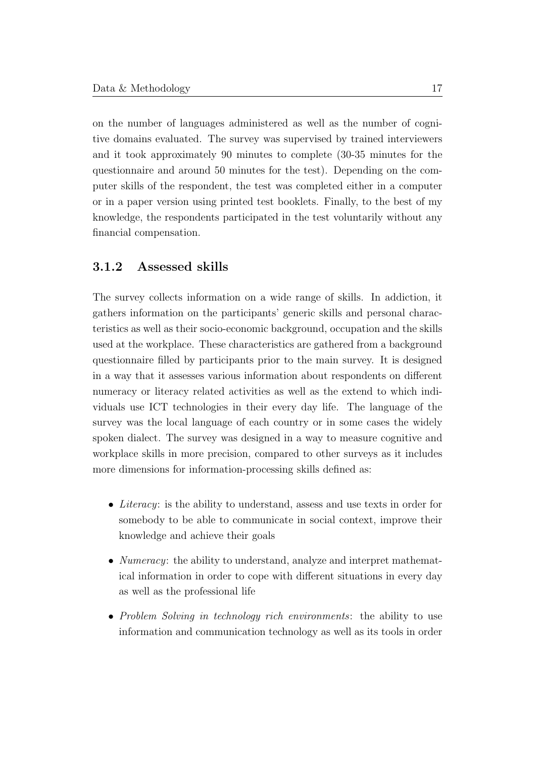on the number of languages administered as well as the number of cognitive domains evaluated. The survey was supervised by trained interviewers and it took approximately 90 minutes to complete (30-35 minutes for the questionnaire and around 50 minutes for the test). Depending on the computer skills of the respondent, the test was completed either in a computer or in a paper version using printed test booklets. Finally, to the best of my knowledge, the respondents participated in the test voluntarily without any financial compensation.

### 3.1.2 Assessed skills

The survey collects information on a wide range of skills. In addiction, it gathers information on the participants' generic skills and personal characteristics as well as their socio-economic background, occupation and the skills used at the workplace. These characteristics are gathered from a background questionnaire filled by participants prior to the main survey. It is designed in a way that it assesses various information about respondents on different numeracy or literacy related activities as well as the extend to which individuals use ICT technologies in their every day life. The language of the survey was the local language of each country or in some cases the widely spoken dialect. The survey was designed in a way to measure cognitive and workplace skills in more precision, compared to other surveys as it includes more dimensions for information-processing skills defined as:

- *Literacy*: is the ability to understand, assess and use texts in order for somebody to be able to communicate in social context, improve their knowledge and achieve their goals
- *Numeracy*: the ability to understand, analyze and interpret mathematical information in order to cope with different situations in every day as well as the professional life
- *Problem Solving in technology rich environments*: the ability to use information and communication technology as well as its tools in order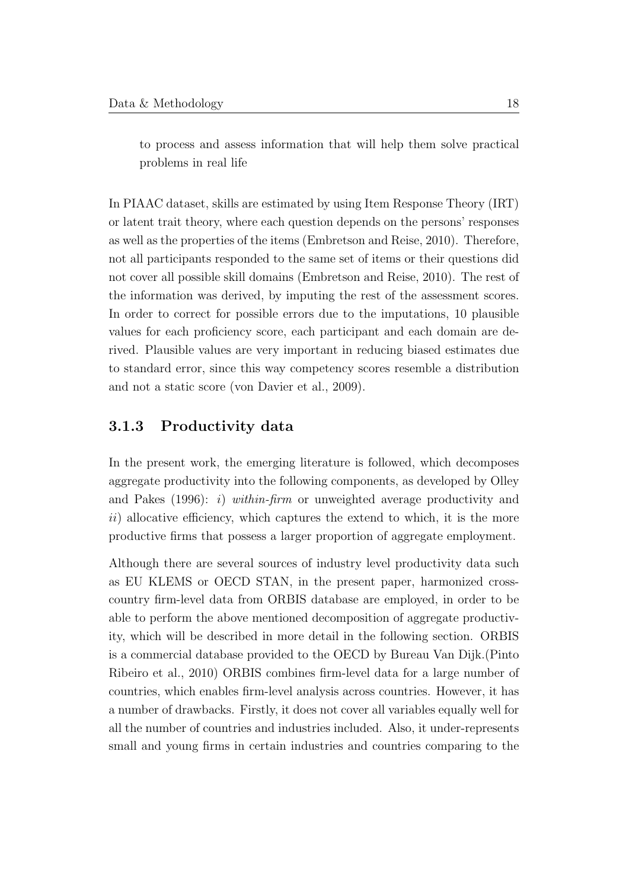to process and assess information that will help them solve practical problems in real life

In PIAAC dataset, skills are estimated by using Item Response Theory (IRT) or latent trait theory, where each question depends on the persons' responses as well as the properties of the items (Embretson and Reise, 2010). Therefore, not all participants responded to the same set of items or their questions did not cover all possible skill domains (Embretson and Reise, 2010). The rest of the information was derived, by imputing the rest of the assessment scores. In order to correct for possible errors due to the imputations, 10 plausible values for each proficiency score, each participant and each domain are derived. Plausible values are very important in reducing biased estimates due to standard error, since this way competency scores resemble a distribution and not a static score (von Davier et al., 2009).

### 3.1.3 Productivity data

In the present work, the emerging literature is followed, which decomposes aggregate productivity into the following components, as developed by Olley and Pakes (1996): *i*) *within-firm* or unweighted average productivity and *ii*) allocative efficiency, which captures the extend to which, it is the more productive firms that possess a larger proportion of aggregate employment.

Although there are several sources of industry level productivity data such as EU KLEMS or OECD STAN, in the present paper, harmonized cross-country firm-level data from ORBIS database are employed, in order to be able to perform the above mentioned decomposition of aggregate productivity, which will be described in more detail in the following section. ORBIS is a commercial database provided to the OECD by Bureau Van Dijk.(Pinto Ribeiro et al., 2010) ORBIS combines firm-level data for a large number of countries, which enables firm-level analysis across countries. However, it has a number of drawbacks. Firstly, it does not cover all variables equally well for all the number of countries and industries included. Also, it under-represents small and young firms in certain industries and countries comparing to the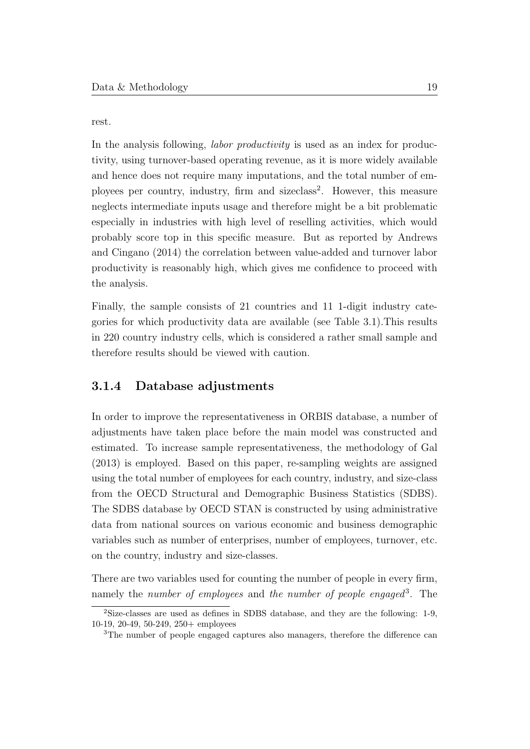rest.

In the analysis following, *labor productivity* is used as an index for productivity, using turnover-based operating revenue, as it is more widely available and hence does not require many imputations, and the total number of employees per country, industry, firm and sizeclass[2]. However, this measure neglects intermediate inputs usage and therefore might be a bit problematic especially in industries with high level of reselling activities, which would probably score top in this specific measure. But as reported by Andrews and Cingano (2014) the correlation between value-added and turnover labor productivity is reasonably high, which gives me confidence to proceed with the analysis.

Finally, the sample consists of 21 countries and 11 1-digit industry categories for which productivity data are available (see Table 3.1).This results in 220 country industry cells, which is considered a rather small sample and therefore results should be viewed with caution.

### 3.1.4 Database adjustments

In order to improve the representativeness in ORBIS database, a number of adjustments have taken place before the main model was constructed and estimated. To increase sample representativeness, the methodology of Gal (2013) is employed. Based on this paper, re-sampling weights are assigned using the total number of employees for each country, industry, and size-class from the OECD Structural and Demographic Business Statistics (SDBS). The SDBS database by OECD STAN is constructed by using administrative data from national sources on various economic and business demographic variables such as number of enterprises, number of employees, turnover, etc. on the country, industry and size-classes.

There are two variables used for counting the number of people in every firm, namely the *number of employees* and *the number of people engaged*[3]. The

[2]Size-classes are used as defines in SDBS database, and they are the following: 1-9, 10-19, 20-49, 50-249, 250+ employees

[3]The number of people engaged captures also managers, therefore the difference can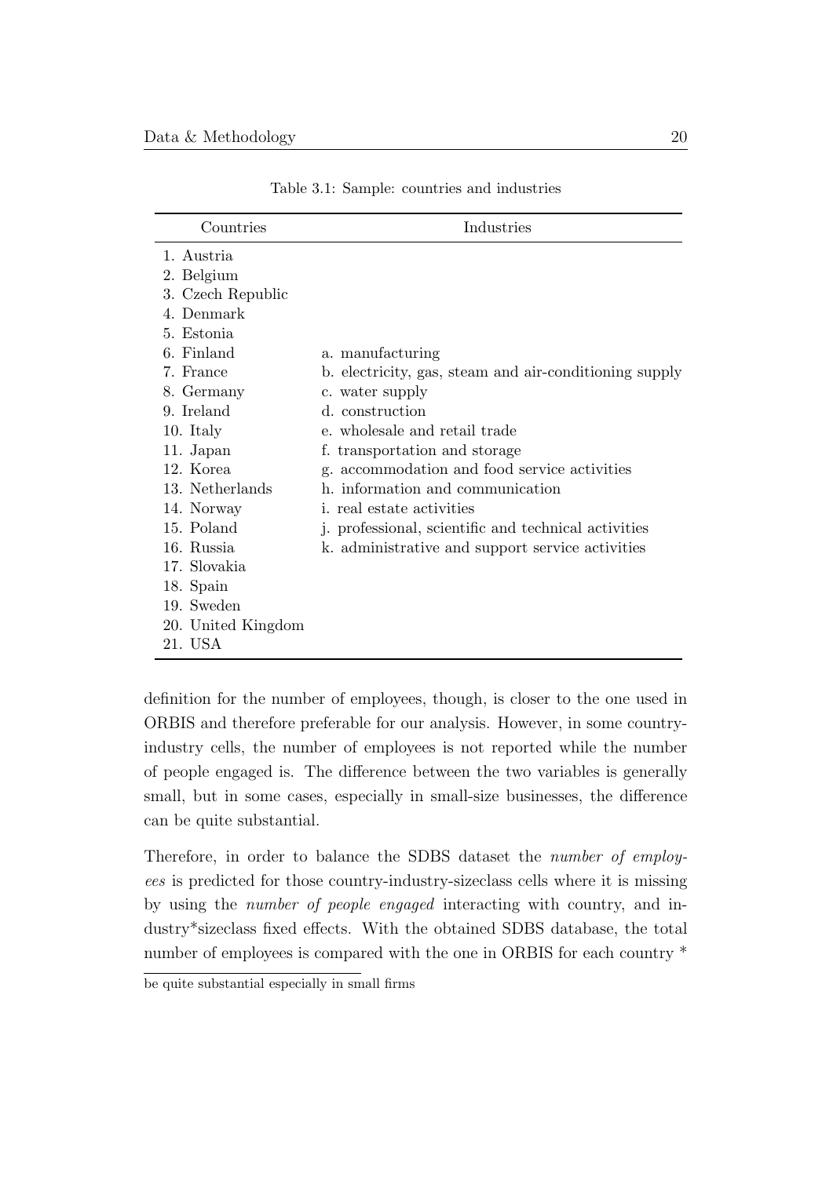Table 3.1: Sample: countries and industries

| Countries | Industries |
|---|---|
| 1. Austria | |
| 2. Belgium | |
| 3. Czech Republic | |
| 4. Denmark | |
| 5. Estonia | |
| 6. Finland | a. manufacturing |
| 7. France | b. electricity, gas, steam and air-conditioning supply |
| 8. Germany | c. water supply |
| 9. Ireland | d. construction |
| 10. Italy | e. wholesale and retail trade |
| 11. Japan | f. transportation and storage |
| 12. Korea | g. accommodation and food service activities |
| 13. Netherlands | h. information and communication |
| 14. Norway | i. real estate activities |
| 15. Poland | j. professional, scientific and technical activities |
| 16. Russia | k. administrative and support service activities |
| 17. Slovakia | |
| 18. Spain | |
| 19. Sweden | |
| 20. United Kingdom | |
| 21. USA | |

definition for the number of employees, though, is closer to the one used in ORBIS and therefore preferable for our analysis. However, in some country-industry cells, the number of employees is not reported while the number of people engaged is. The difference between the two variables is generally small, but in some cases, especially in small-size businesses, the difference can be quite substantial.

Therefore, in order to balance the SDBS dataset the *number of employees* is predicted for those country-industry-sizeclass cells where it is missing by using the *number of people engaged* interacting with country, and industry*sizeclass fixed effects. With the obtained SDBS database, the total number of employees is compared with the one in ORBIS for each country *

be quite substantial especially in small firms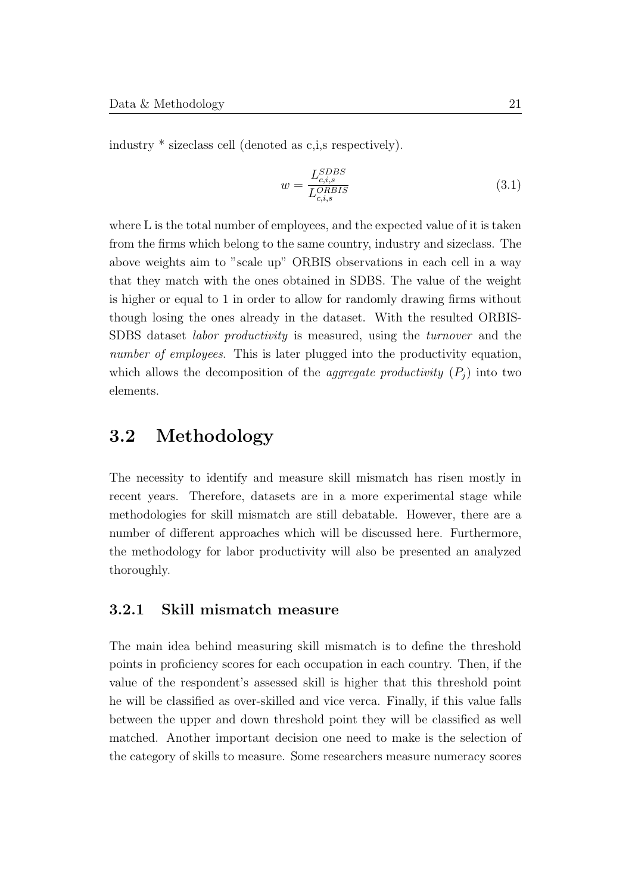industry * sizeclass cell (denoted as c,i,s respectively).

$$w = \frac{L_{c,i,s}^{SDBS}}{L_{c,i,s}^{ORBIS}} \tag{3.1}$$

where L is the total number of employees, and the expected value of it is taken from the firms which belong to the same country, industry and sizeclass. The above weights aim to "scale up" ORBIS observations in each cell in a way that they match with the ones obtained in SDBS. The value of the weight is higher or equal to 1 in order to allow for randomly drawing firms without though losing the ones already in the dataset. With the resulted ORBIS-SDBS dataset *labor productivity* is measured, using the *turnover* and the *number of employees*. This is later plugged into the productivity equation, which allows the decomposition of the *aggregate productivity* ($P_j$) into two elements.

## 3.2 Methodology

The necessity to identify and measure skill mismatch has risen mostly in recent years. Therefore, datasets are in a more experimental stage while methodologies for skill mismatch are still debatable. However, there are a number of different approaches which will be discussed here. Furthermore, the methodology for labor productivity will also be presented an analyzed thoroughly.

### 3.2.1 Skill mismatch measure

The main idea behind measuring skill mismatch is to define the threshold points in proficiency scores for each occupation in each country. Then, if the value of the respondent's assessed skill is higher that this threshold point he will be classified as over-skilled and vice verca. Finally, if this value falls between the upper and down threshold point they will be classified as well matched. Another important decision one need to make is the selection of the category of skills to measure. Some researchers measure numeracy scores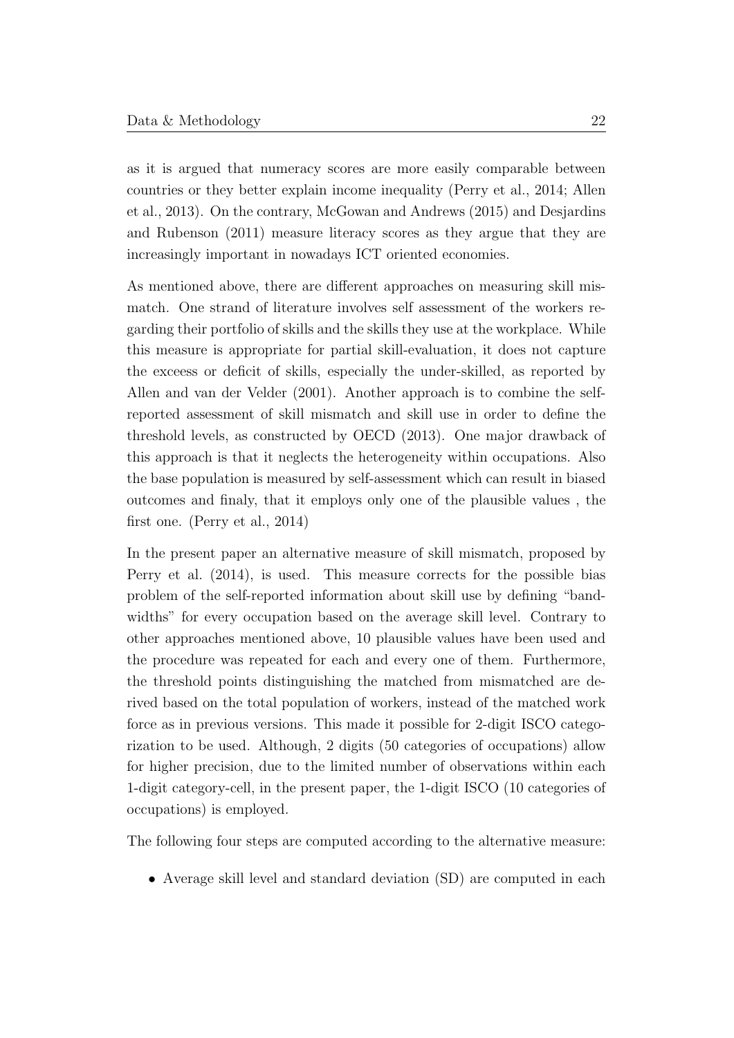as it is argued that numeracy scores are more easily comparable between countries or they better explain income inequality (Perry et al., 2014; Allen et al., 2013). On the contrary, McGowan and Andrews (2015) and Desjardins and Rubenson (2011) measure literacy scores as they argue that they are increasingly important in nowadays ICT oriented economies.

As mentioned above, there are different approaches on measuring skill mismatch. One strand of literature involves self assessment of the workers regarding their portfolio of skills and the skills they use at the workplace. While this measure is appropriate for partial skill-evaluation, it does not capture the exceess or deficit of skills, especially the under-skilled, as reported by Allen and van der Velder (2001). Another approach is to combine the self-reported assessment of skill mismatch and skill use in order to define the threshold levels, as constructed by OECD (2013). One major drawback of this approach is that it neglects the heterogeneity within occupations. Also the base population is measured by self-assessment which can result in biased outcomes and finaly, that it employs only one of the plausible values , the first one. (Perry et al., 2014)

In the present paper an alternative measure of skill mismatch, proposed by Perry et al. (2014), is used. This measure corrects for the possible bias problem of the self-reported information about skill use by defining "bandwidths" for every occupation based on the average skill level. Contrary to other approaches mentioned above, 10 plausible values have been used and the procedure was repeated for each and every one of them. Furthermore, the threshold points distinguishing the matched from mismatched are derived based on the total population of workers, instead of the matched work force as in previous versions. This made it possible for 2-digit ISCO categorization to be used. Although, 2 digits (50 categories of occupations) allow for higher precision, due to the limited number of observations within each 1-digit category-cell, in the present paper, the 1-digit ISCO (10 categories of occupations) is employed.

The following four steps are computed according to the alternative measure:

- Average skill level and standard deviation (SD) are computed in each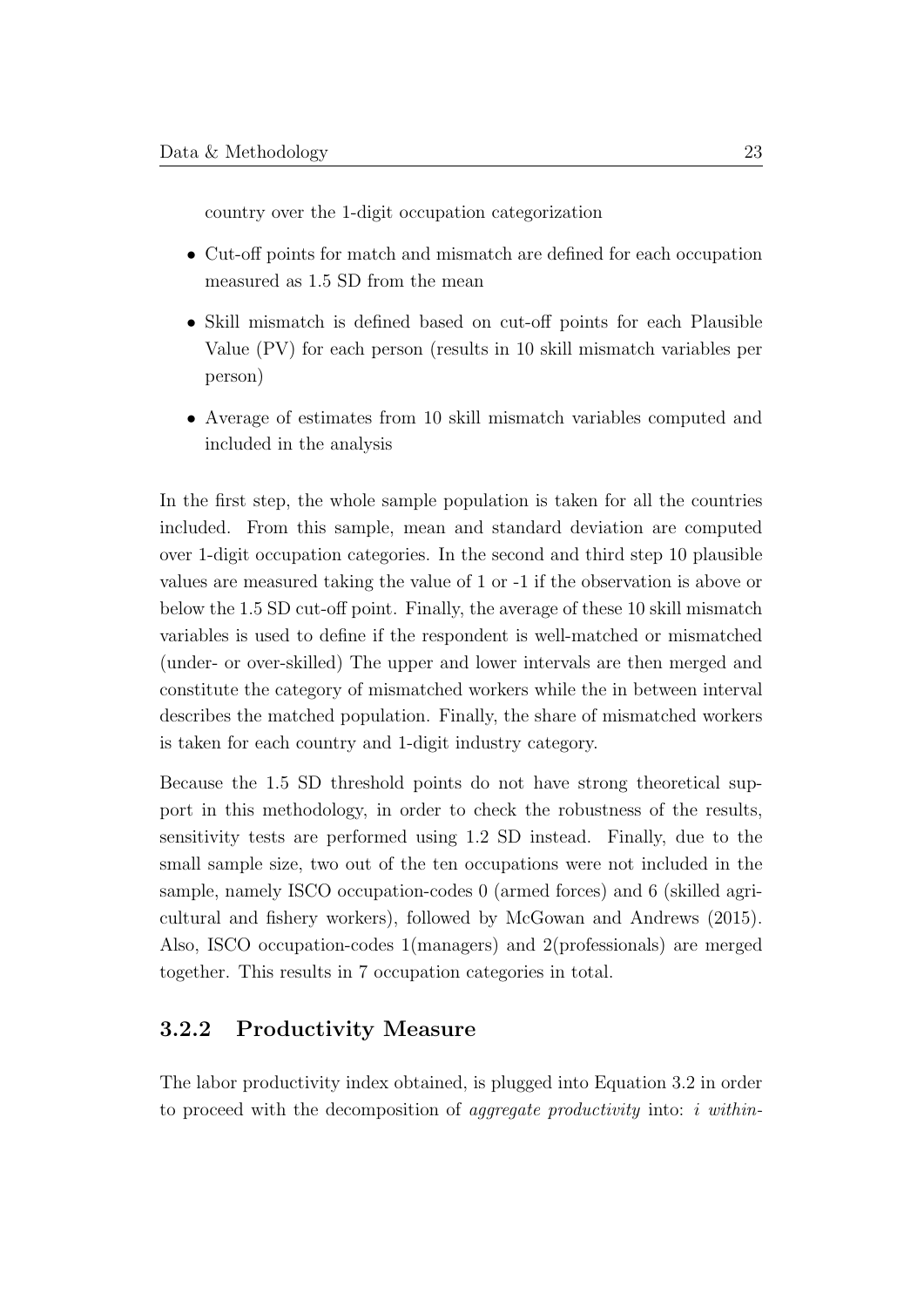country over the 1-digit occupation categorization

- Cut-off points for match and mismatch are defined for each occupation measured as 1.5 SD from the mean
- Skill mismatch is defined based on cut-off points for each Plausible Value (PV) for each person (results in 10 skill mismatch variables per person)
- Average of estimates from 10 skill mismatch variables computed and included in the analysis

In the first step, the whole sample population is taken for all the countries included. From this sample, mean and standard deviation are computed over 1-digit occupation categories. In the second and third step 10 plausible values are measured taking the value of 1 or -1 if the observation is above or below the 1.5 SD cut-off point. Finally, the average of these 10 skill mismatch variables is used to define if the respondent is well-matched or mismatched (under- or over-skilled) The upper and lower intervals are then merged and constitute the category of mismatched workers while the in between interval describes the matched population. Finally, the share of mismatched workers is taken for each country and 1-digit industry category.

Because the 1.5 SD threshold points do not have strong theoretical support in this methodology, in order to check the robustness of the results, sensitivity tests are performed using 1.2 SD instead. Finally, due to the small sample size, two out of the ten occupations were not included in the sample, namely ISCO occupation-codes 0 (armed forces) and 6 (skilled agricultural and fishery workers), followed by McGowan and Andrews (2015). Also, ISCO occupation-codes 1(managers) and 2(professionals) are merged together. This results in 7 occupation categories in total.

### 3.2.2 Productivity Measure

The labor productivity index obtained, is plugged into Equation 3.2 in order to proceed with the decomposition of *aggregate productivity* into: *i within-*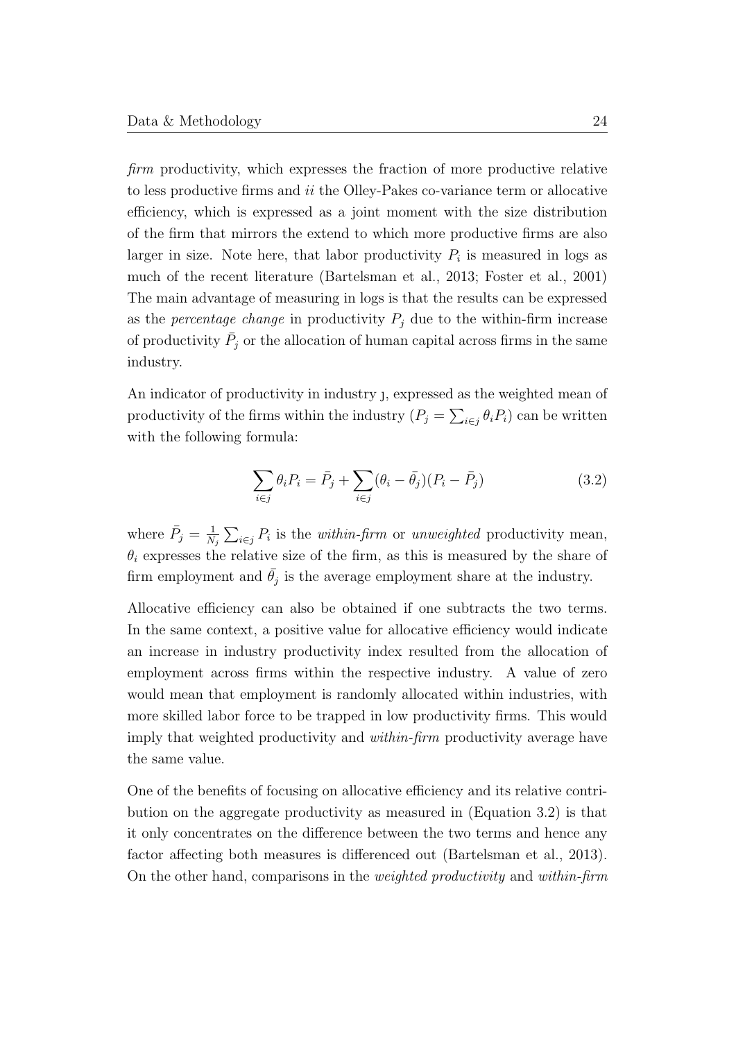*firm* productivity, which expresses the fraction of more productive relative to less productive firms and *ii* the Olley-Pakes co-variance term or allocative efficiency, which is expressed as a joint moment with the size distribution of the firm that mirrors the extend to which more productive firms are also larger in size. Note here, that labor productivity $P_i$ is measured in logs as much of the recent literature (Bartelsman et al., 2013; Foster et al., 2001) The main advantage of measuring in logs is that the results can be expressed as the *percentage change* in productivity $P_j$ due to the within-firm increase of productivity $\bar{P}_j$ or the allocation of human capital across firms in the same industry.

An indicator of productivity in industry J, expressed as the weighted mean of productivity of the firms within the industry ($P_j = \sum_{i \in j} \theta_i P_i$) can be written with the following formula:

$$\sum_{i \in j} \theta_i P_i = \bar{P}_j + \sum_{i \in j} (\theta_i - \bar{\theta}_j)(P_i - \bar{P}_j) \tag{3.2}$$

where $\bar{P}_j = \frac{1}{N_j} \sum_{i \in j} P_i$ is the *within-firm* or *unweighted* productivity mean, $\theta_i$ expresses the relative size of the firm, as this is measured by the share of firm employment and $\bar{\theta}_j$ is the average employment share at the industry.

Allocative efficiency can also be obtained if one subtracts the two terms. In the same context, a positive value for allocative efficiency would indicate an increase in industry productivity index resulted from the allocation of employment across firms within the respective industry. A value of zero would mean that employment is randomly allocated within industries, with more skilled labor force to be trapped in low productivity firms. This would imply that weighted productivity and *within-firm* productivity average have the same value.

One of the benefits of focusing on allocative efficiency and its relative contribution on the aggregate productivity as measured in (Equation 3.2) is that it only concentrates on the difference between the two terms and hence any factor affecting both measures is differenced out (Bartelsman et al., 2013). On the other hand, comparisons in the *weighted productivity* and *within-firm*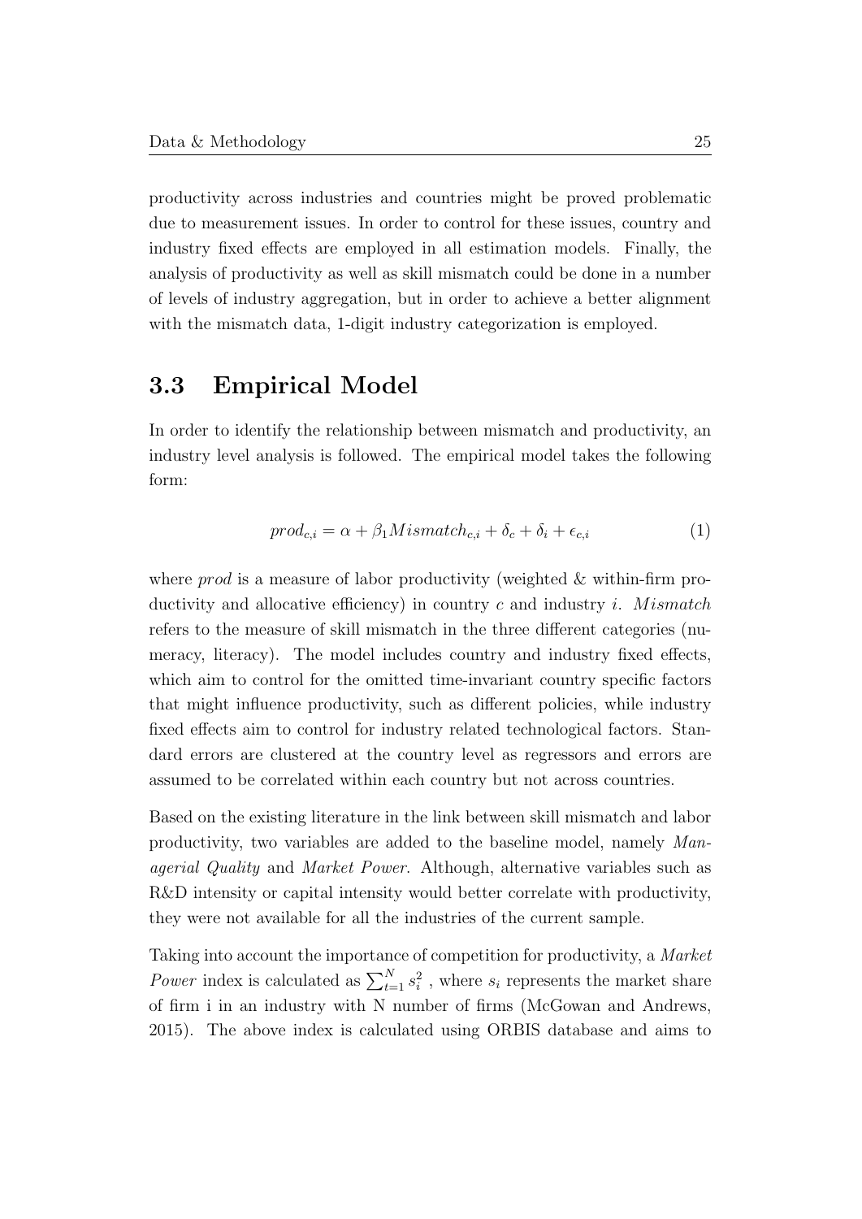productivity across industries and countries might be proved problematic due to measurement issues. In order to control for these issues, country and industry fixed effects are employed in all estimation models. Finally, the analysis of productivity as well as skill mismatch could be done in a number of levels of industry aggregation, but in order to achieve a better alignment with the mismatch data, 1-digit industry categorization is employed.

## 3.3 Empirical Model

In order to identify the relationship between mismatch and productivity, an industry level analysis is followed. The empirical model takes the following form:

$$prod_{c,i} = \alpha + \beta_1 Mismatch_{c,i} + \delta_c + \delta_i + \epsilon_{c,i} \tag{1}$$

where *prod* is a measure of labor productivity (weighted & within-firm productivity and allocative efficiency) in country $c$ and industry $i$. $Mismatch$ refers to the measure of skill mismatch in the three different categories (numeracy, literacy). The model includes country and industry fixed effects, which aim to control for the omitted time-invariant country specific factors that might influence productivity, such as different policies, while industry fixed effects aim to control for industry related technological factors. Standard errors are clustered at the country level as regressors and errors are assumed to be correlated within each country but not across countries.

Based on the existing literature in the link between skill mismatch and labor productivity, two variables are added to the baseline model, namely *Managerial Quality* and *Market Power*. Although, alternative variables such as R&D intensity or capital intensity would better correlate with productivity, they were not available for all the industries of the current sample.

Taking into account the importance of competition for productivity, a *Market Power* index is calculated as $\sum_{t=1}^{N} s_i^2$ , where $s_i$ represents the market share of firm i in an industry with N number of firms (McGowan and Andrews, 2015). The above index is calculated using ORBIS database and aims to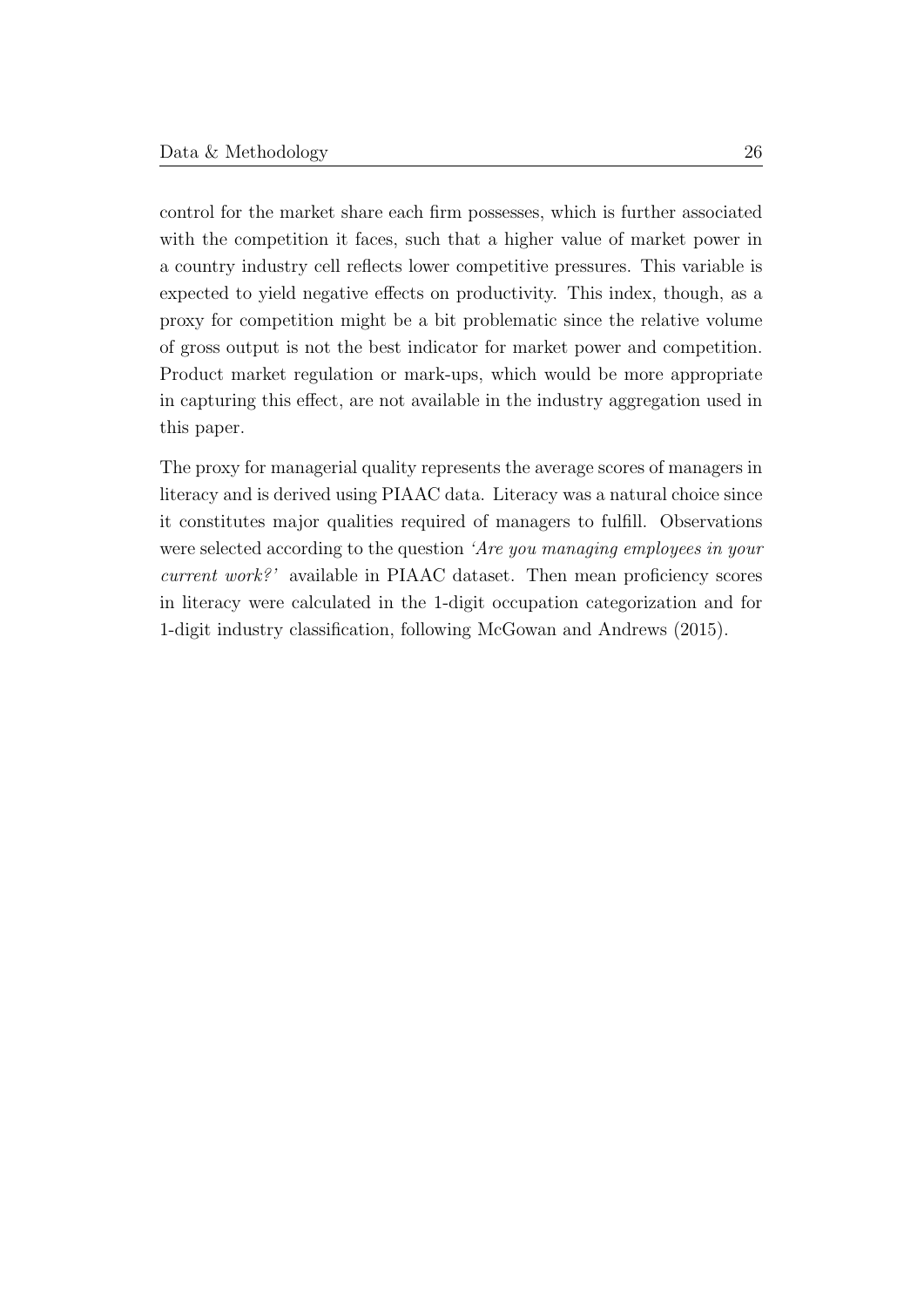control for the market share each firm possesses, which is further associated with the competition it faces, such that a higher value of market power in a country industry cell reflects lower competitive pressures. This variable is expected to yield negative effects on productivity. This index, though, as a proxy for competition might be a bit problematic since the relative volume of gross output is not the best indicator for market power and competition. Product market regulation or mark-ups, which would be more appropriate in capturing this effect, are not available in the industry aggregation used in this paper.

The proxy for managerial quality represents the average scores of managers in literacy and is derived using PIAAC data. Literacy was a natural choice since it constitutes major qualities required of managers to fulfill. Observations were selected according to the question *'Are you managing employees in your current work?'* available in PIAAC dataset. Then mean proficiency scores in literacy were calculated in the 1-digit occupation categorization and for 1-digit industry classification, following McGowan and Andrews (2015).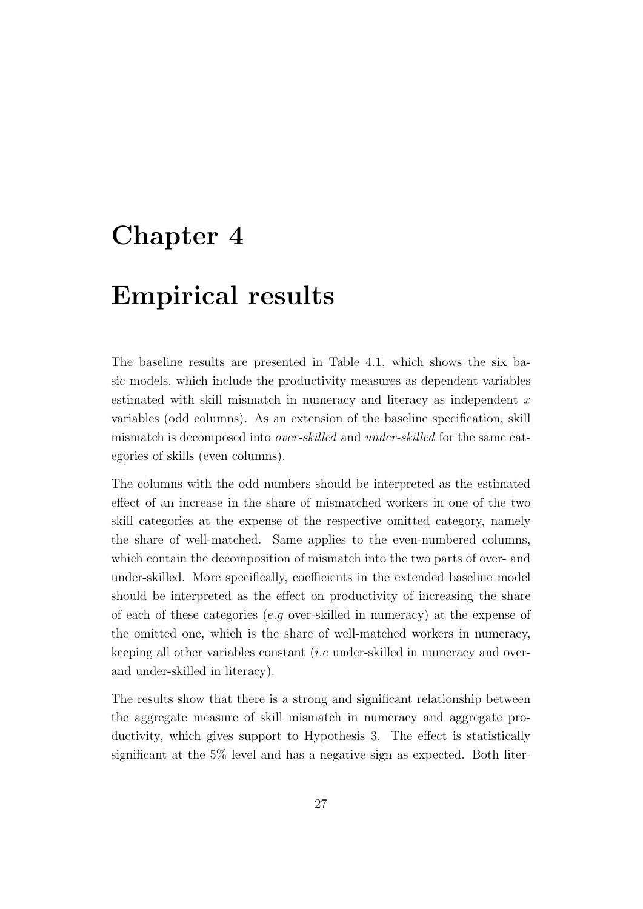# Chapter 4

# Empirical results

The baseline results are presented in Table 4.1, which shows the six basic models, which include the productivity measures as dependent variables estimated with skill mismatch in numeracy and literacy as independent $x$ variables (odd columns). As an extension of the baseline specification, skill mismatch is decomposed into *over-skilled* and *under-skilled* for the same categories of skills (even columns).

The columns with the odd numbers should be interpreted as the estimated effect of an increase in the share of mismatched workers in one of the two skill categories at the expense of the respective omitted category, namely the share of well-matched. Same applies to the even-numbered columns, which contain the decomposition of mismatch into the two parts of over- and under-skilled. More specifically, coefficients in the extended baseline model should be interpreted as the effect on productivity of increasing the share of each of these categories (*e.g* over-skilled in numeracy) at the expense of the omitted one, which is the share of well-matched workers in numeracy, keeping all other variables constant (*i.e* under-skilled in numeracy and over- and under-skilled in literacy).

The results show that there is a strong and significant relationship between the aggregate measure of skill mismatch in numeracy and aggregate productivity, which gives support to Hypothesis 3. The effect is statistically significant at the 5% level and has a negative sign as expected. Both liter-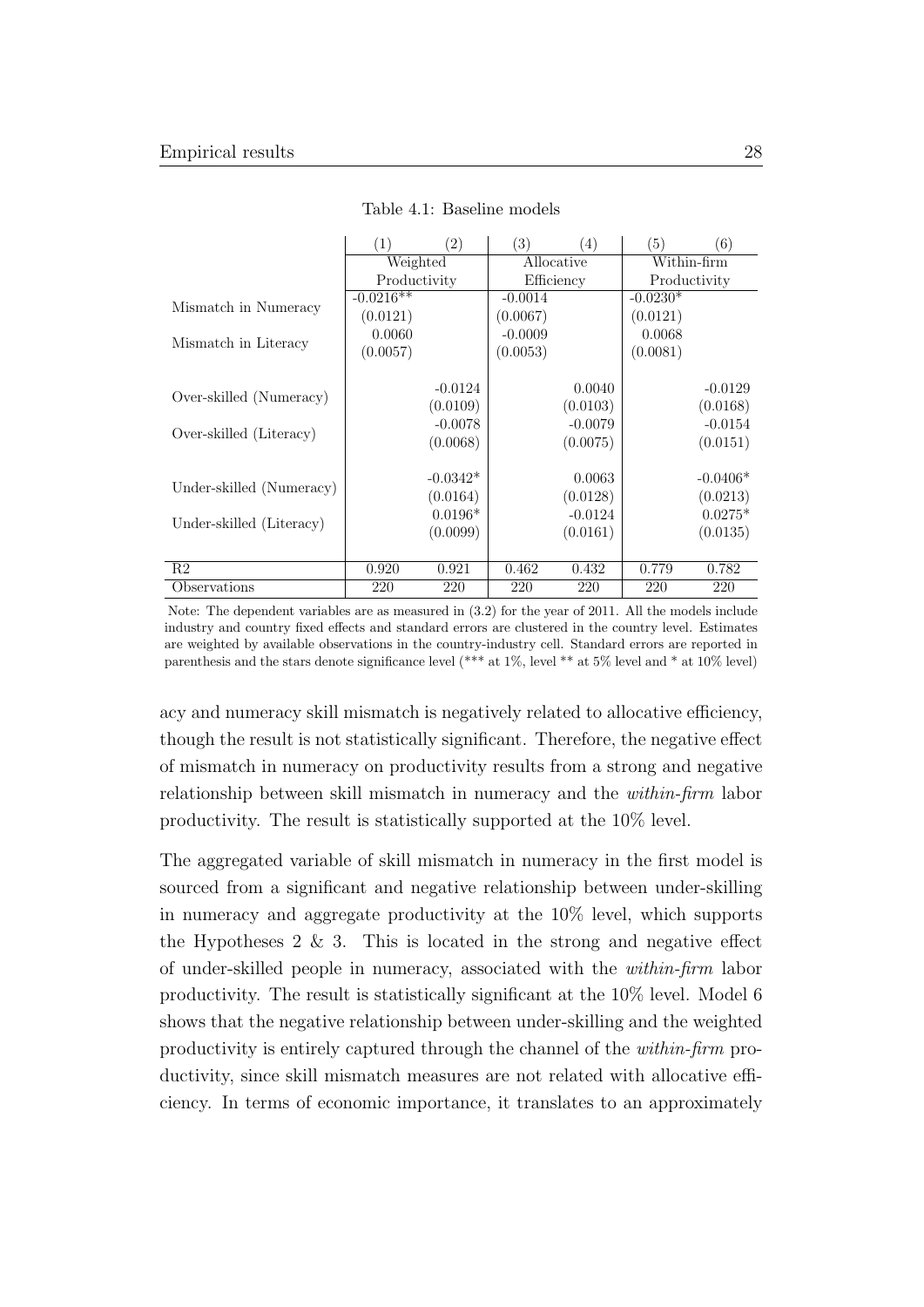Table 4.1: Baseline models

| | (1) | (2) | (3) | (4) | (5) | (6) |
|---|---|---|---|---|---|---|
| | Weighted Productivity | | Allocative Efficiency | | Within-firm Productivity | |
| Mismatch in Numeracy | -0.0216** | | -0.0014 | | -0.0230* | |
| | (0.0121) | | (0.0067) | | (0.0121) | |
| Mismatch in Literacy | 0.0060 | | -0.0009 | | 0.0068 | |
| | (0.0057) | | (0.0053) | | (0.0081) | |
| Over-skilled (Numeracy) | | -0.0124 | | 0.0040 | | -0.0129 |
| | | (0.0109) | | (0.0103) | | (0.0168) |
| Over-skilled (Literacy) | | -0.0078 | | -0.0079 | | -0.0154 |
| | | (0.0068) | | (0.0075) | | (0.0151) |
| Under-skilled (Numeracy) | | -0.0342* | | 0.0063 | | -0.0406* |
| | | (0.0164) | | (0.0128) | | (0.0213) |
| Under-skilled (Literacy) | | 0.0196* | | -0.0124 | | 0.0275* |
| | | (0.0099) | | (0.0161) | | (0.0135) |
| R2 | 0.920 | 0.921 | 0.462 | 0.432 | 0.779 | 0.782 |
| Observations | 220 | 220 | 220 | 220 | 220 | 220 |

Note: The dependent variables are as measured in (3.2) for the year of 2011. All the models include industry and country fixed effects and standard errors are clustered in the country level. Estimates are weighted by available observations in the country-industry cell. Standard errors are reported in parenthesis and the stars denote significance level (*** at 1%, level ** at 5% level and * at 10% level)

acy and numeracy skill mismatch is negatively related to allocative efficiency, though the result is not statistically significant. Therefore, the negative effect of mismatch in numeracy on productivity results from a strong and negative relationship between skill mismatch in numeracy and the *within-firm* labor productivity. The result is statistically supported at the 10% level.

The aggregated variable of skill mismatch in numeracy in the first model is sourced from a significant and negative relationship between under-skilling in numeracy and aggregate productivity at the 10% level, which supports the Hypotheses 2 & 3. This is located in the strong and negative effect of under-skilled people in numeracy, associated with the *within-firm* labor productivity. The result is statistically significant at the 10% level. Model 6 shows that the negative relationship between under-skilling and the weighted productivity is entirely captured through the channel of the *within-firm* productivity, since skill mismatch measures are not related with allocative efficiency. In terms of economic importance, it translates to an approximately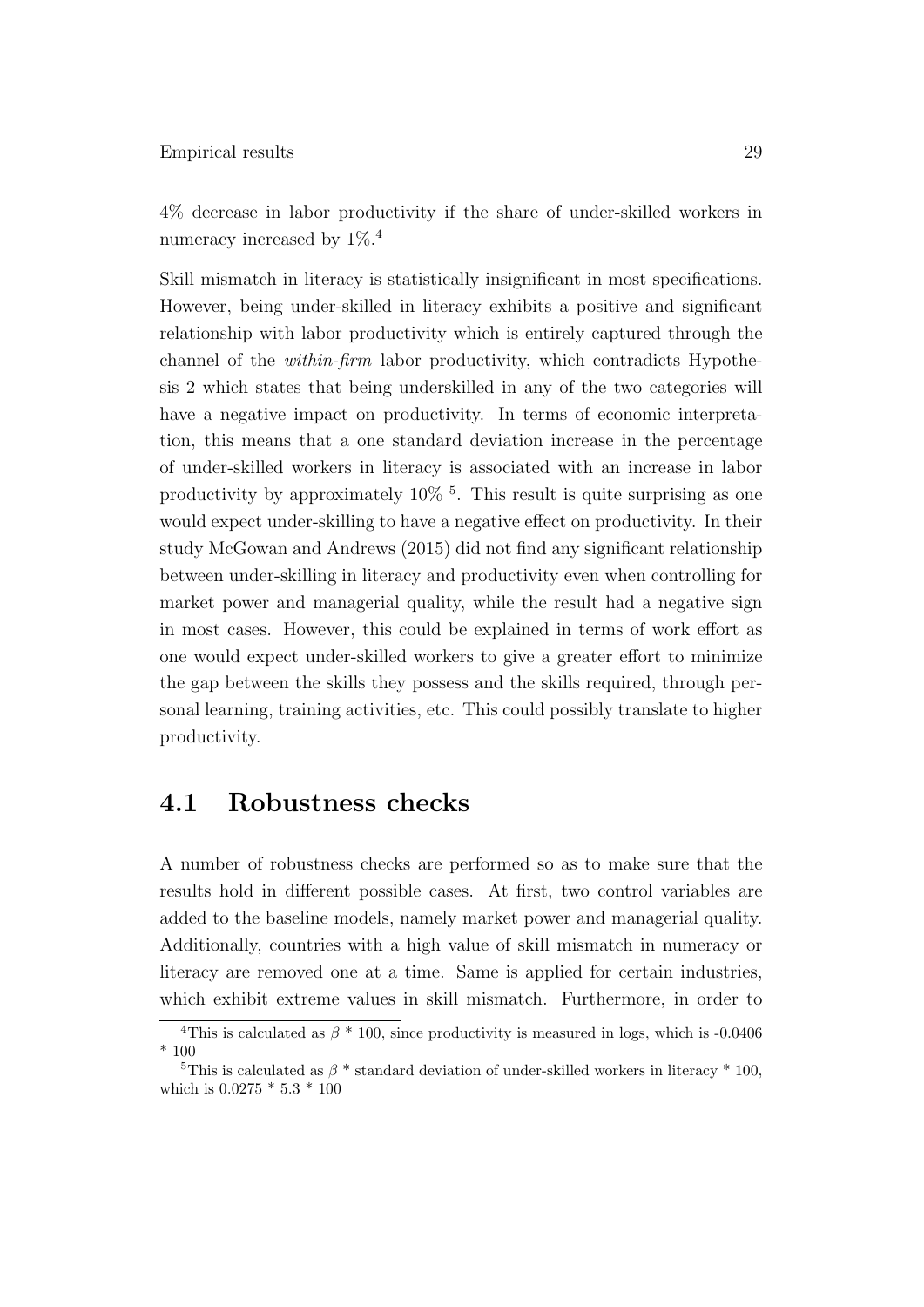4% decrease in labor productivity if the share of under-skilled workers in numeracy increased by 1%.[4]

Skill mismatch in literacy is statistically insignificant in most specifications. However, being under-skilled in literacy exhibits a positive and significant relationship with labor productivity which is entirely captured through the channel of the *within-firm* labor productivity, which contradicts Hypothesis 2 which states that being underskilled in any of the two categories will have a negative impact on productivity. In terms of economic interpretation, this means that a one standard deviation increase in the percentage of under-skilled workers in literacy is associated with an increase in labor productivity by approximately 10% [5]. This result is quite surprising as one would expect under-skilling to have a negative effect on productivity. In their study McGowan and Andrews (2015) did not find any significant relationship between under-skilling in literacy and productivity even when controlling for market power and managerial quality, while the result had a negative sign in most cases. However, this could be explained in terms of work effort as one would expect under-skilled workers to give a greater effort to minimize the gap between the skills they possess and the skills required, through personal learning, training activities, etc. This could possibly translate to higher productivity.

## 4.1 Robustness checks

A number of robustness checks are performed so as to make sure that the results hold in different possible cases. At first, two control variables are added to the baseline models, namely market power and managerial quality. Additionally, countries with a high value of skill mismatch in numeracy or literacy are removed one at a time. Same is applied for certain industries, which exhibit extreme values in skill mismatch. Furthermore, in order to

---

[4] This is calculated as $\beta$ * 100, since productivity is measured in logs, which is -0.0406 * 100

[5] This is calculated as $\beta$ * standard deviation of under-skilled workers in literacy * 100, which is 0.0275 * 5.3 * 100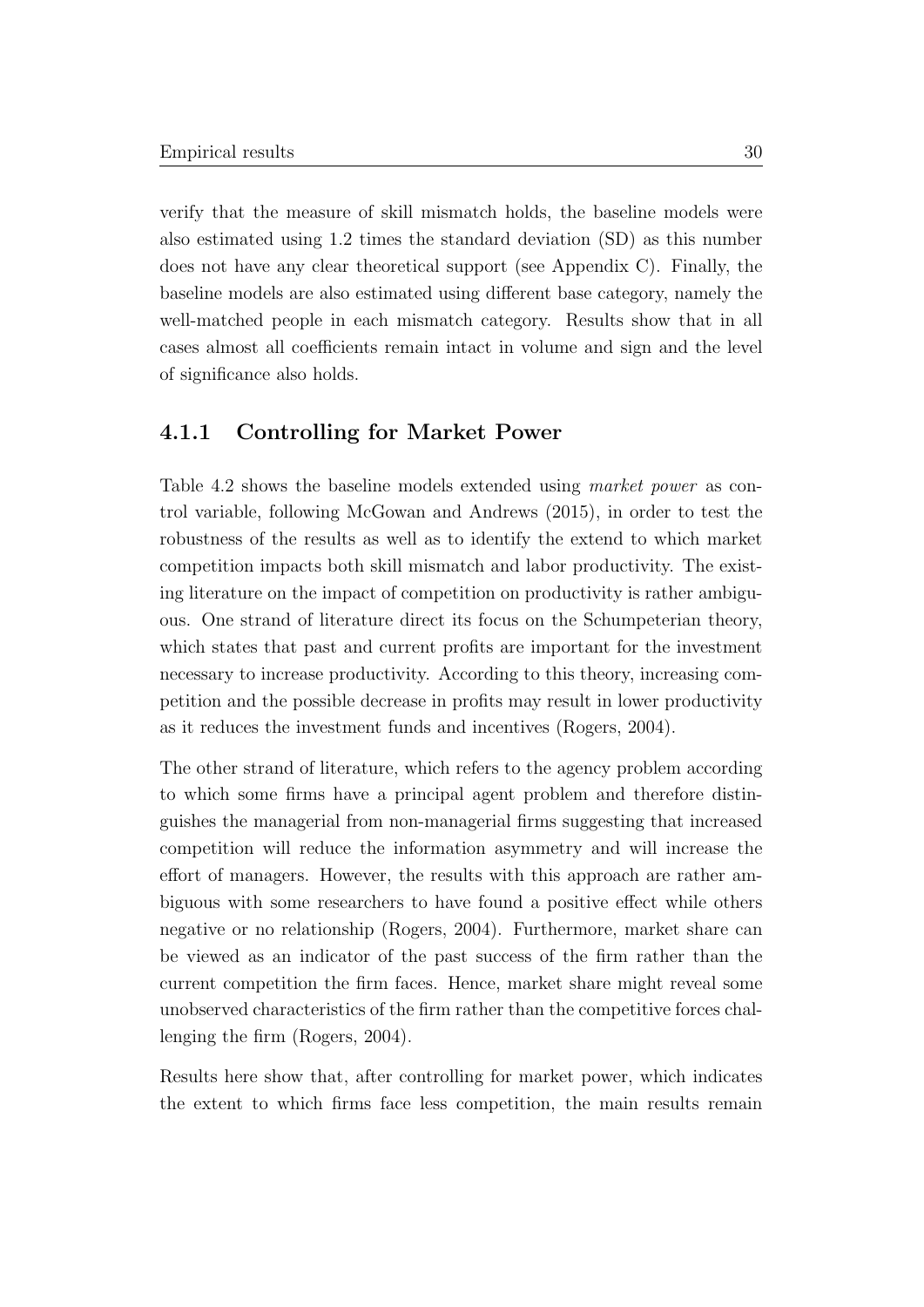verify that the measure of skill mismatch holds, the baseline models were also estimated using 1.2 times the standard deviation (SD) as this number does not have any clear theoretical support (see Appendix C). Finally, the baseline models are also estimated using different base category, namely the well-matched people in each mismatch category. Results show that in all cases almost all coefficients remain intact in volume and sign and the level of significance also holds.

### 4.1.1 Controlling for Market Power

Table 4.2 shows the baseline models extended using *market power* as control variable, following McGowan and Andrews (2015), in order to test the robustness of the results as well as to identify the extend to which market competition impacts both skill mismatch and labor productivity. The existing literature on the impact of competition on productivity is rather ambiguous. One strand of literature direct its focus on the Schumpeterian theory, which states that past and current profits are important for the investment necessary to increase productivity. According to this theory, increasing competition and the possible decrease in profits may result in lower productivity as it reduces the investment funds and incentives (Rogers, 2004).

The other strand of literature, which refers to the agency problem according to which some firms have a principal agent problem and therefore distinguishes the managerial from non-managerial firms suggesting that increased competition will reduce the information asymmetry and will increase the effort of managers. However, the results with this approach are rather ambiguous with some researchers to have found a positive effect while others negative or no relationship (Rogers, 2004). Furthermore, market share can be viewed as an indicator of the past success of the firm rather than the current competition the firm faces. Hence, market share might reveal some unobserved characteristics of the firm rather than the competitive forces challenging the firm (Rogers, 2004).

Results here show that, after controlling for market power, which indicates the extent to which firms face less competition, the main results remain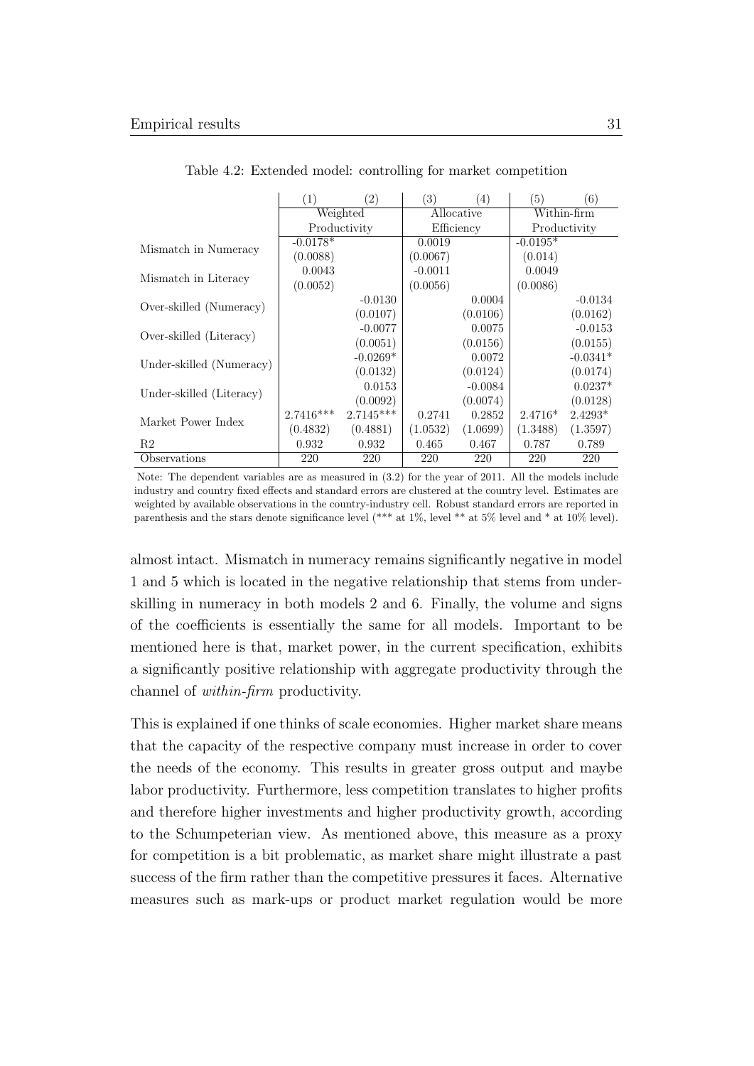Table 4.2: Extended model: controlling for market competition

| | (1) | (2) | (3) | (4) | (5) | (6) |
|---|---|---|---|---|---|---|
| | Weighted Productivity | | Allocative Efficiency | | Within-firm Productivity | |
| Mismatch in Numeracy | -0.0178* | | 0.0019 | | -0.0195* | |
| | (0.0088) | | (0.0067) | | (0.014) | |
| Mismatch in Literacy | 0.0043 | | -0.0011 | | 0.0049 | |
| | (0.0052) | | (0.0056) | | (0.0086) | |
| Over-skilled (Numeracy) | | -0.0130 | | 0.0004 | | -0.0134 |
| | | (0.0107) | | (0.0106) | | (0.0162) |
| Over-skilled (Literacy) | | -0.0077 | | 0.0075 | | -0.0153 |
| | | (0.0051) | | (0.0156) | | (0.0155) |
| Under-skilled (Numeracy) | | -0.0269* | | 0.0072 | | -0.0341* |
| | | (0.0132) | | (0.0124) | | (0.0174) |
| Under-skilled (Literacy) | | 0.0153 | | -0.0084 | | 0.0237* |
| | | (0.0092) | | (0.0074) | | (0.0128) |
| Market Power Index | 2.7416*** | 2.7145*** | 0.2741 | 0.2852 | 2.4716* | 2.4293* |
| | (0.4832) | (0.4881) | (1.0532) | (1.0699) | (1.3488) | (1.3597) |
| R2 | 0.932 | 0.932 | 0.465 | 0.467 | 0.787 | 0.789 |
| Observations | 220 | 220 | 220 | 220 | 220 | 220 |

Note: The dependent variables are as measured in (3.2) for the year of 2011. All the models include industry and country fixed effects and standard errors are clustered at the country level. Estimates are weighted by available observations in the country-industry cell. Robust standard errors are reported in parenthesis and the stars denote significance level (*** at 1%, level ** at 5% level and * at 10% level).

almost intact. Mismatch in numeracy remains significantly negative in model 1 and 5 which is located in the negative relationship that stems from underskilling in numeracy in both models 2 and 6. Finally, the volume and signs of the coefficients is essentially the same for all models. Important to be mentioned here is that, market power, in the current specification, exhibits a significantly positive relationship with aggregate productivity through the channel of *within-firm* productivity.

This is explained if one thinks of scale economies. Higher market share means that the capacity of the respective company must increase in order to cover the needs of the economy. This results in greater gross output and maybe labor productivity. Furthermore, less competition translates to higher profits and therefore higher investments and higher productivity growth, according to the Schumpeterian view. As mentioned above, this measure as a proxy for competition is a bit problematic, as market share might illustrate a past success of the firm rather than the competitive pressures it faces. Alternative measures such as mark-ups or product market regulation would be more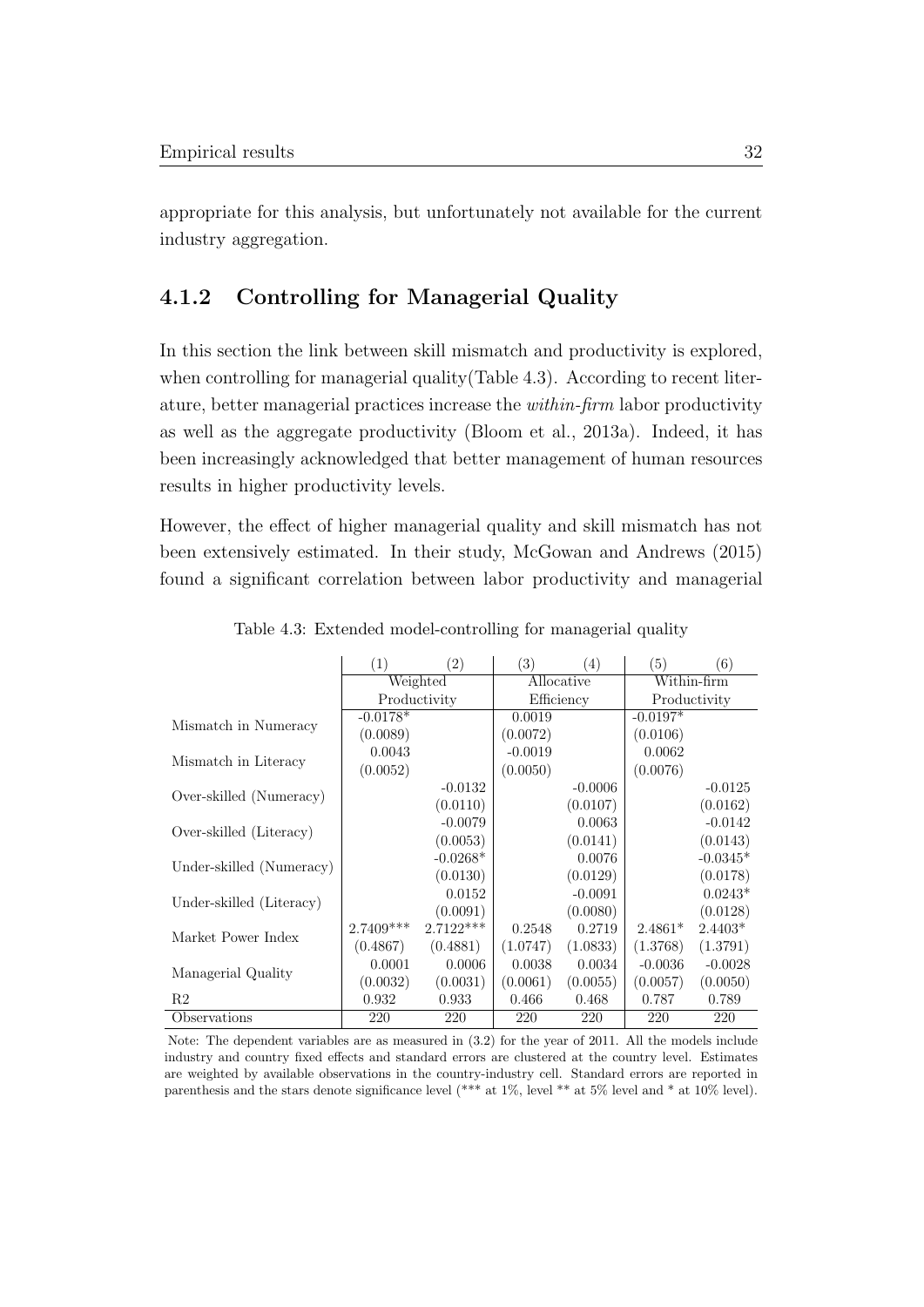appropriate for this analysis, but unfortunately not available for the current industry aggregation.

### 4.1.2 Controlling for Managerial Quality

In this section the link between skill mismatch and productivity is explored, when controlling for managerial quality(Table 4.3). According to recent literature, better managerial practices increase the *within-firm* labor productivity as well as the aggregate productivity (Bloom et al., 2013a). Indeed, it has been increasingly acknowledged that better management of human resources results in higher productivity levels.

However, the effect of higher managerial quality and skill mismatch has not been extensively estimated. In their study, McGowan and Andrews (2015) found a significant correlation between labor productivity and managerial

Table 4.3: Extended model-controlling for managerial quality

| | (1) | (2) | (3) | (4) | (5) | (6) |
|---|---|---|---|---|---|---|
| | Weighted Productivity | | Allocative Efficiency | | Within-firm Productivity | |
| Mismatch in Numeracy | -0.0178* | | 0.0019 | | -0.0197* | |
| | (0.0089) | | (0.0072) | | (0.0106) | |
| Mismatch in Literacy | 0.0043 | | -0.0019 | | 0.0062 | |
| | (0.0052) | | (0.0050) | | (0.0076) | |
| Over-skilled (Numeracy) | | -0.0132 | | -0.0006 | | -0.0125 |
| | | (0.0110) | | (0.0107) | | (0.0162) |
| Over-skilled (Literacy) | | -0.0079 | | 0.0063 | | -0.0142 |
| | | (0.0053) | | (0.0141) | | (0.0143) |
| Under-skilled (Numeracy) | | -0.0268* | | 0.0076 | | -0.0345* |
| | | (0.0130) | | (0.0129) | | (0.0178) |
| Under-skilled (Literacy) | | 0.0152 | | -0.0091 | | 0.0243* |
| | | (0.0091) | | (0.0080) | | (0.0128) |
| Market Power Index | 2.7409*** | 2.7122*** | 0.2548 | 0.2719 | 2.4861* | 2.4403* |
| | (0.4867) | (0.4881) | (1.0747) | (1.0833) | (1.3768) | (1.3791) |
| Managerial Quality | 0.0001 | 0.0006 | 0.0038 | 0.0034 | -0.0036 | -0.0028 |
| | (0.0032) | (0.0031) | (0.0061) | (0.0055) | (0.0057) | (0.0050) |
| R2 | 0.932 | 0.933 | 0.466 | 0.468 | 0.787 | 0.789 |
| Observations | 220 | 220 | 220 | 220 | 220 | 220 |

Note: The dependent variables are as measured in (3.2) for the year of 2011. All the models include industry and country fixed effects and standard errors are clustered at the country level. Estimates are weighted by available observations in the country-industry cell. Standard errors are reported in parenthesis and the stars denote significance level (*** at 1%, level ** at 5% level and * at 10% level).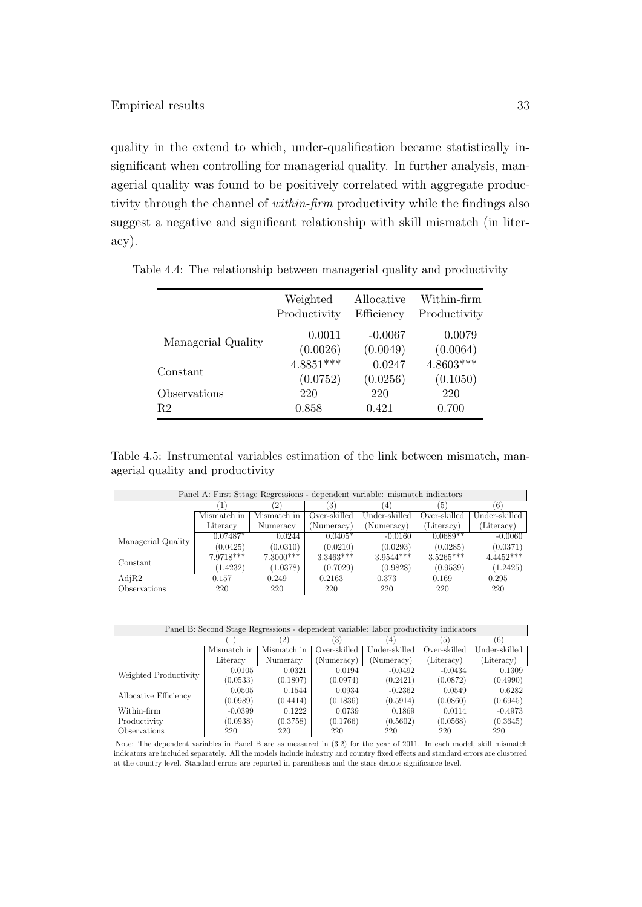quality in the extend to which, under-qualification became statistically insignificant when controlling for managerial quality. In further analysis, managerial quality was found to be positively correlated with aggregate productivity through the channel of *within-firm* productivity while the findings also suggest a negative and significant relationship with skill mismatch (in literacy).

Table 4.4: The relationship between managerial quality and productivity

| | Weighted Productivity | Allocative Efficiency | Within-firm Productivity |
|---|---|---|---|
| Managerial Quality | 0.0011 | -0.0067 | 0.0079 |
| | (0.0026) | (0.0049) | (0.0064) |
| Constant | 4.8851*** | 0.0247 | 4.8603*** |
| | (0.0752) | (0.0256) | (0.1050) |
| Observations | 220 | 220 | 220 |
| R2 | 0.858 | 0.421 | 0.700 |

Table 4.5: Instrumental variables estimation of the link between mismatch, managerial quality and productivity

| Panel A: First Sttage Regressions - dependent variable: mismatch indicators | | | | | | |
|---|---|---|---|---|---|---|
| | (1) | (2) | (3) | (4) | (5) | (6) |
| | Mismatch in Literacy | Mismatch in Numeracy | Over-skilled (Numeracy) | Under-skilled (Numeracy) | Over-skilled (Literacy) | Under-skilled (Literacy) |
| Managerial Quality | 0.07487* | 0.0244 | 0.0405* | -0.0160 | 0.0689** | -0.0060 |
| | (0.0425) | (0.0310) | (0.0210) | (0.0293) | (0.0285) | (0.0371) |
| Constant | 7.9718*** | 7.3000*** | 3.3463*** | 3.9544*** | 3.5265*** | 4.4452*** |
| | (1.4232) | (1.0378) | (0.7029) | (0.9828) | (0.9539) | (1.2425) |
| AdjR2 | 0.157 | 0.249 | 0.2163 | 0.373 | 0.169 | 0.295 |
| Observations | 220 | 220 | 220 | 220 | 220 | 220 |

| Panel B: Second Stage Regressions - dependent variable: labor productivity indicators | | | | | | |
|---|---|---|---|---|---|---|
| | (1) | (2) | (3) | (4) | (5) | (6) |
| | Mismatch in Literacy | Mismatch in Numeracy | Over-skilled (Numeracy) | Under-skilled (Numeracy) | Over-skilled (Literacy) | Under-skilled (Literacy) |
| Weighted Productivity | 0.0105 | 0.0321 | 0.0194 | -0.0492 | -0.0434 | 0.1309 |
| | (0.0533) | (0.1807) | (0.0974) | (0.2421) | (0.0872) | (0.4990) |
| Allocative Efficiency | 0.0505 | 0.1544 | 0.0934 | -0.2362 | 0.0549 | 0.6282 |
| | (0.0989) | (0.4414) | (0.1836) | (0.5914) | (0.0860) | (0.6945) |
| Within-firm Productivity | -0.0399 | 0.1222 | 0.0739 | 0.1869 | 0.0114 | -0.4973 |
| | (0.0938) | (0.3758) | (0.1766) | (0.5602) | (0.0568) | (0.3645) |
| Observations | 220 | 220 | 220 | 220 | 220 | 220 |

Note: The dependent variables in Panel B are as measured in (3.2) for the year of 2011. In each model, skill mismatch indicators are included separately. All the models include industry and country fixed effects and standard errors are clustered at the country level. Standard errors are reported in parenthesis and the stars denote significance level.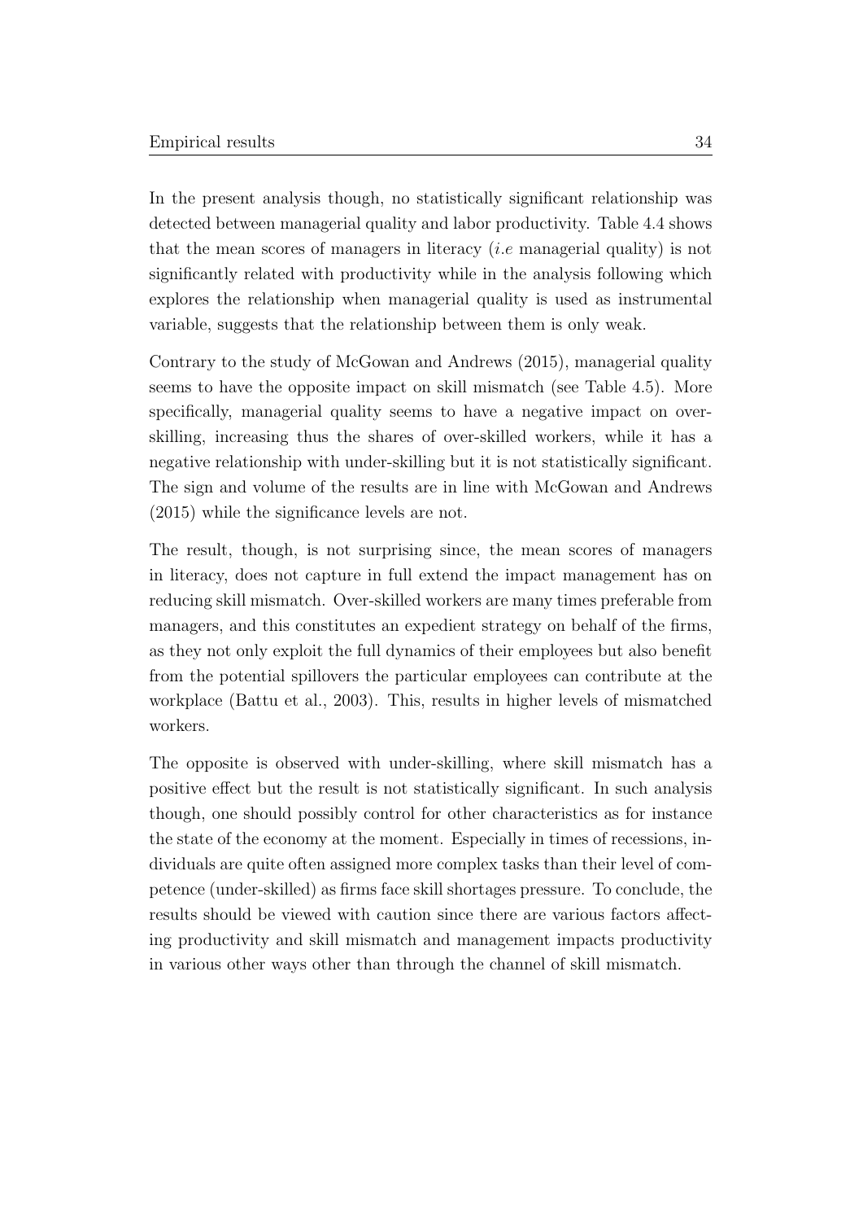In the present analysis though, no statistically significant relationship was detected between managerial quality and labor productivity. Table 4.4 shows that the mean scores of managers in literacy (*i.e* managerial quality) is not significantly related with productivity while in the analysis following which explores the relationship when managerial quality is used as instrumental variable, suggests that the relationship between them is only weak.

Contrary to the study of McGowan and Andrews (2015), managerial quality seems to have the opposite impact on skill mismatch (see Table 4.5). More specifically, managerial quality seems to have a negative impact on over-skilling, increasing thus the shares of over-skilled workers, while it has a negative relationship with under-skilling but it is not statistically significant. The sign and volume of the results are in line with McGowan and Andrews (2015) while the significance levels are not.

The result, though, is not surprising since, the mean scores of managers in literacy, does not capture in full extend the impact management has on reducing skill mismatch. Over-skilled workers are many times preferable from managers, and this constitutes an expedient strategy on behalf of the firms, as they not only exploit the full dynamics of their employees but also benefit from the potential spillovers the particular employees can contribute at the workplace (Battu et al., 2003). This, results in higher levels of mismatched workers.

The opposite is observed with under-skilling, where skill mismatch has a positive effect but the result is not statistically significant. In such analysis though, one should possibly control for other characteristics as for instance the state of the economy at the moment. Especially in times of recessions, individuals are quite often assigned more complex tasks than their level of competence (under-skilled) as firms face skill shortages pressure. To conclude, the results should be viewed with caution since there are various factors affecting productivity and skill mismatch and management impacts productivity in various other ways other than through the channel of skill mismatch.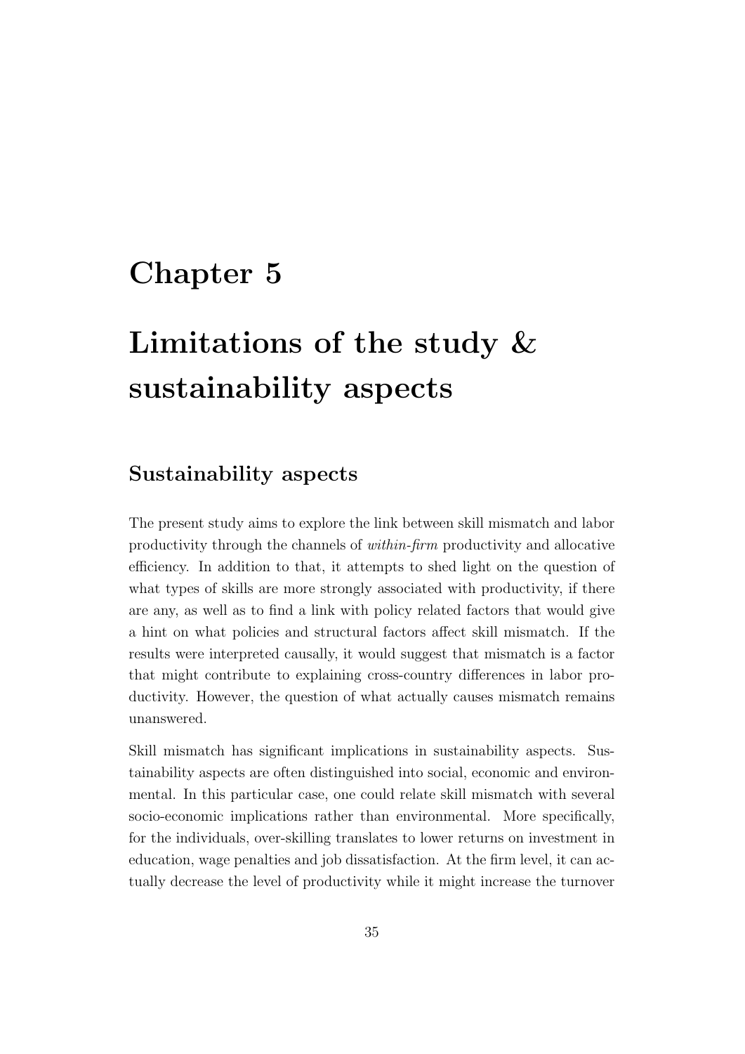# Chapter 5

# Limitations of the study & sustainability aspects

## Sustainability aspects

The present study aims to explore the link between skill mismatch and labor productivity through the channels of *within-firm* productivity and allocative efficiency. In addition to that, it attempts to shed light on the question of what types of skills are more strongly associated with productivity, if there are any, as well as to find a link with policy related factors that would give a hint on what policies and structural factors affect skill mismatch. If the results were interpreted causally, it would suggest that mismatch is a factor that might contribute to explaining cross-country differences in labor productivity. However, the question of what actually causes mismatch remains unanswered.

Skill mismatch has significant implications in sustainability aspects. Sustainability aspects are often distinguished into social, economic and environmental. In this particular case, one could relate skill mismatch with several socio-economic implications rather than environmental. More specifically, for the individuals, over-skilling translates to lower returns on investment in education, wage penalties and job dissatisfaction. At the firm level, it can actually decrease the level of productivity while it might increase the turnover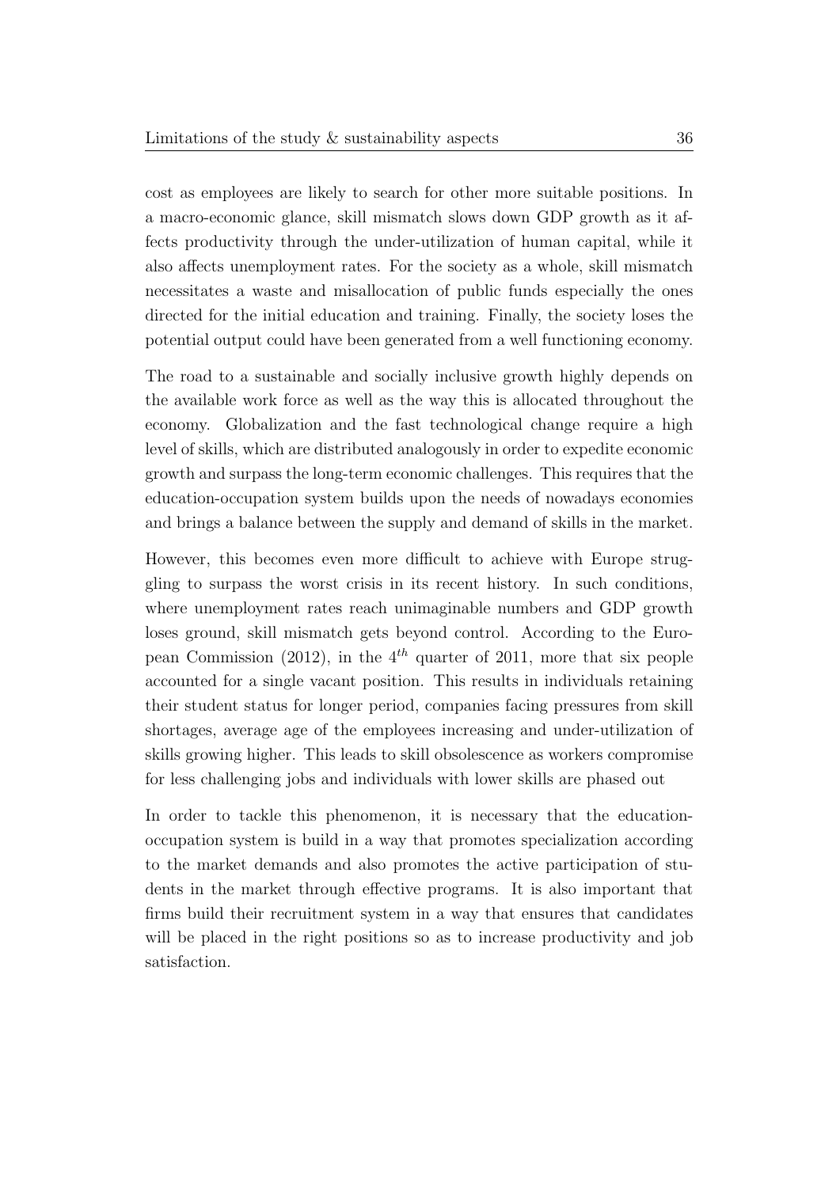cost as employees are likely to search for other more suitable positions. In a macro-economic glance, skill mismatch slows down GDP growth as it affects productivity through the under-utilization of human capital, while it also affects unemployment rates. For the society as a whole, skill mismatch necessitates a waste and misallocation of public funds especially the ones directed for the initial education and training. Finally, the society loses the potential output could have been generated from a well functioning economy.

The road to a sustainable and socially inclusive growth highly depends on the available work force as well as the way this is allocated throughout the economy. Globalization and the fast technological change require a high level of skills, which are distributed analogously in order to expedite economic growth and surpass the long-term economic challenges. This requires that the education-occupation system builds upon the needs of nowadays economies and brings a balance between the supply and demand of skills in the market.

However, this becomes even more difficult to achieve with Europe struggling to surpass the worst crisis in its recent history. In such conditions, where unemployment rates reach unimaginable numbers and GDP growth loses ground, skill mismatch gets beyond control. According to the European Commission (2012), in the $4^{th}$ quarter of 2011, more that six people accounted for a single vacant position. This results in individuals retaining their student status for longer period, companies facing pressures from skill shortages, average age of the employees increasing and under-utilization of skills growing higher. This leads to skill obsolescence as workers compromise for less challenging jobs and individuals with lower skills are phased out

In order to tackle this phenomenon, it is necessary that the education-occupation system is build in a way that promotes specialization according to the market demands and also promotes the active participation of students in the market through effective programs. It is also important that firms build their recruitment system in a way that ensures that candidates will be placed in the right positions so as to increase productivity and job satisfaction.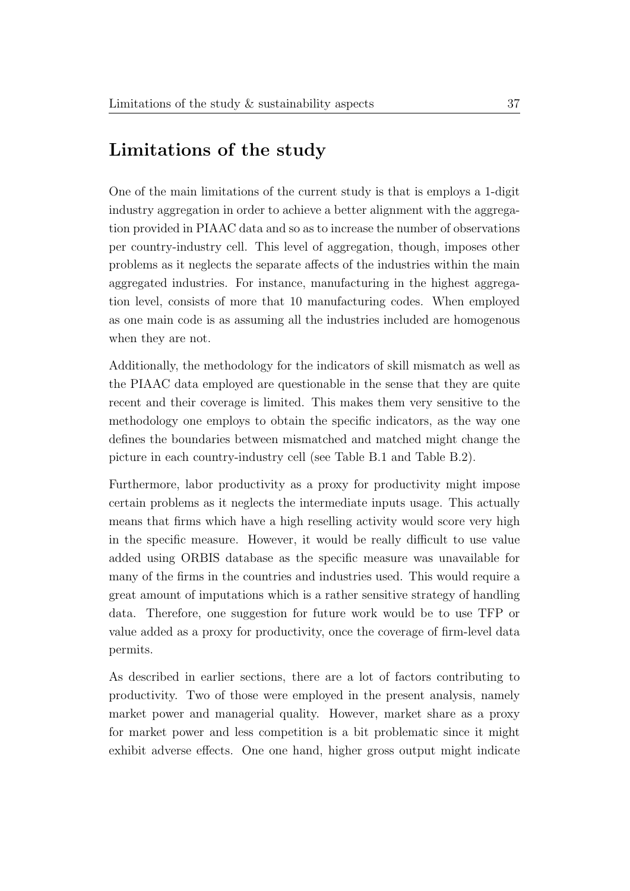## Limitations of the study

One of the main limitations of the current study is that is employs a 1-digit industry aggregation in order to achieve a better alignment with the aggregation provided in PIAAC data and so as to increase the number of observations per country-industry cell. This level of aggregation, though, imposes other problems as it neglects the separate affects of the industries within the main aggregated industries. For instance, manufacturing in the highest aggregation level, consists of more that 10 manufacturing codes. When employed as one main code is as assuming all the industries included are homogenous when they are not.

Additionally, the methodology for the indicators of skill mismatch as well as the PIAAC data employed are questionable in the sense that they are quite recent and their coverage is limited. This makes them very sensitive to the methodology one employs to obtain the specific indicators, as the way one defines the boundaries between mismatched and matched might change the picture in each country-industry cell (see Table B.1 and Table B.2).

Furthermore, labor productivity as a proxy for productivity might impose certain problems as it neglects the intermediate inputs usage. This actually means that firms which have a high reselling activity would score very high in the specific measure. However, it would be really difficult to use value added using ORBIS database as the specific measure was unavailable for many of the firms in the countries and industries used. This would require a great amount of imputations which is a rather sensitive strategy of handling data. Therefore, one suggestion for future work would be to use TFP or value added as a proxy for productivity, once the coverage of firm-level data permits.

As described in earlier sections, there are a lot of factors contributing to productivity. Two of those were employed in the present analysis, namely market power and managerial quality. However, market share as a proxy for market power and less competition is a bit problematic since it might exhibit adverse effects. One one hand, higher gross output might indicate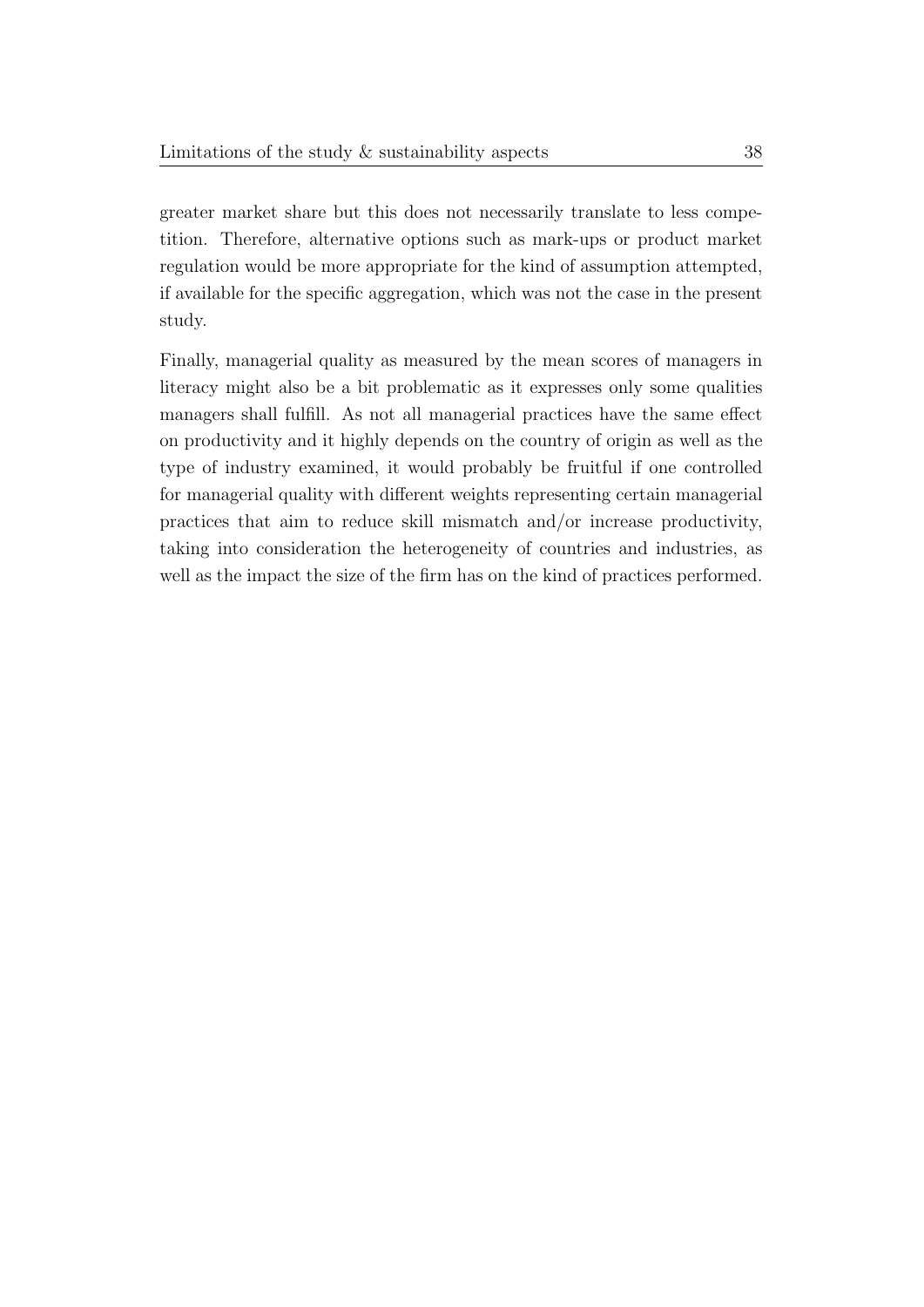greater market share but this does not necessarily translate to less competition. Therefore, alternative options such as mark-ups or product market regulation would be more appropriate for the kind of assumption attempted, if available for the specific aggregation, which was not the case in the present study.

Finally, managerial quality as measured by the mean scores of managers in literacy might also be a bit problematic as it expresses only some qualities managers shall fulfill. As not all managerial practices have the same effect on productivity and it highly depends on the country of origin as well as the type of industry examined, it would probably be fruitful if one controlled for managerial quality with different weights representing certain managerial practices that aim to reduce skill mismatch and/or increase productivity, taking into consideration the heterogeneity of countries and industries, as well as the impact the size of the firm has on the kind of practices performed.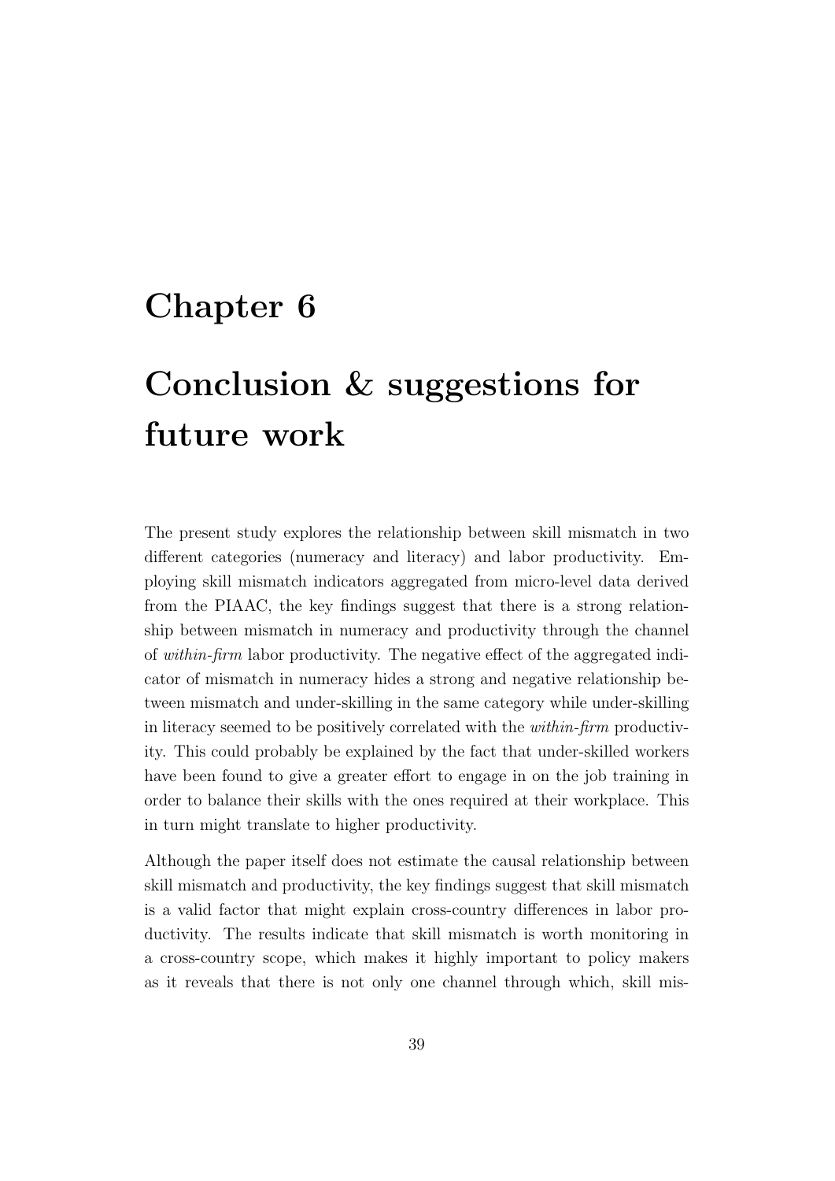# Chapter 6

# Conclusion & suggestions for future work

The present study explores the relationship between skill mismatch in two different categories (numeracy and literacy) and labor productivity. Employing skill mismatch indicators aggregated from micro-level data derived from the PIAAC, the key findings suggest that there is a strong relationship between mismatch in numeracy and productivity through the channel of *within-firm* labor productivity. The negative effect of the aggregated indicator of mismatch in numeracy hides a strong and negative relationship between mismatch and under-skilling in the same category while under-skilling in literacy seemed to be positively correlated with the *within-firm* productivity. This could probably be explained by the fact that under-skilled workers have been found to give a greater effort to engage in on the job training in order to balance their skills with the ones required at their workplace. This in turn might translate to higher productivity.

Although the paper itself does not estimate the causal relationship between skill mismatch and productivity, the key findings suggest that skill mismatch is a valid factor that might explain cross-country differences in labor productivity. The results indicate that skill mismatch is worth monitoring in a cross-country scope, which makes it highly important to policy makers as it reveals that there is not only one channel through which, skill mis-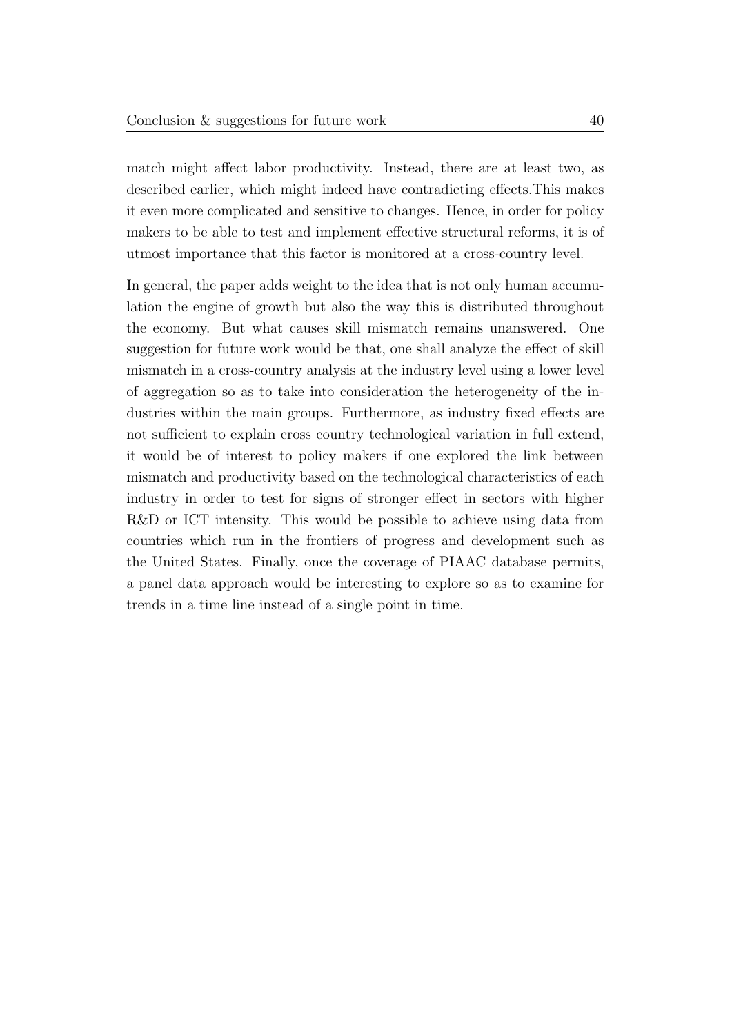match might affect labor productivity. Instead, there are at least two, as described earlier, which might indeed have contradicting effects.This makes it even more complicated and sensitive to changes. Hence, in order for policy makers to be able to test and implement effective structural reforms, it is of utmost importance that this factor is monitored at a cross-country level.

In general, the paper adds weight to the idea that is not only human accumulation the engine of growth but also the way this is distributed throughout the economy. But what causes skill mismatch remains unanswered. One suggestion for future work would be that, one shall analyze the effect of skill mismatch in a cross-country analysis at the industry level using a lower level of aggregation so as to take into consideration the heterogeneity of the industries within the main groups. Furthermore, as industry fixed effects are not sufficient to explain cross country technological variation in full extend, it would be of interest to policy makers if one explored the link between mismatch and productivity based on the technological characteristics of each industry in order to test for signs of stronger effect in sectors with higher R&D or ICT intensity. This would be possible to achieve using data from countries which run in the frontiers of progress and development such as the United States. Finally, once the coverage of PIAAC database permits, a panel data approach would be interesting to explore so as to examine for trends in a time line instead of a single point in time.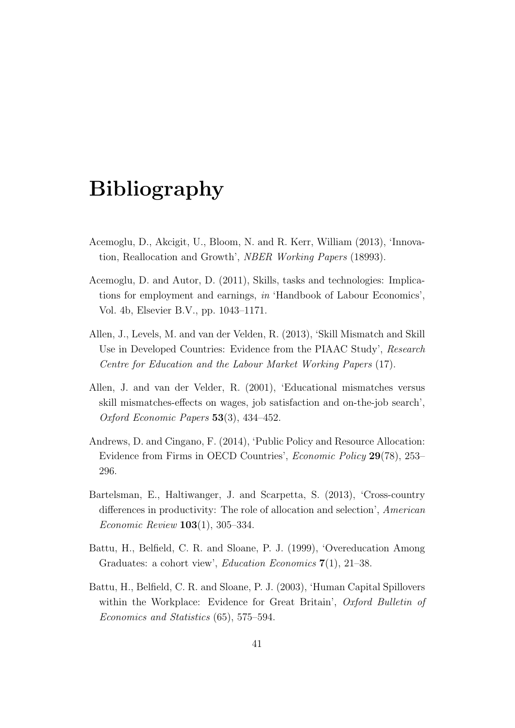# Bibliography

Acemoglu, D., Akcigit, U., Bloom, N. and R. Kerr, William (2013), 'Innovation, Reallocation and Growth', *NBER Working Papers* (18993).

Acemoglu, D. and Autor, D. (2011), Skills, tasks and technologies: Implications for employment and earnings, *in* 'Handbook of Labour Economics', Vol. 4b, Elsevier B.V., pp. 1043–1171.

Allen, J., Levels, M. and van der Velden, R. (2013), 'Skill Mismatch and Skill Use in Developed Countries: Evidence from the PIAAC Study', *Research Centre for Education and the Labour Market Working Papers* (17).

Allen, J. and van der Velder, R. (2001), 'Educational mismatches versus skill mismatches-effects on wages, job satisfaction and on-the-job search', *Oxford Economic Papers* **53**(3), 434–452.

Andrews, D. and Cingano, F. (2014), 'Public Policy and Resource Allocation: Evidence from Firms in OECD Countries', *Economic Policy* **29**(78), 253–296.

Bartelsman, E., Haltiwanger, J. and Scarpetta, S. (2013), 'Cross-country differences in productivity: The role of allocation and selection', *American Economic Review* **103**(1), 305–334.

Battu, H., Belfield, C. R. and Sloane, P. J. (1999), 'Overeducation Among Graduates: a cohort view', *Education Economics* **7**(1), 21–38.

Battu, H., Belfield, C. R. and Sloane, P. J. (2003), 'Human Capital Spillovers within the Workplace: Evidence for Great Britain', *Oxford Bulletin of Economics and Statistics* (65), 575–594.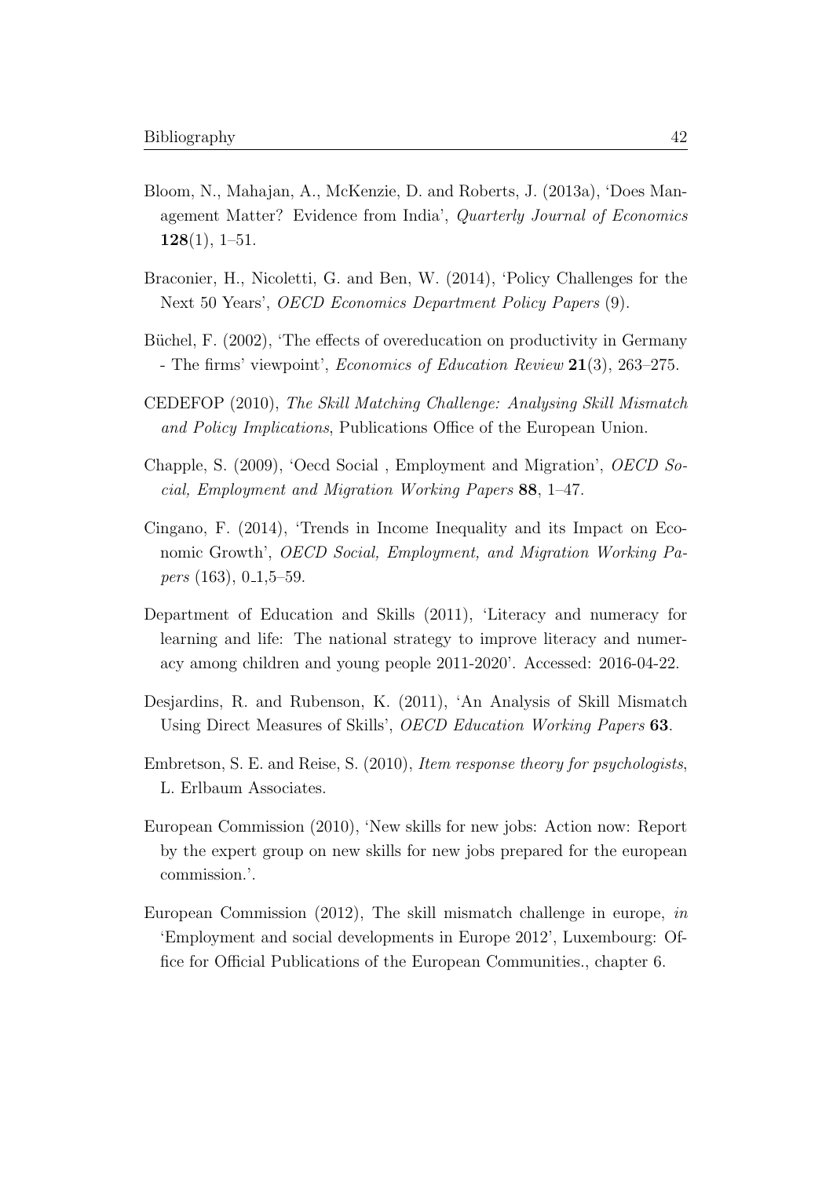Bloom, N., Mahajan, A., McKenzie, D. and Roberts, J. (2013a), 'Does Management Matter? Evidence from India', *Quarterly Journal of Economics* **128**(1), 1–51.

Braconier, H., Nicoletti, G. and Ben, W. (2014), 'Policy Challenges for the Next 50 Years', *OECD Economics Department Policy Papers* (9).

Büchel, F. (2002), 'The effects of overeducation on productivity in Germany - The firms' viewpoint', *Economics of Education Review* **21**(3), 263–275.

CEDEFOP (2010), *The Skill Matching Challenge: Analysing Skill Mismatch and Policy Implications*, Publications Office of the European Union.

Chapple, S. (2009), 'Oecd Social , Employment and Migration', *OECD Social, Employment and Migration Working Papers* **88**, 1–47.

Cingano, F. (2014), 'Trends in Income Inequality and its Impact on Economic Growth', *OECD Social, Employment, and Migration Working Papers* (163), 0_1,5–59.

Department of Education and Skills (2011), 'Literacy and numeracy for learning and life: The national strategy to improve literacy and numeracy among children and young people 2011-2020'. Accessed: 2016-04-22.

Desjardins, R. and Rubenson, K. (2011), 'An Analysis of Skill Mismatch Using Direct Measures of Skills', *OECD Education Working Papers* **63**.

Embretson, S. E. and Reise, S. (2010), *Item response theory for psychologists*, L. Erlbaum Associates.

European Commission (2010), 'New skills for new jobs: Action now: Report by the expert group on new skills for new jobs prepared for the european commission.'.

European Commission (2012), The skill mismatch challenge in europe, *in* 'Employment and social developments in Europe 2012', Luxembourg: Office for Official Publications of the European Communities., chapter 6.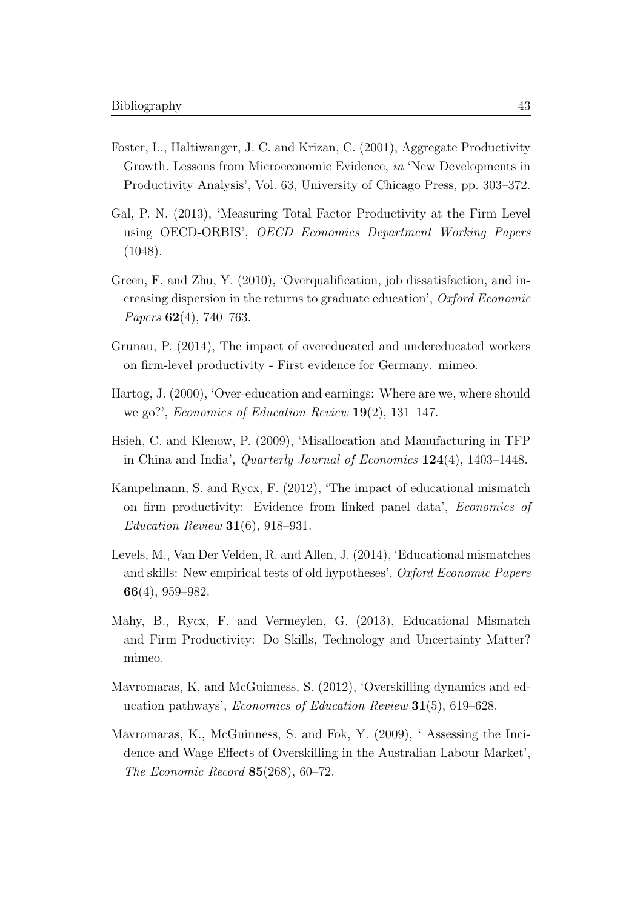Foster, L., Haltiwanger, J. C. and Krizan, C. (2001), Aggregate Productivity Growth. Lessons from Microeconomic Evidence, *in* 'New Developments in Productivity Analysis', Vol. 63, University of Chicago Press, pp. 303–372.

Gal, P. N. (2013), 'Measuring Total Factor Productivity at the Firm Level using OECD-ORBIS', *OECD Economics Department Working Papers* (1048).

Green, F. and Zhu, Y. (2010), 'Overqualification, job dissatisfaction, and increasing dispersion in the returns to graduate education', *Oxford Economic Papers* **62**(4), 740–763.

Grunau, P. (2014), The impact of overeducated and undereducated workers on firm-level productivity - First evidence for Germany. mimeo.

Hartog, J. (2000), 'Over-education and earnings: Where are we, where should we go?', *Economics of Education Review* **19**(2), 131–147.

Hsieh, C. and Klenow, P. (2009), 'Misallocation and Manufacturing in TFP in China and India', *Quarterly Journal of Economics* **124**(4), 1403–1448.

Kampelmann, S. and Rycx, F. (2012), 'The impact of educational mismatch on firm productivity: Evidence from linked panel data', *Economics of Education Review* **31**(6), 918–931.

Levels, M., Van Der Velden, R. and Allen, J. (2014), 'Educational mismatches and skills: New empirical tests of old hypotheses', *Oxford Economic Papers* **66**(4), 959–982.

Mahy, B., Rycx, F. and Vermeylen, G. (2013), Educational Mismatch and Firm Productivity: Do Skills, Technology and Uncertainty Matter? mimeo.

Mavromaras, K. and McGuinness, S. (2012), 'Overskilling dynamics and education pathways', *Economics of Education Review* **31**(5), 619–628.

Mavromaras, K., McGuinness, S. and Fok, Y. (2009), ' Assessing the Incidence and Wage Effects of Overskilling in the Australian Labour Market', *The Economic Record* **85**(268), 60–72.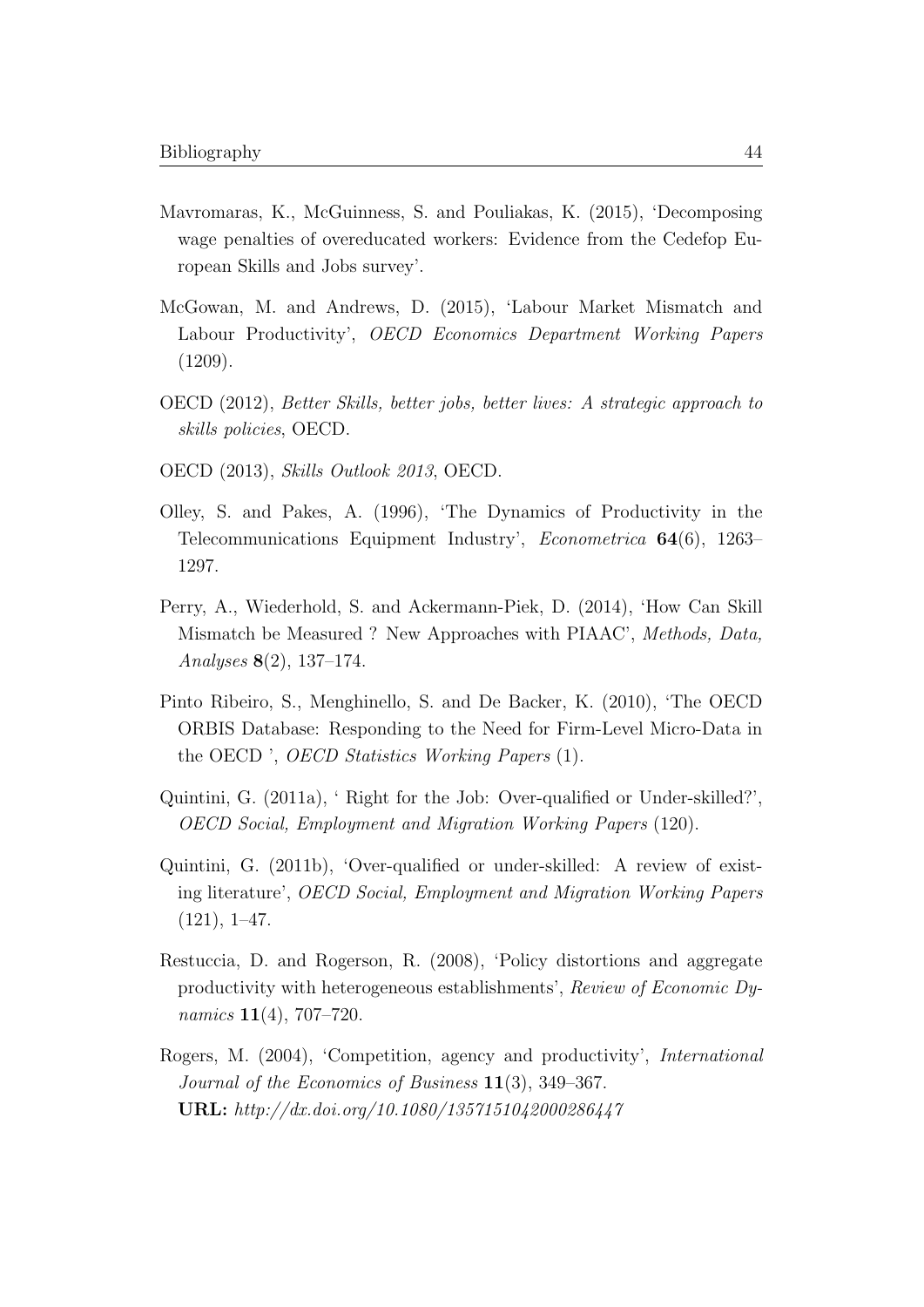Mavromaras, K., McGuinness, S. and Pouliakas, K. (2015), 'Decomposing wage penalties of overeducated workers: Evidence from the Cedefop European Skills and Jobs survey'.

McGowan, M. and Andrews, D. (2015), 'Labour Market Mismatch and Labour Productivity', *OECD Economics Department Working Papers* (1209).

OECD (2012), *Better Skills, better jobs, better lives: A strategic approach to skills policies*, OECD.

OECD (2013), *Skills Outlook 2013*, OECD.

Olley, S. and Pakes, A. (1996), 'The Dynamics of Productivity in the Telecommunications Equipment Industry', *Econometrica* **64**(6), 1263–1297.

Perry, A., Wiederhold, S. and Ackermann-Piek, D. (2014), 'How Can Skill Mismatch be Measured ? New Approaches with PIAAC', *Methods, Data, Analyses* **8**(2), 137–174.

Pinto Ribeiro, S., Menghinello, S. and De Backer, K. (2010), 'The OECD ORBIS Database: Responding to the Need for Firm-Level Micro-Data in the OECD ', *OECD Statistics Working Papers* (1).

Quintini, G. (2011a), ' Right for the Job: Over-qualified or Under-skilled?', *OECD Social, Employment and Migration Working Papers* (120).

Quintini, G. (2011b), 'Over-qualified or under-skilled: A review of existing literature', *OECD Social, Employment and Migration Working Papers* (121), 1–47.

Restuccia, D. and Rogerson, R. (2008), 'Policy distortions and aggregate productivity with heterogeneous establishments', *Review of Economic Dynamics* **11**(4), 707–720.

Rogers, M. (2004), 'Competition, agency and productivity', *International Journal of the Economics of Business* **11**(3), 349–367.
**URL:** *http://dx.doi.org/10.1080/1357151042000286447*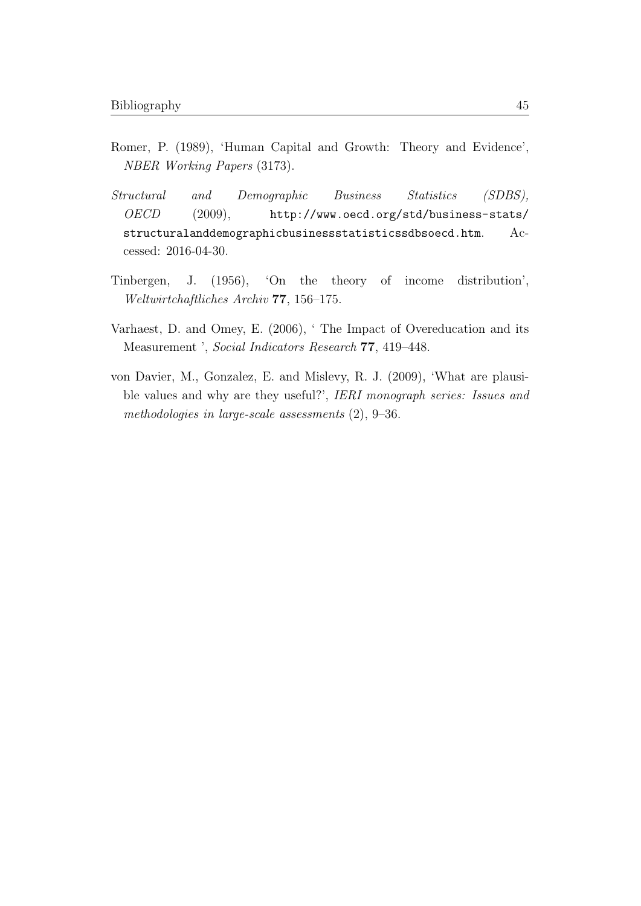Romer, P. (1989), 'Human Capital and Growth: Theory and Evidence', *NBER Working Papers* (3173).

*Structural and Demographic Business Statistics (SDBS), OECD* (2009), http://www.oecd.org/std/business-stats/structuralanddemographicbusinessstatisticssdbsoecd.htm. Accessed: 2016-04-30.

Tinbergen, J. (1956), 'On the theory of income distribution', *Weltwirtchaftliches Archiv* **77**, 156–175.

Varhaest, D. and Omey, E. (2006), ' The Impact of Overeducation and its Measurement ', *Social Indicators Research* **77**, 419–448.

von Davier, M., Gonzalez, E. and Mislevy, R. J. (2009), 'What are plausible values and why are they useful?', *IERI monograph series: Issues and methodologies in large-scale assessments* (2), 9–36.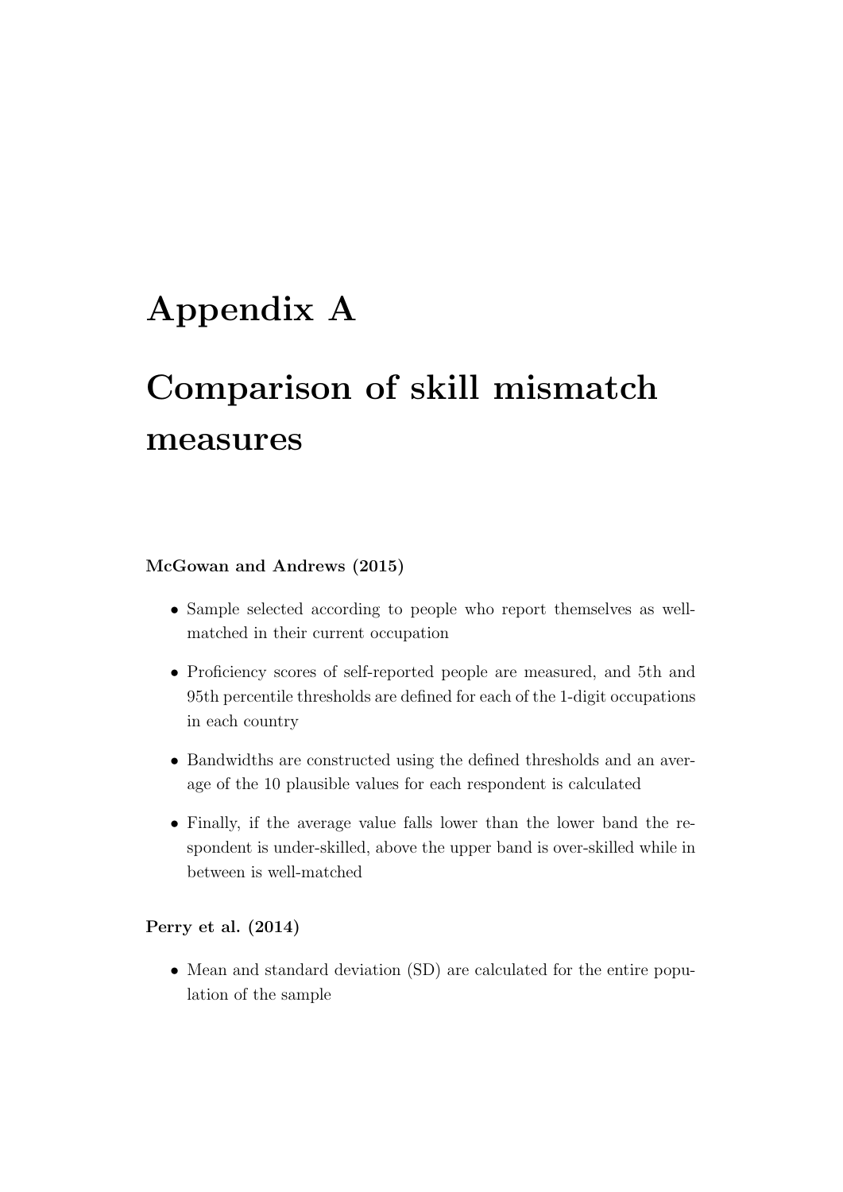# Appendix A

# Comparison of skill mismatch measures

**McGowan and Andrews (2015)**

- Sample selected according to people who report themselves as well-matched in their current occupation
- Proficiency scores of self-reported people are measured, and 5th and 95th percentile thresholds are defined for each of the 1-digit occupations in each country
- Bandwidths are constructed using the defined thresholds and an average of the 10 plausible values for each respondent is calculated
- Finally, if the average value falls lower than the lower band the respondent is under-skilled, above the upper band is over-skilled while in between is well-matched

**Perry et al. (2014)**

- Mean and standard deviation (SD) are calculated for the entire population of the sample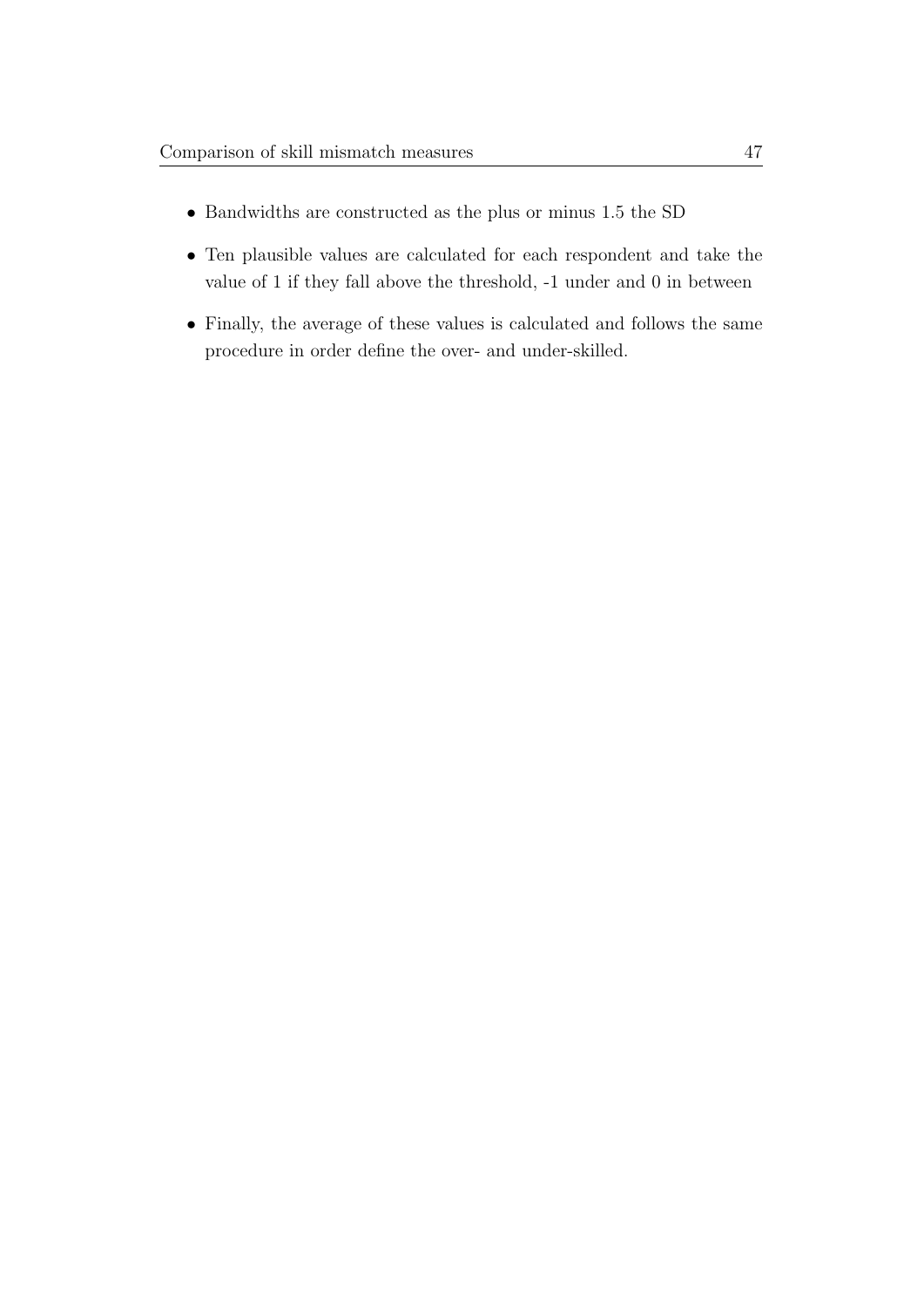- Bandwidths are constructed as the plus or minus 1.5 the SD
- Ten plausible values are calculated for each respondent and take the value of 1 if they fall above the threshold, -1 under and 0 in between
- Finally, the average of these values is calculated and follows the same procedure in order define the over- and under-skilled.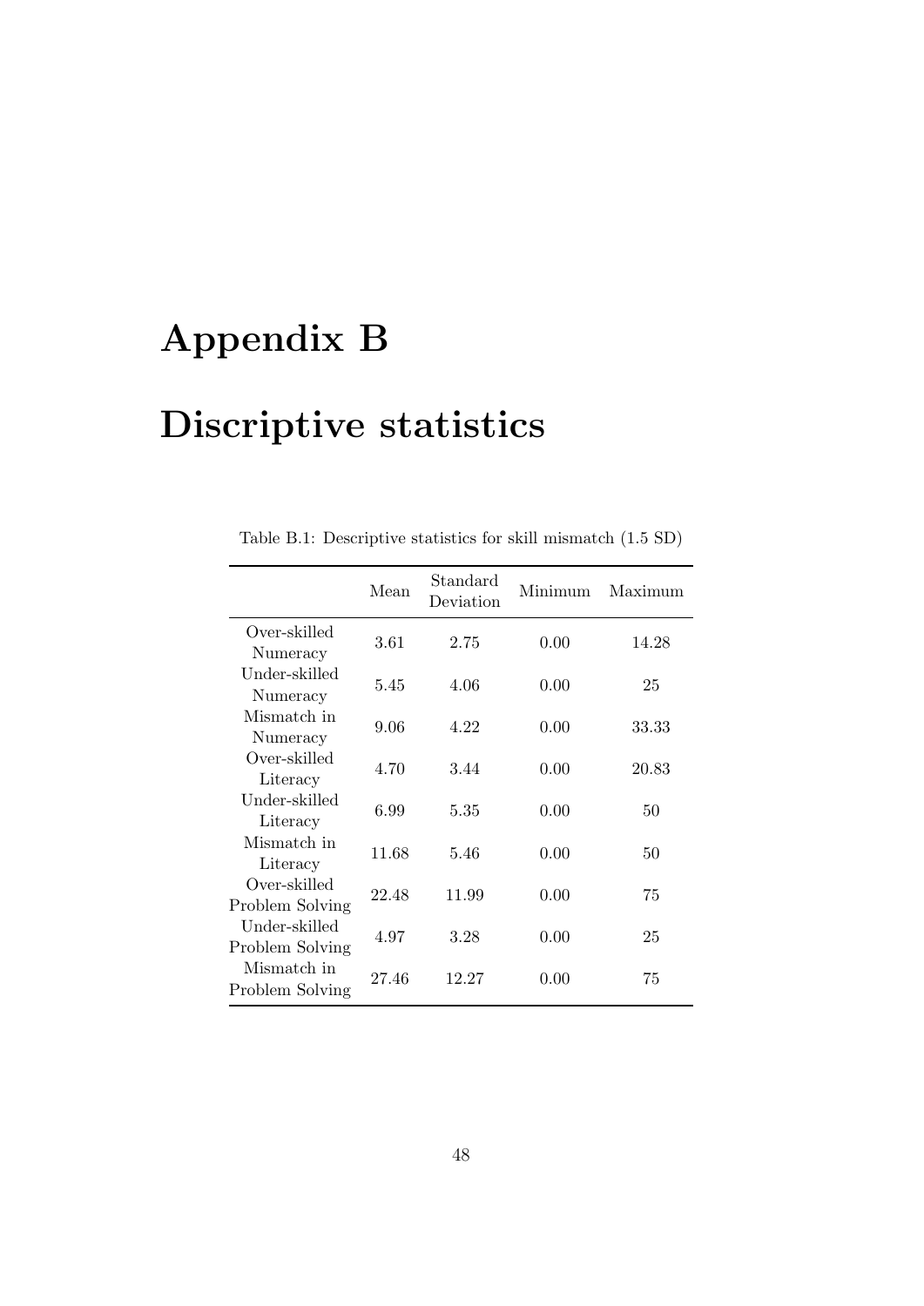# Appendix B

# Discriptive statistics

Table B.1: Descriptive statistics for skill mismatch (1.5 SD)

| | Mean | Standard Deviation | Minimum | Maximum |
|---|---|---|---|---|
| Over-skilled Numeracy | 3.61 | 2.75 | 0.00 | 14.28 |
| Under-skilled Numeracy | 5.45 | 4.06 | 0.00 | 25 |
| Mismatch in Numeracy | 9.06 | 4.22 | 0.00 | 33.33 |
| Over-skilled Literacy | 4.70 | 3.44 | 0.00 | 20.83 |
| Under-skilled Literacy | 6.99 | 5.35 | 0.00 | 50 |
| Mismatch in Literacy | 11.68 | 5.46 | 0.00 | 50 |
| Over-skilled Problem Solving | 22.48 | 11.99 | 0.00 | 75 |
| Under-skilled Problem Solving | 4.97 | 3.28 | 0.00 | 25 |
| Mismatch in Problem Solving | 27.46 | 12.27 | 0.00 | 75 |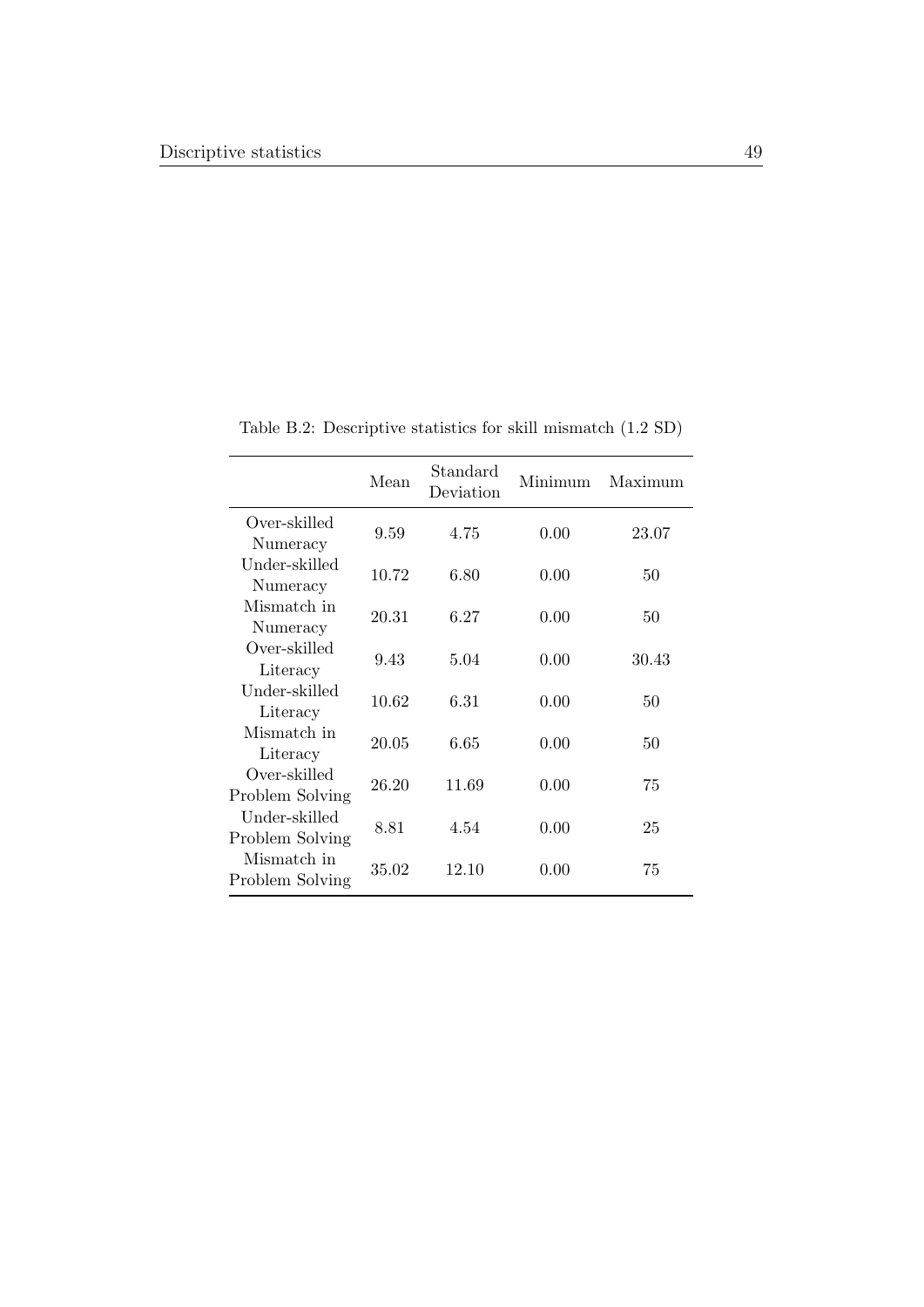Table B.2: Descriptive statistics for skill mismatch (1.2 SD)

| | Mean | Standard Deviation | Minimum | Maximum |
|---|---|---|---|---|
| Over-skilled Numeracy | 9.59 | 4.75 | 0.00 | 23.07 |
| Under-skilled Numeracy | 10.72 | 6.80 | 0.00 | 50 |
| Mismatch in Numeracy | 20.31 | 6.27 | 0.00 | 50 |
| Over-skilled Literacy | 9.43 | 5.04 | 0.00 | 30.43 |
| Under-skilled Literacy | 10.62 | 6.31 | 0.00 | 50 |
| Mismatch in Literacy | 20.05 | 6.65 | 0.00 | 50 |
| Over-skilled Problem Solving | 26.20 | 11.69 | 0.00 | 75 |
| Under-skilled Problem Solving | 8.81 | 4.54 | 0.00 | 25 |
| Mismatch in Problem Solving | 35.02 | 12.10 | 0.00 | 75 |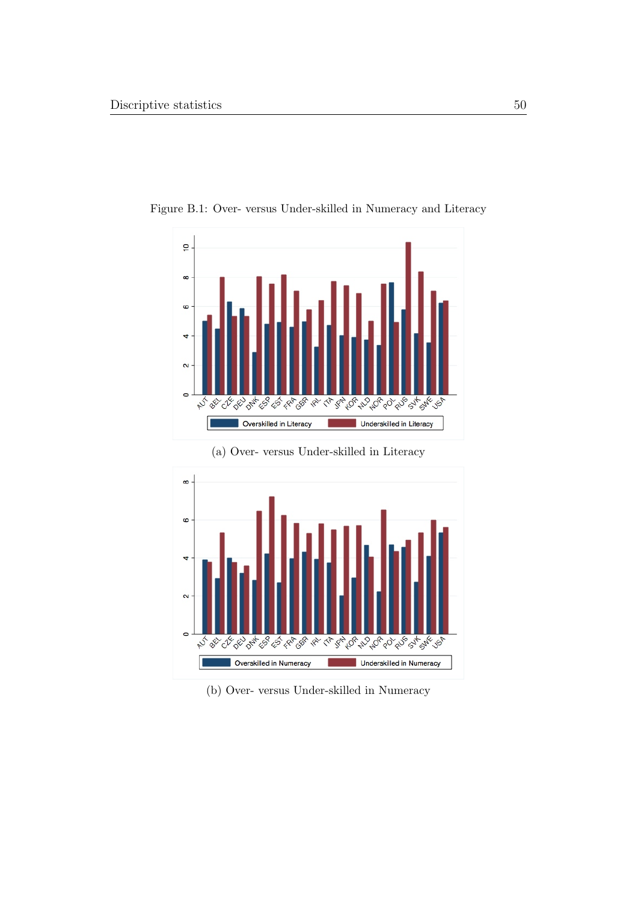Figure B.1: Over- versus Under-skilled in Numeracy and Literacy

(a) Over- versus Under-skilled in Literacy

(b) Over- versus Under-skilled in Numeracy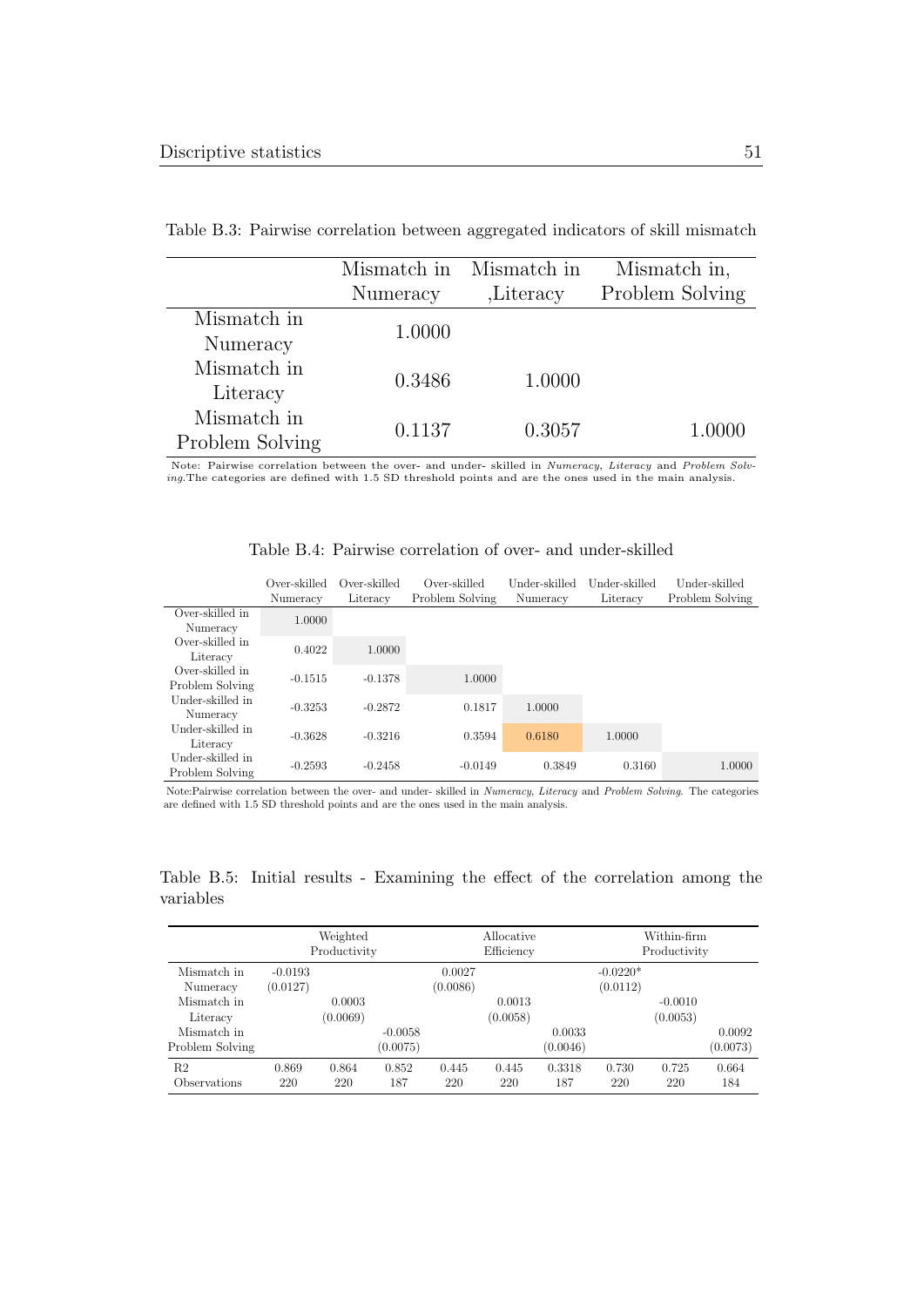Table B.3: Pairwise correlation between aggregated indicators of skill mismatch

| | Mismatch in Numeracy | Mismatch in ,Literacy | Mismatch in, Problem Solving |
|---|---|---|---|
| Mismatch in Numeracy | 1.0000 | | |
| Mismatch in Literacy | 0.3486 | 1.0000 | |
| Mismatch in Problem Solving | 0.1137 | 0.3057 | 1.0000 |

Note: Pairwise correlation between the over- and under- skilled in *Numeracy*, *Literacy* and *Problem Solving*.The categories are defined with 1.5 SD threshold points and are the ones used in the main analysis.

Table B.4: Pairwise correlation of over- and under-skilled

| | Over-skilled Numeracy | Over-skilled Literacy | Over-skilled Problem Solving | Under-skilled Numeracy | Under-skilled Literacy | Under-skilled Problem Solving |
|---|---|---|---|---|---|---|
| Over-skilled in Numeracy | 1.0000 | | | | | |
| Over-skilled in Literacy | 0.4022 | 1.0000 | | | | |
| Over-skilled in Problem Solving | -0.1515 | -0.1378 | 1.0000 | | | |
| Under-skilled in Numeracy | -0.3253 | -0.2872 | 0.1817 | 1.0000 | | |
| Under-skilled in Literacy | -0.3628 | -0.3216 | 0.3594 | 0.6180 | 1.0000 | |
| Under-skilled in Problem Solving | -0.2593 | -0.2458 | -0.0149 | 0.3849 | 0.3160 | 1.0000 |

Note:Pairwise correlation between the over- and under- skilled in *Numeracy*, *Literacy* and *Problem Solving*. The categories are defined with 1.5 SD threshold points and are the ones used in the main analysis.

Table B.5: Initial results - Examining the effect of the correlation among the variables

| | Weighted Productivity | | | Allocative Efficiency | | | Within-firm Productivity | | |
|---|---|---|---|---|---|---|---|---|---|
| Mismatch in Numeracy | -0.0193 | | | 0.0027 | | | -0.0220* | | |
| | (0.0127) | | | (0.0086) | | | (0.0112) | | |
| Mismatch in Literacy | | 0.0003 | | | 0.0013 | | | -0.0010 | |
| | | (0.0069) | | | (0.0058) | | | (0.0053) | |
| Mismatch in Problem Solving | | | -0.0058 | | | 0.0033 | | | 0.0092 |
| | | | (0.0075) | | | (0.0046) | | | (0.0073) |
| R2 | 0.869 | 0.864 | 0.852 | 0.445 | 0.445 | 0.3318 | 0.730 | 0.725 | 0.664 |
| Observations | 220 | 220 | 187 | 220 | 220 | 187 | 220 | 220 | 184 |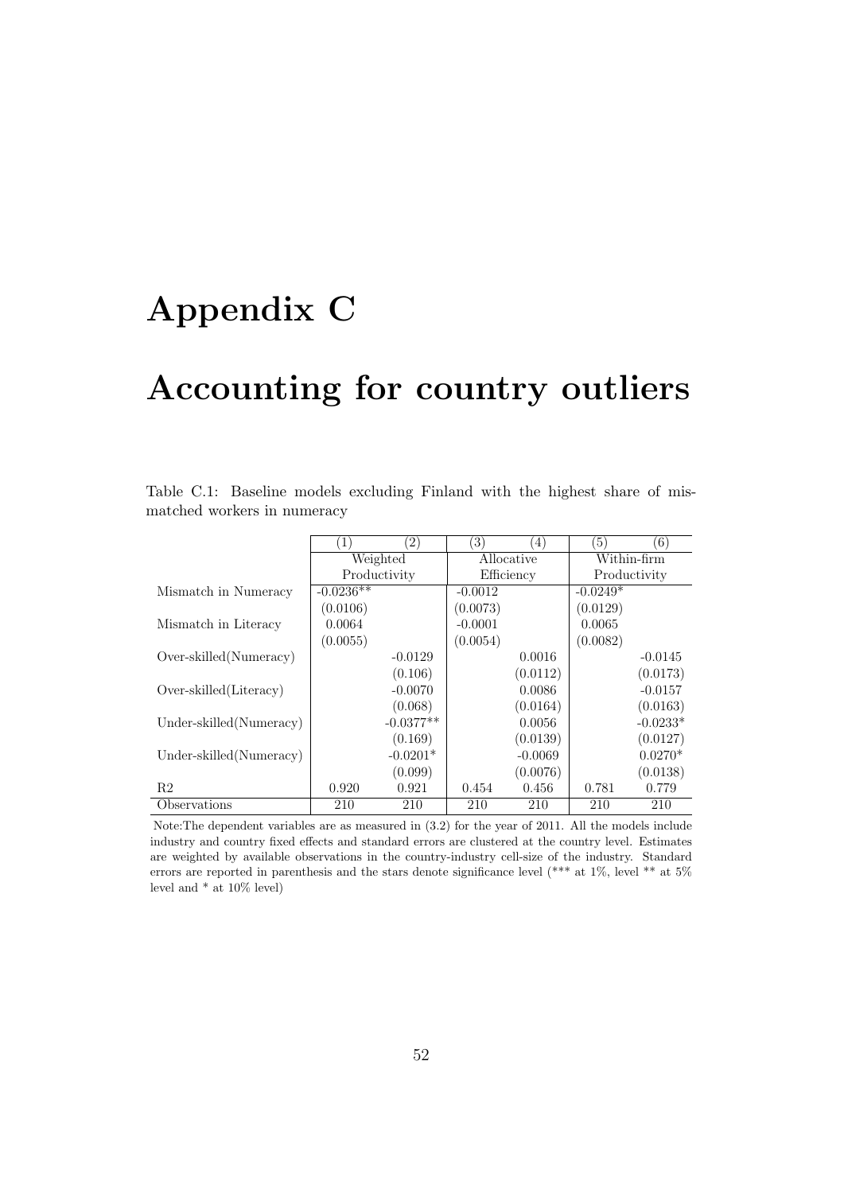# Appendix C

# Accounting for country outliers

Table C.1: Baseline models excluding Finland with the highest share of mismatched workers in numeracy

| | (1) | (2) | (3) | (4) | (5) | (6) |
|---|---|---|---|---|---|---|
| | Weighted Productivity | | Allocative Efficiency | | Within-firm Productivity | |
| Mismatch in Numeracy | -0.0236** | | -0.0012 | | -0.0249* | |
| | (0.0106) | | (0.0073) | | (0.0129) | |
| Mismatch in Literacy | 0.0064 | | -0.0001 | | 0.0065 | |
| | (0.0055) | | (0.0054) | | (0.0082) | |
| Over-skilled(Numeracy) | | -0.0129 | | 0.0016 | | -0.0145 |
| | | (0.106) | | (0.0112) | | (0.0173) |
| Over-skilled(Literacy) | | -0.0070 | | 0.0086 | | -0.0157 |
| | | (0.068) | | (0.0164) | | (0.0163) |
| Under-skilled(Numeracy) | | -0.0377** | | 0.0056 | | -0.0233* |
| | | (0.169) | | (0.0139) | | (0.0127) |
| Under-skilled(Numeracy) | | -0.0201* | | -0.0069 | | 0.0270* |
| | | (0.099) | | (0.0076) | | (0.0138) |
| R2 | 0.920 | 0.921 | 0.454 | 0.456 | 0.781 | 0.779 |
| Observations | 210 | 210 | 210 | 210 | 210 | 210 |

Note:The dependent variables are as measured in (3.2) for the year of 2011. All the models include industry and country fixed effects and standard errors are clustered at the country level. Estimates are weighted by available observations in the country-industry cell-size of the industry. Standard errors are reported in parenthesis and the stars denote significance level (*** at 1%, level ** at 5% level and * at 10% level)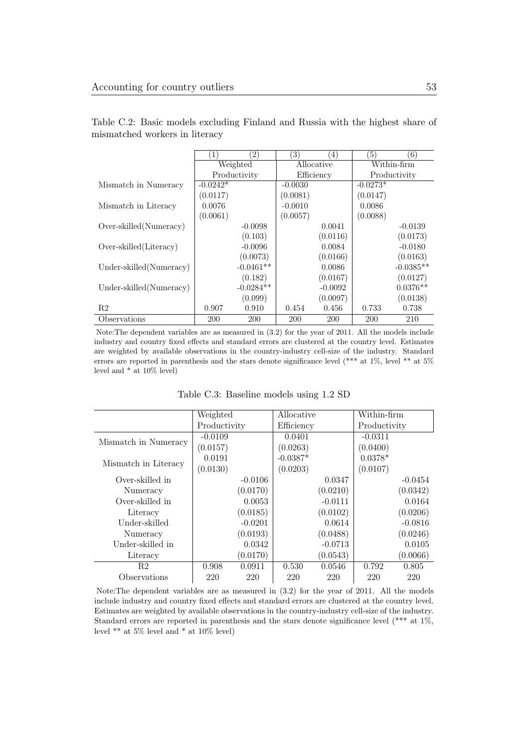Table C.2: Basic models excluding Finland and Russia with the highest share of mismatched workers in literacy

| | (1) | (2) | (3) | (4) | (5) | (6) |
|---|---|---|---|---|---|---|
| | Weighted Productivity | | Allocative Efficiency | | Within-firm Productivity | |
| Mismatch in Numeracy | -0.0242* | | -0.0030 | | -0.0273* | |
| | (0.0117) | | (0.0081) | | (0.0147) | |
| Mismatch in Literacy | 0.0076 | | -0.0010 | | 0.0086 | |
| | (0.0061) | | (0.0057) | | (0.0088) | |
| Over-skilled(Numeracy) | | -0.0098 | | 0.0041 | | -0.0139 |
| | | (0.103) | | (0.0116) | | (0.0173) |
| Over-skilled(Literacy) | | -0.0096 | | 0.0084 | | -0.0180 |
| | | (0.0073) | | (0.0166) | | (0.0163) |
| Under-skilled(Numeracy) | | -0.0461** | | 0.0086 | | -0.0385** |
| | | (0.182) | | (0.0167) | | (0.0127) |
| Under-skilled(Numeracy) | | -0.0284** | | -0.0092 | | 0.0376** |
| | | (0.099) | | (0.0097) | | (0.0138) |
| R2 | 0.907 | 0.910 | 0.454 | 0.456 | 0.733 | 0.738 |
| Observations | 200 | 200 | 200 | 200 | 200 | 210 |

Note:The dependent variables are as measured in (3.2) for the year of 2011. All the models include industry and country fixed effects and standard errors are clustered at the country level. Estimates are weighted by available observations in the country-industry cell-size of the industry. Standard errors are reported in parenthesis and the stars denote significance level (*** at 1%, level ** at 5% level and * at 10% level)

Table C.3: Baseline models using 1.2 SD

| | Weighted Productivity | | Allocative Efficiency | | Within-firm Productivity | |
|---|---|---|---|---|---|---|
| Mismatch in Numeracy | -0.0109 | | 0.0401 | | -0.0311 | |
| | (0.0157) | | (0.0263) | | (0.0400) | |
| Mismatch in Literacy | 0.0191 | | -0.0387* | | 0.0378* | |
| | (0.0130) | | (0.0203) | | (0.0107) | |
| Over-skilled in Numeracy | | -0.0106 | | 0.0347 | | -0.0454 |
| | | (0.0170) | | (0.0210) | | (0.0342) |
| Over-skilled in Literacy | | 0.0053 | | -0.0111 | | 0.0164 |
| | | (0.0185) | | (0.0102) | | (0.0206) |
| Under-skilled Numeracy | | -0.0201 | | 0.0614 | | -0.0816 |
| | | (0.0193) | | (0.0488) | | (0.0246) |
| Under-skilled in Literacy | | 0.0342 | | -0.0713 | | 0.0105 |
| | | (0.0170) | | (0.0543) | | (0.0066) |
| R2 | 0.908 | 0.0911 | 0.530 | 0.0546 | 0.792 | 0.805 |
| Observations | 220 | 220 | 220 | 220 | 220 | 220 |

Note:The dependent variables are as measured in (3.2) for the year of 2011. All the models include industry and country fixed effects and standard errors are clustered at the country level. Estimates are weighted by available observations in the country-industry cell-size of the industry. Standard errors are reported in parenthesis and the stars denote significance level (*** at 1%, level ** at 5% level and * at 10% level)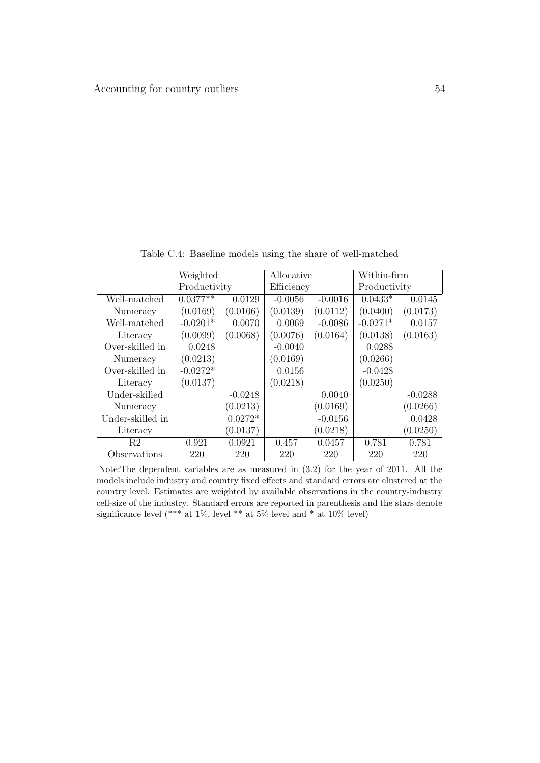Table C.4: Baseline models using the share of well-matched

| | Weighted Productivity | | Allocative Efficiency | | Within-firm Productivity | |
|---|---|---|---|---|---|---|
| Well-matched Numeracy | 0.0377** | 0.0129 | -0.0056 | -0.0016 | 0.0433* | 0.0145 |
| | (0.0169) | (0.0106) | (0.0139) | (0.0112) | (0.0400) | (0.0173) |
| Well-matched Literacy | -0.0201* | 0.0070 | 0.0069 | -0.0086 | -0.0271* | 0.0157 |
| | (0.0099) | (0.0068) | (0.0076) | (0.0164) | (0.0138) | (0.0163) |
| Over-skilled in Numeracy | 0.0248 | | -0.0040 | | 0.0288 | |
| | (0.0213) | | (0.0169) | | (0.0266) | |
| Over-skilled in Literacy | -0.0272* | | 0.0156 | | -0.0428 | |
| | (0.0137) | | (0.0218) | | (0.0250) | |
| Under-skilled Numeracy | | -0.0248 | | 0.0040 | | -0.0288 |
| | | (0.0213) | | (0.0169) | | (0.0266) |
| Under-skilled in Literacy | | 0.0272* | | -0.0156 | | 0.0428 |
| | | (0.0137) | | (0.0218) | | (0.0250) |
| R2 | 0.921 | 0.0921 | 0.457 | 0.0457 | 0.781 | 0.781 |
| Observations | 220 | 220 | 220 | 220 | 220 | 220 |

Note:The dependent variables are as measured in (3.2) for the year of 2011. All the models include industry and country fixed effects and standard errors are clustered at the country level. Estimates are weighted by available observations in the country-industry cell-size of the industry. Standard errors are reported in parenthesis and the stars denote significance level (*** at 1%, level ** at 5% level and * at 10% level)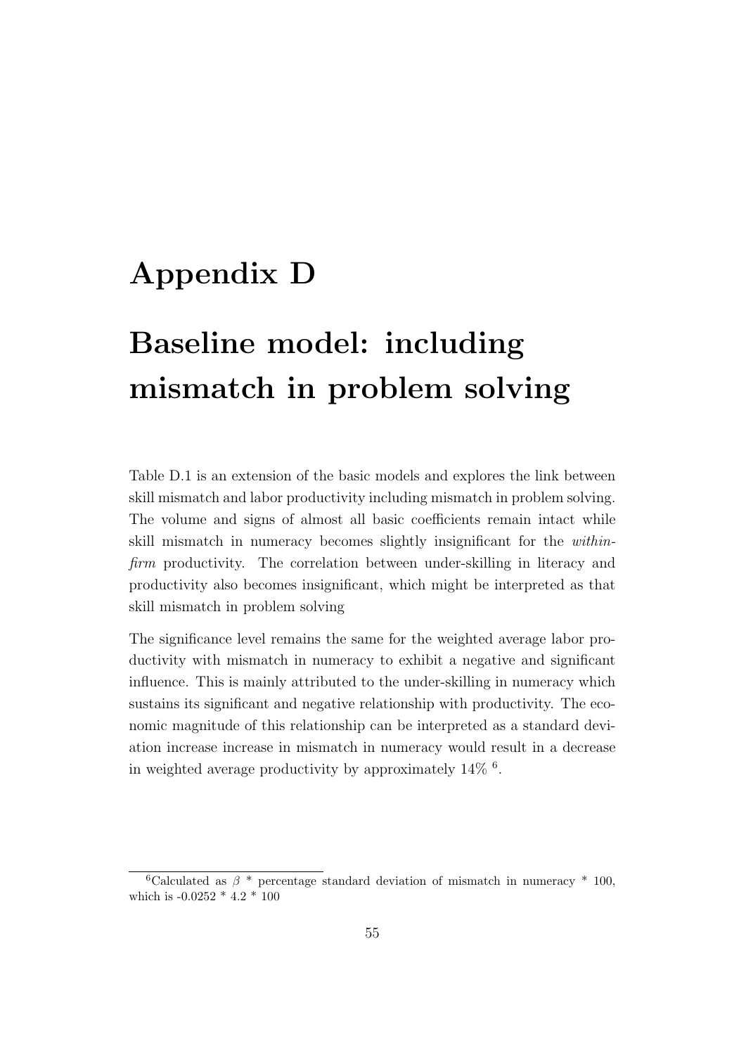# Appendix D

# Baseline model: including mismatch in problem solving

Table D.1 is an extension of the basic models and explores the link between skill mismatch and labor productivity including mismatch in problem solving. The volume and signs of almost all basic coefficients remain intact while skill mismatch in numeracy becomes slightly insignificant for the *within-firm* productivity. The correlation between under-skilling in literacy and productivity also becomes insignificant, which might be interpreted as that skill mismatch in problem solving

The significance level remains the same for the weighted average labor productivity with mismatch in numeracy to exhibit a negative and significant influence. This is mainly attributed to the under-skilling in numeracy which sustains its significant and negative relationship with productivity. The economic magnitude of this relationship can be interpreted as a standard deviation increase increase in mismatch in numeracy would result in a decrease in weighted average productivity by approximately 14% [6].

[6] Calculated as $\beta$ * percentage standard deviation of mismatch in numeracy * 100, which is -0.0252 * 4.2 * 100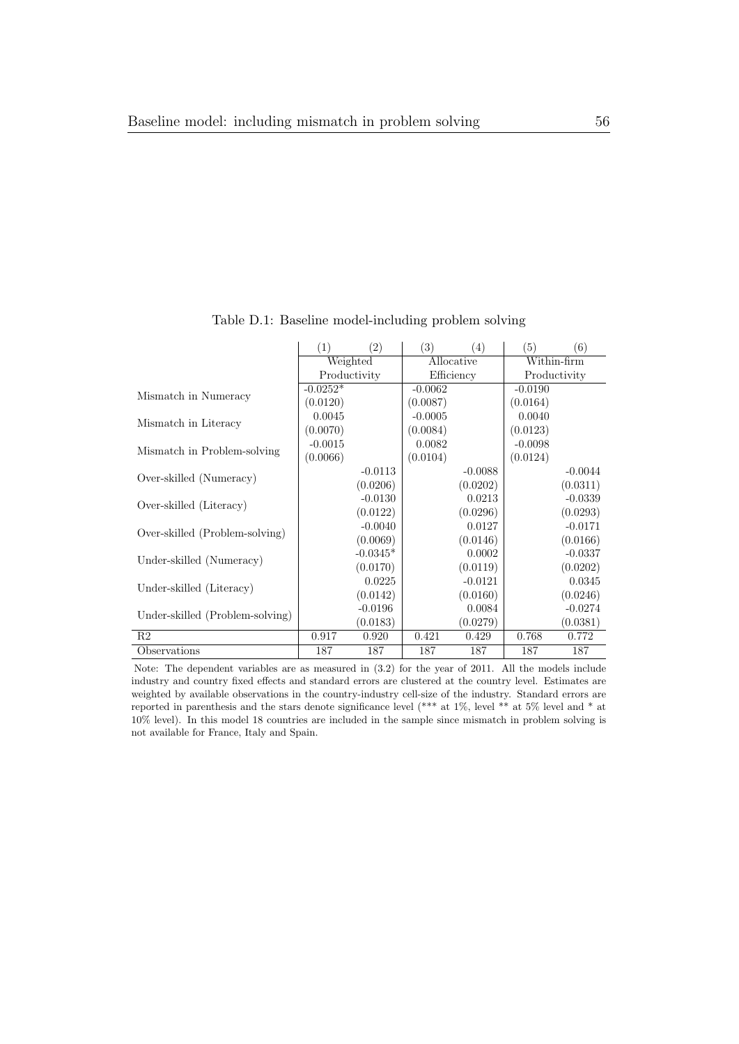Table D.1: Baseline model-including problem solving

| | (1) | (2) | (3) | (4) | (5) | (6) |
|---|---|---|---|---|---|---|
| | Weighted Productivity | | Allocative Efficiency | | Within-firm Productivity | |
| Mismatch in Numeracy | -0.0252* | | -0.0062 | | -0.0190 | |
| | (0.0120) | | (0.0087) | | (0.0164) | |
| Mismatch in Literacy | 0.0045 | | -0.0005 | | 0.0040 | |
| | (0.0070) | | (0.0084) | | (0.0123) | |
| Mismatch in Problem-solving | -0.0015 | | 0.0082 | | -0.0098 | |
| | (0.0066) | | (0.0104) | | (0.0124) | |
| Over-skilled (Numeracy) | | -0.0113 | | -0.0088 | | -0.0044 |
| | | (0.0206) | | (0.0202) | | (0.0311) |
| Over-skilled (Literacy) | | -0.0130 | | 0.0213 | | -0.0339 |
| | | (0.0122) | | (0.0296) | | (0.0293) |
| Over-skilled (Problem-solving) | | -0.0040 | | 0.0127 | | -0.0171 |
| | | (0.0069) | | (0.0146) | | (0.0166) |
| Under-skilled (Numeracy) | | -0.0345* | | 0.0002 | | -0.0337 |
| | | (0.0170) | | (0.0119) | | (0.0202) |
| Under-skilled (Literacy) | | 0.0225 | | -0.0121 | | 0.0345 |
| | | (0.0142) | | (0.0160) | | (0.0246) |
| Under-skilled (Problem-solving) | | -0.0196 | | 0.0084 | | -0.0274 |
| | | (0.0183) | | (0.0279) | | (0.0381) |
| R2 | 0.917 | 0.920 | 0.421 | 0.429 | 0.768 | 0.772 |
| Observations | 187 | 187 | 187 | 187 | 187 | 187 |

Note: The dependent variables are as measured in (3.2) for the year of 2011. All the models include industry and country fixed effects and standard errors are clustered at the country level. Estimates are weighted by available observations in the country-industry cell-size of the industry. Standard errors are reported in parenthesis and the stars denote significance level (*** at 1%, level ** at 5% level and * at 10% level). In this model 18 countries are included in the sample since mismatch in problem solving is not available for France, Italy and Spain.